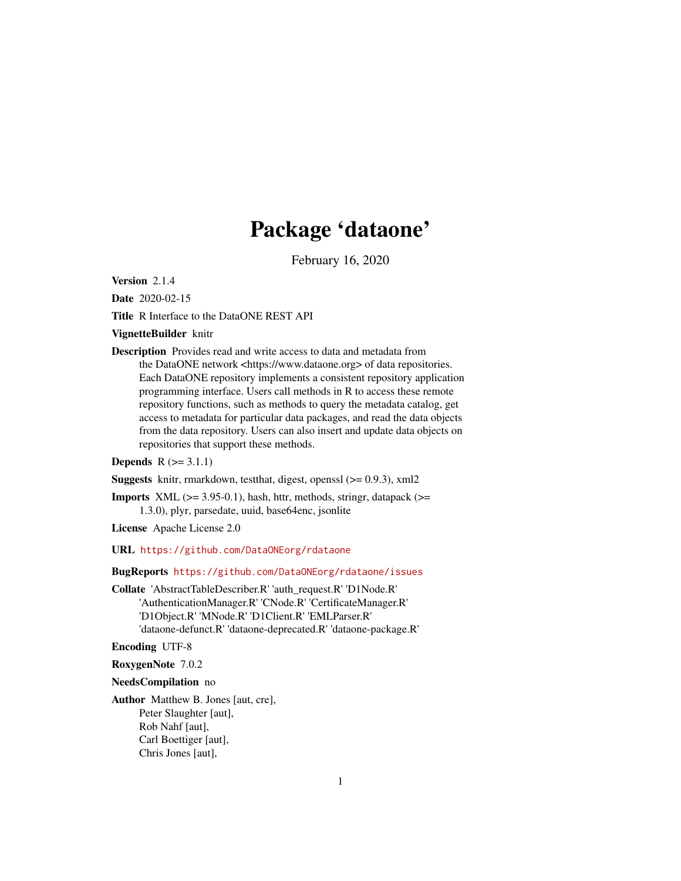# Package 'dataone'

February 16, 2020

**Version** 2.1.4

**Date** 2020-02-15

**Title** R Interface to the DataONE REST API

**VignetteBuilder** knitr

**Description** Provides read and write access to data and metadata from the DataONE network <https://www.dataone.org> of data repositories. Each DataONE repository implements a consistent repository application programming interface. Users call methods in R to access these remote repository functions, such as methods to query the metadata catalog, get access to metadata for particular data packages, and read the data objects from the data repository. Users can also insert and update data objects on repositories that support these methods.

**Depends** R (>= 3.1.1)

**Suggests** knitr, rmarkdown, testthat, digest, openssl (>= 0.9.3), xml2

**Imports** XML (>= 3.95-0.1), hash, httr, methods, stringr, datapack (>= 1.3.0), plyr, parsedate, uuid, base64enc, jsonlite

**License** Apache License 2.0

**URL** https://github.com/DataONEorg/rdataone

**BugReports** https://github.com/DataONEorg/rdataone/issues

**Collate** 'AbstractTableDescriber.R' 'auth_request.R' 'D1Node.R' 'AuthenticationManager.R' 'CNode.R' 'CertificateManager.R' 'D1Object.R' 'MNode.R' 'D1Client.R' 'EMLParser.R' 'dataone-defunct.R' 'dataone-deprecated.R' 'dataone-package.R'

**Encoding** UTF-8

**RoxygenNote** 7.0.2

**NeedsCompilation** no

**Author** Matthew B. Jones [aut, cre],
Peter Slaughter [aut],
Rob Nahf [aut],
Carl Boettiger [aut],
Chris Jones [aut],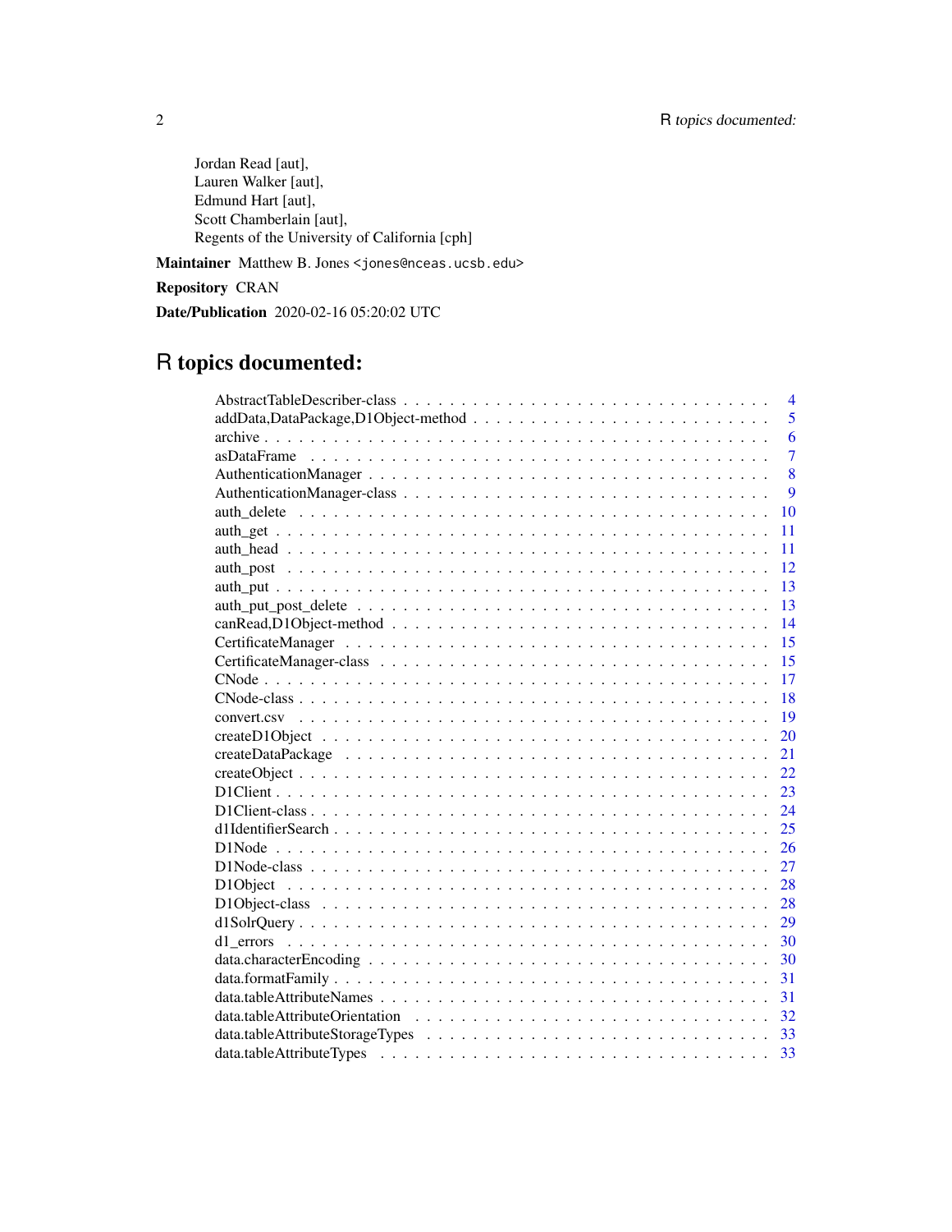Jordan Read [aut],
Lauren Walker [aut],
Edmund Hart [aut],
Scott Chamberlain [aut],
Regents of the University of California [cph]

**Maintainer** Matthew B. Jones <jones@nceas.ucsb.edu>

**Repository** CRAN

**Date/Publication** 2020-02-16 05:20:02 UTC

# R topics documented:

AbstractTableDescriber-class . . . . . . . . . . . . . . . . . . . . . . . . . . . . . . . 4
addData,DataPackage,D1Object-method . . . . . . . . . . . . . . . . . . . . . . . . 5
archive . . . . . . . . . . . . . . . . . . . . . . . . . . . . . . . . . . . . . . . . . 6
asDataFrame . . . . . . . . . . . . . . . . . . . . . . . . . . . . . . . . . . . . . . 7
AuthenticationManager . . . . . . . . . . . . . . . . . . . . . . . . . . . . . . . . . 8
AuthenticationManager-class . . . . . . . . . . . . . . . . . . . . . . . . . . . . . . 9
auth_delete . . . . . . . . . . . . . . . . . . . . . . . . . . . . . . . . . . . . . . 10
auth_get . . . . . . . . . . . . . . . . . . . . . . . . . . . . . . . . . . . . . . . 11
auth_head . . . . . . . . . . . . . . . . . . . . . . . . . . . . . . . . . . . . . . . 11
auth_post . . . . . . . . . . . . . . . . . . . . . . . . . . . . . . . . . . . . . . . 12
auth_put . . . . . . . . . . . . . . . . . . . . . . . . . . . . . . . . . . . . . . . . 13
auth_put_post_delete . . . . . . . . . . . . . . . . . . . . . . . . . . . . . . . . . 13
canRead,D1Object-method . . . . . . . . . . . . . . . . . . . . . . . . . . . . . . . 14
CertificateManager . . . . . . . . . . . . . . . . . . . . . . . . . . . . . . . . . . 15
CertificateManager-class . . . . . . . . . . . . . . . . . . . . . . . . . . . . . . . . 15
CNode . . . . . . . . . . . . . . . . . . . . . . . . . . . . . . . . . . . . . . . . . 17
CNode-class . . . . . . . . . . . . . . . . . . . . . . . . . . . . . . . . . . . . . . 18
convert.csv . . . . . . . . . . . . . . . . . . . . . . . . . . . . . . . . . . . . . . 19
createD1Object . . . . . . . . . . . . . . . . . . . . . . . . . . . . . . . . . . . . 20
createDataPackage . . . . . . . . . . . . . . . . . . . . . . . . . . . . . . . . . . . 21
createObject . . . . . . . . . . . . . . . . . . . . . . . . . . . . . . . . . . . . . . 22
D1Client . . . . . . . . . . . . . . . . . . . . . . . . . . . . . . . . . . . . . . . . 23
D1Client-class . . . . . . . . . . . . . . . . . . . . . . . . . . . . . . . . . . . . . 24
d1IdentifierSearch . . . . . . . . . . . . . . . . . . . . . . . . . . . . . . . . . . . 25
D1Node . . . . . . . . . . . . . . . . . . . . . . . . . . . . . . . . . . . . . . . . . 26
D1Node-class . . . . . . . . . . . . . . . . . . . . . . . . . . . . . . . . . . . . . . 27
D1Object . . . . . . . . . . . . . . . . . . . . . . . . . . . . . . . . . . . . . . . . 28
D1Object-class . . . . . . . . . . . . . . . . . . . . . . . . . . . . . . . . . . . . . 28
d1SolrQuery . . . . . . . . . . . . . . . . . . . . . . . . . . . . . . . . . . . . . . 29
d1_errors . . . . . . . . . . . . . . . . . . . . . . . . . . . . . . . . . . . . . . . . 30
data.characterEncoding . . . . . . . . . . . . . . . . . . . . . . . . . . . . . . . . . 30
data.formatFamily . . . . . . . . . . . . . . . . . . . . . . . . . . . . . . . . . . . . 31
data.tableAttributeNames . . . . . . . . . . . . . . . . . . . . . . . . . . . . . . . . 31
data.tableAttributeOrientation . . . . . . . . . . . . . . . . . . . . . . . . . . . . . 32
data.tableAttributeStorageTypes . . . . . . . . . . . . . . . . . . . . . . . . . . . . 33
data.tableAttributeTypes . . . . . . . . . . . . . . . . . . . . . . . . . . . . . . . . 33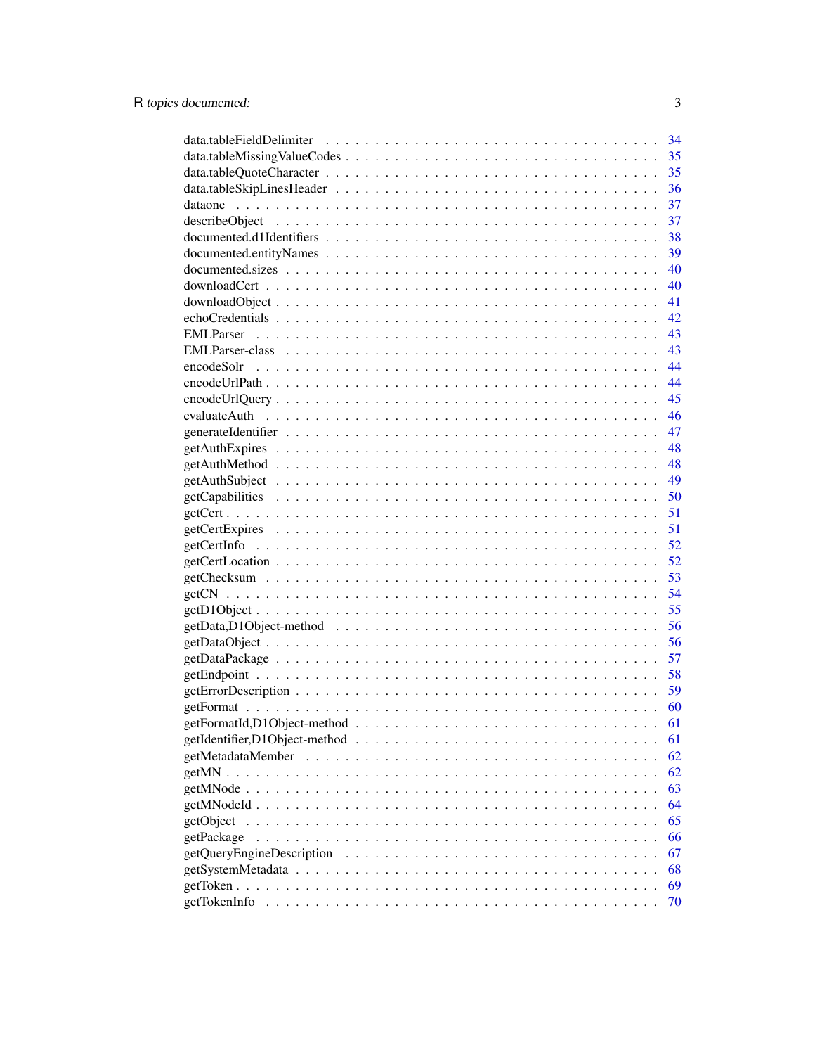data.tableFieldDelimiter . . . . . . . . . . . . . . . . . . . . . . . . . . . . . . . . . 34
data.tableMissingValueCodes . . . . . . . . . . . . . . . . . . . . . . . . . . . . . . . 35
data.tableQuoteCharacter . . . . . . . . . . . . . . . . . . . . . . . . . . . . . . . . . 35
data.tableSkipLinesHeader . . . . . . . . . . . . . . . . . . . . . . . . . . . . . . . . 36
dataone . . . . . . . . . . . . . . . . . . . . . . . . . . . . . . . . . . . . . . . . . 37
describeObject . . . . . . . . . . . . . . . . . . . . . . . . . . . . . . . . . . . . . . 37
documented.d1Identifiers . . . . . . . . . . . . . . . . . . . . . . . . . . . . . . . . . 38
documented.entityNames . . . . . . . . . . . . . . . . . . . . . . . . . . . . . . . . . . 39
documented.sizes . . . . . . . . . . . . . . . . . . . . . . . . . . . . . . . . . . . . . 40
downloadCert . . . . . . . . . . . . . . . . . . . . . . . . . . . . . . . . . . . . . . . 40
downloadObject . . . . . . . . . . . . . . . . . . . . . . . . . . . . . . . . . . . . . . 41
echoCredentials . . . . . . . . . . . . . . . . . . . . . . . . . . . . . . . . . . . . . . 42
EMLParser . . . . . . . . . . . . . . . . . . . . . . . . . . . . . . . . . . . . . . . . 43
EMLParser-class . . . . . . . . . . . . . . . . . . . . . . . . . . . . . . . . . . . . . 43
encodeSolr . . . . . . . . . . . . . . . . . . . . . . . . . . . . . . . . . . . . . . . 44
encodeUrlPath . . . . . . . . . . . . . . . . . . . . . . . . . . . . . . . . . . . . . . 44
encodeUrlQuery . . . . . . . . . . . . . . . . . . . . . . . . . . . . . . . . . . . . . 45
evaluateAuth . . . . . . . . . . . . . . . . . . . . . . . . . . . . . . . . . . . . . . 46
generateIdentifier . . . . . . . . . . . . . . . . . . . . . . . . . . . . . . . . . . . . 47
getAuthExpires . . . . . . . . . . . . . . . . . . . . . . . . . . . . . . . . . . . . . . 48
getAuthMethod . . . . . . . . . . . . . . . . . . . . . . . . . . . . . . . . . . . . . . 48
getAuthSubject . . . . . . . . . . . . . . . . . . . . . . . . . . . . . . . . . . . . . . 49
getCapabilities . . . . . . . . . . . . . . . . . . . . . . . . . . . . . . . . . . . . . . 50
getCert . . . . . . . . . . . . . . . . . . . . . . . . . . . . . . . . . . . . . . . . . 51
getCertExpires . . . . . . . . . . . . . . . . . . . . . . . . . . . . . . . . . . . . . . 51
getCertInfo . . . . . . . . . . . . . . . . . . . . . . . . . . . . . . . . . . . . . . . 52
getCertLocation . . . . . . . . . . . . . . . . . . . . . . . . . . . . . . . . . . . . . 52
getChecksum . . . . . . . . . . . . . . . . . . . . . . . . . . . . . . . . . . . . . . . 53
getCN . . . . . . . . . . . . . . . . . . . . . . . . . . . . . . . . . . . . . . . . . . 54
getD1Object . . . . . . . . . . . . . . . . . . . . . . . . . . . . . . . . . . . . . . . 55
getData,D1Object-method . . . . . . . . . . . . . . . . . . . . . . . . . . . . . . . . . 56
getDataObject . . . . . . . . . . . . . . . . . . . . . . . . . . . . . . . . . . . . . . 56
getDataPackage . . . . . . . . . . . . . . . . . . . . . . . . . . . . . . . . . . . . . . 57
getEndpoint . . . . . . . . . . . . . . . . . . . . . . . . . . . . . . . . . . . . . . . 58
getErrorDescription . . . . . . . . . . . . . . . . . . . . . . . . . . . . . . . . . . . 59
getFormat . . . . . . . . . . . . . . . . . . . . . . . . . . . . . . . . . . . . . . . . 60
getFormatId,D1Object-method . . . . . . . . . . . . . . . . . . . . . . . . . . . . . . . 61
getIdentifier,D1Object-method . . . . . . . . . . . . . . . . . . . . . . . . . . . . . . 61
getMetadataMember . . . . . . . . . . . . . . . . . . . . . . . . . . . . . . . . . . . . 62
getMN . . . . . . . . . . . . . . . . . . . . . . . . . . . . . . . . . . . . . . . . . . 62
getMNode . . . . . . . . . . . . . . . . . . . . . . . . . . . . . . . . . . . . . . . . . 63
getMNodeId . . . . . . . . . . . . . . . . . . . . . . . . . . . . . . . . . . . . . . . 64
getObject . . . . . . . . . . . . . . . . . . . . . . . . . . . . . . . . . . . . . . . . 65
getPackage . . . . . . . . . . . . . . . . . . . . . . . . . . . . . . . . . . . . . . . . 66
getQueryEngineDescription . . . . . . . . . . . . . . . . . . . . . . . . . . . . . . . . 67
getSystemMetadata . . . . . . . . . . . . . . . . . . . . . . . . . . . . . . . . . . . . 68
getToken . . . . . . . . . . . . . . . . . . . . . . . . . . . . . . . . . . . . . . . . . 69
getTokenInfo . . . . . . . . . . . . . . . . . . . . . . . . . . . . . . . . . . . . . . . 70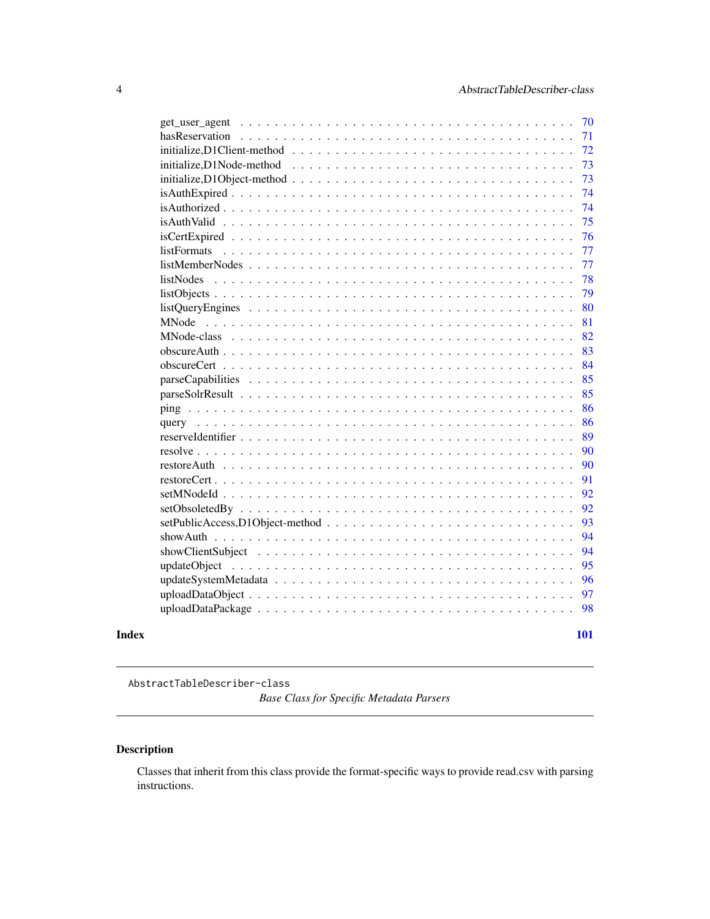get_user_agent . . . . . . . . . . . . . . . . . . . . . . . . . . . . . . . . . . . . 70
hasReservation . . . . . . . . . . . . . . . . . . . . . . . . . . . . . . . . . . . . 71
initialize,D1Client-method . . . . . . . . . . . . . . . . . . . . . . . . . . . . . . 72
initialize,D1Node-method . . . . . . . . . . . . . . . . . . . . . . . . . . . . . . 73
initialize,D1Object-method . . . . . . . . . . . . . . . . . . . . . . . . . . . . . . 73
isAuthExpired . . . . . . . . . . . . . . . . . . . . . . . . . . . . . . . . . . . . 74
isAuthorized . . . . . . . . . . . . . . . . . . . . . . . . . . . . . . . . . . . . 74
isAuthValid . . . . . . . . . . . . . . . . . . . . . . . . . . . . . . . . . . . . 75
isCertExpired . . . . . . . . . . . . . . . . . . . . . . . . . . . . . . . . . . . . 76
listFormats . . . . . . . . . . . . . . . . . . . . . . . . . . . . . . . . . . . . 77
listMemberNodes . . . . . . . . . . . . . . . . . . . . . . . . . . . . . . . . . . 77
listNodes . . . . . . . . . . . . . . . . . . . . . . . . . . . . . . . . . . . . 78
listObjects . . . . . . . . . . . . . . . . . . . . . . . . . . . . . . . . . . . . 79
listQueryEngines . . . . . . . . . . . . . . . . . . . . . . . . . . . . . . . . . . 80
MNode . . . . . . . . . . . . . . . . . . . . . . . . . . . . . . . . . . . . 81
MNode-class . . . . . . . . . . . . . . . . . . . . . . . . . . . . . . . . . . . . 82
obscureAuth . . . . . . . . . . . . . . . . . . . . . . . . . . . . . . . . . . . . 83
obscureCert . . . . . . . . . . . . . . . . . . . . . . . . . . . . . . . . . . . . 84
parseCapabilities . . . . . . . . . . . . . . . . . . . . . . . . . . . . . . . . . . 85
parseSolrResult . . . . . . . . . . . . . . . . . . . . . . . . . . . . . . . . . . 85
ping . . . . . . . . . . . . . . . . . . . . . . . . . . . . . . . . . . . . 86
query . . . . . . . . . . . . . . . . . . . . . . . . . . . . . . . . . . . . 86
reserveIdentifier . . . . . . . . . . . . . . . . . . . . . . . . . . . . . . . . . . 89
resolve . . . . . . . . . . . . . . . . . . . . . . . . . . . . . . . . . . . . 90
restoreAuth . . . . . . . . . . . . . . . . . . . . . . . . . . . . . . . . . . . . 90
restoreCert . . . . . . . . . . . . . . . . . . . . . . . . . . . . . . . . . . . . 91
setMNodeId . . . . . . . . . . . . . . . . . . . . . . . . . . . . . . . . . . . . 92
setObsoletedBy . . . . . . . . . . . . . . . . . . . . . . . . . . . . . . . . . . 92
setPublicAccess,D1Object-method . . . . . . . . . . . . . . . . . . . . . . . . . . 93
showAuth . . . . . . . . . . . . . . . . . . . . . . . . . . . . . . . . . . . . 94
showClientSubject . . . . . . . . . . . . . . . . . . . . . . . . . . . . . . . . . 94
updateObject . . . . . . . . . . . . . . . . . . . . . . . . . . . . . . . . . . . . 95
updateSystemMetadata . . . . . . . . . . . . . . . . . . . . . . . . . . . . . . . 96
uploadDataObject . . . . . . . . . . . . . . . . . . . . . . . . . . . . . . . . . . 97
uploadDataPackage . . . . . . . . . . . . . . . . . . . . . . . . . . . . . . . . . 98

**Index** **101**

---

AbstractTableDescriber-class *Base Class for Specific Metadata Parsers*

---

## Description

Classes that inherit from this class provide the format-specific ways to provide read.csv with parsing instructions.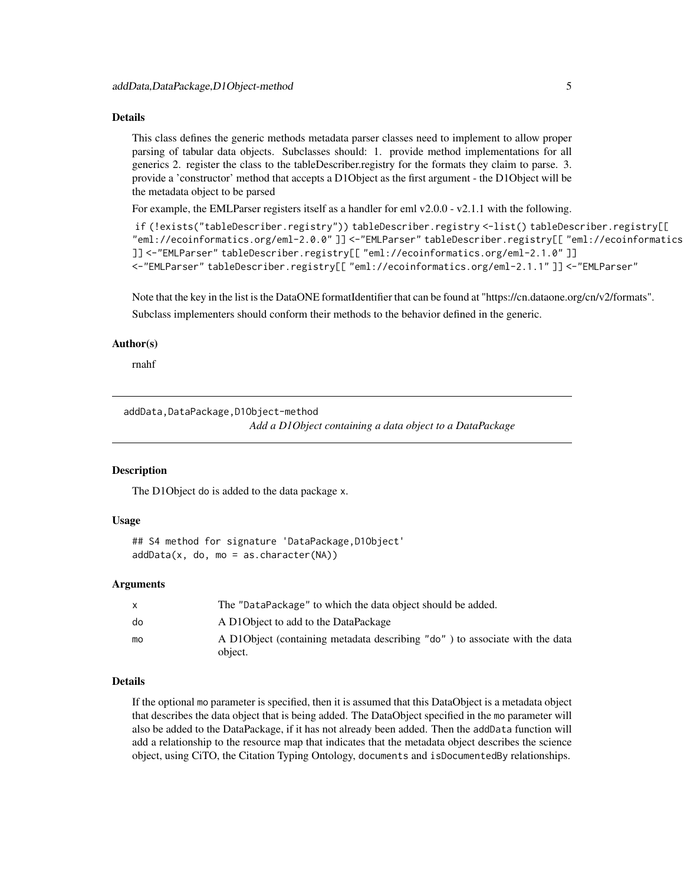### Details

This class defines the generic methods metadata parser classes need to implement to allow proper parsing of tabular data objects. Subclasses should: 1. provide method implementations for all generics 2. register the class to the tableDescriber.registry for the formats they claim to parse. 3. provide a 'constructor' method that accepts a D1Object as the first argument - the D1Object will be the metadata object to be parsed

For example, the EMLParser registers itself as a handler for eml v2.0.0 - v2.1.1 with the following.

```
if (!exists("tableDescriber.registry")) tableDescriber.registry <-list() tableDescriber.registry[[
"eml://ecoinformatics.org/eml-2.0.0" ]] <-"EMLParser" tableDescriber.registry[[ "eml://ecoinformatics
]] <-"EMLParser" tableDescriber.registry[[ "eml://ecoinformatics.org/eml-2.1.0" ]]
<-"EMLParser" tableDescriber.registry[[ "eml://ecoinformatics.org/eml-2.1.1" ]] <-"EMLParser"
```

Note that the key in the list is the DataONE formatIdentifier that can be found at "https://cn.dataone.org/cn/v2/formats".

Subclass implementers should conform their methods to the behavior defined in the generic.

### Author(s)

rnahf

---

## addData,DataPackage,D1Object-method

*Add a D1Object containing a data object to a DataPackage*

### Description

The D1Object `do` is added to the data package `x`.

### Usage

```
## S4 method for signature 'DataPackage,D1Object'
addData(x, do, mo = as.character(NA))
```

### Arguments

| | |
|---|---|
| x | The "DataPackage" to which the data object should be added. |
| do | A D1Object to add to the DataPackage |
| mo | A D1Object (containing metadata describing "do" ) to associate with the data object. |

### Details

If the optional `mo` parameter is specified, then it is assumed that this DataObject is a metadata object that describes the data object that is being added. The DataObject specified in the `mo` parameter will also be added to the DataPackage, if it has not already been added. Then the `addData` function will add a relationship to the resource map that indicates that the metadata object describes the science object, using CiTO, the Citation Typing Ontology, `documents` and `isDocumentedBy` relationships.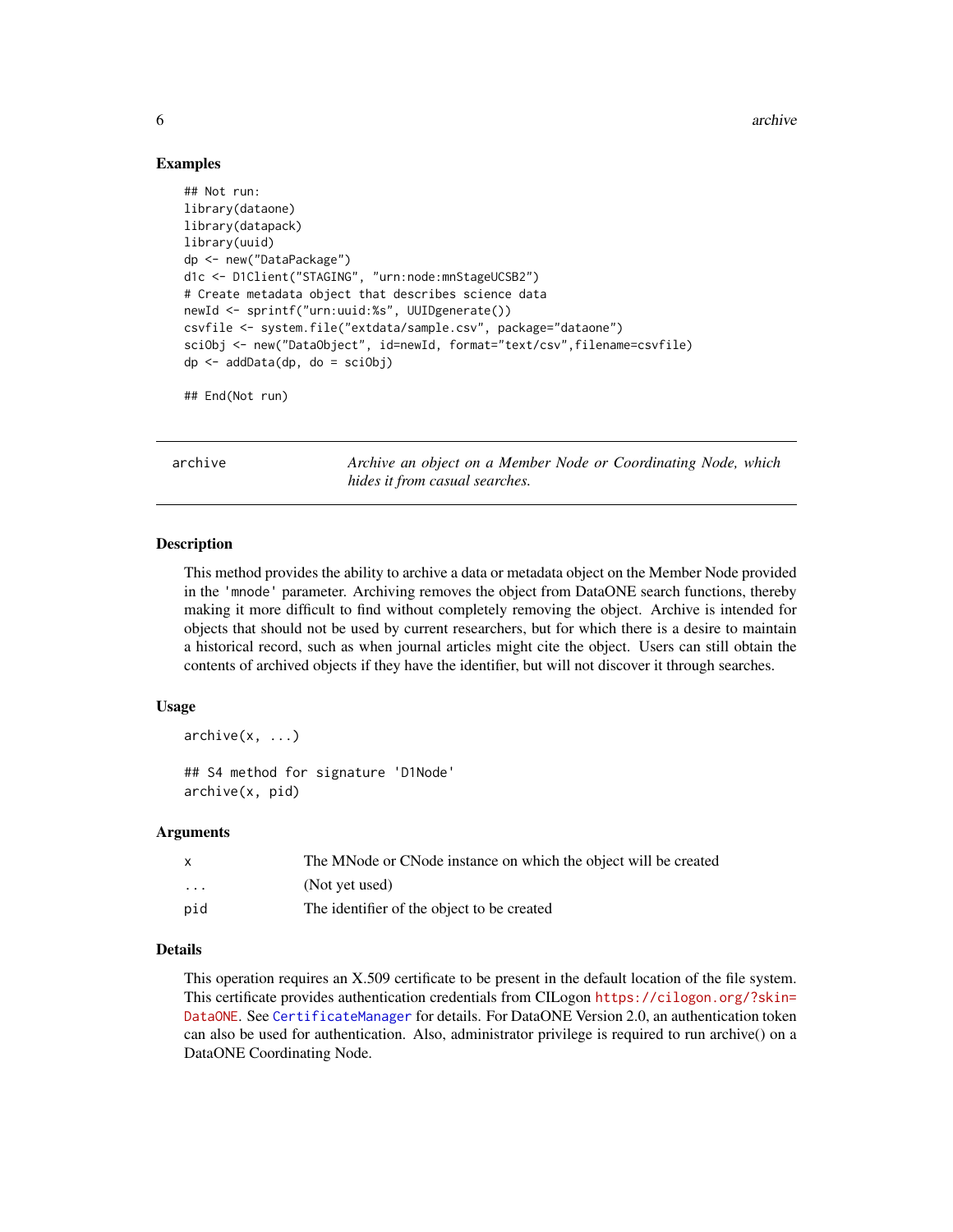### Examples

```
## Not run:
library(dataone)
library(datapack)
library(uuid)
dp <- new("DataPackage")
d1c <- D1Client("STAGING", "urn:node:mnStageUCSB2")
# Create metadata object that describes science data
newId <- sprintf("urn:uuid:%s", UUIDgenerate())
csvfile <- system.file("extdata/sample.csv", package="dataone")
sciObj <- new("DataObject", id=newId, format="text/csv",filename=csvfile)
dp <- addData(dp, do = sciObj)

## End(Not run)
```

---

## archive — *Archive an object on a Member Node or Coordinating Node, which hides it from casual searches.*

---

### Description

This method provides the ability to archive a data or metadata object on the Member Node provided in the 'mnode' parameter. Archiving removes the object from DataONE search functions, thereby making it more difficult to find without completely removing the object. Archive is intended for objects that should not be used by current researchers, but for which there is a desire to maintain a historical record, such as when journal articles might cite the object. Users can still obtain the contents of archived objects if they have the identifier, but will not discover it through searches.

### Usage

```
archive(x, ...)

## S4 method for signature 'D1Node'
archive(x, pid)
```

### Arguments

| | |
|---|---|
| x | The MNode or CNode instance on which the object will be created |
| ... | (Not yet used) |
| pid | The identifier of the object to be created |

### Details

This operation requires an X.509 certificate to be present in the default location of the file system. This certificate provides authentication credentials from CILogon https://cilogon.org/?skin=DataONE. See CertificateManager for details. For DataONE Version 2.0, an authentication token can also be used for authentication. Also, administrator privilege is required to run archive() on a DataONE Coordinating Node.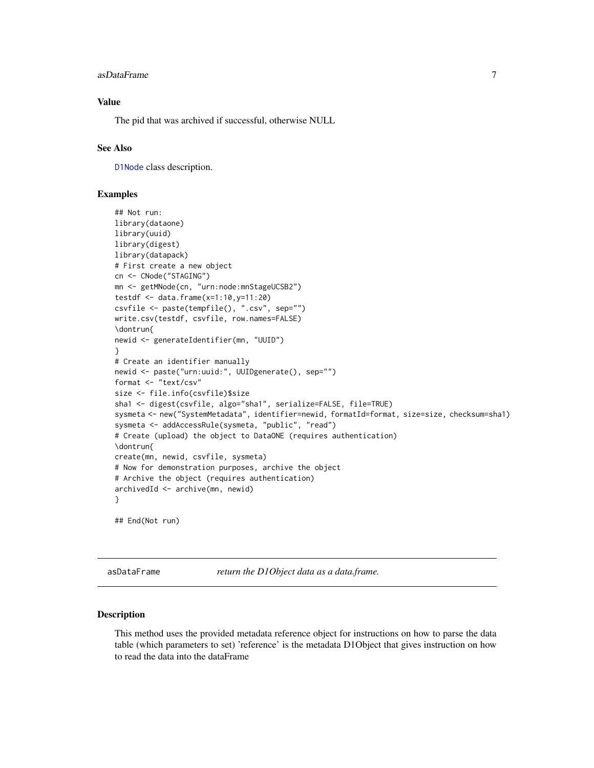### Value

The pid that was archived if successful, otherwise NULL

### See Also

D1Node class description.

### Examples

```
## Not run:
library(dataone)
library(uuid)
library(digest)
library(datapack)
# First create a new object
cn <- CNode("STAGING")
mn <- getMNode(cn, "urn:node:mnStageUCSB2")
testdf <- data.frame(x=1:10,y=11:20)
csvfile <- paste(tempfile(), ".csv", sep="")
write.csv(testdf, csvfile, row.names=FALSE)
\dontrun{
newid <- generateIdentifier(mn, "UUID")
}
# Create an identifier manually
newid <- paste("urn:uuid:", UUIDgenerate(), sep="")
format <- "text/csv"
size <- file.info(csvfile)$size
sha1 <- digest(csvfile, algo="sha1", serialize=FALSE, file=TRUE)
sysmeta <- new("SystemMetadata", identifier=newid, formatId=format, size=size, checksum=sha1)
sysmeta <- addAccessRule(sysmeta, "public", "read")
# Create (upload) the object to DataONE (requires authentication)
\dontrun{
create(mn, newid, csvfile, sysmeta)
# Now for demonstration purposes, archive the object
# Archive the object (requires authentication)
archivedId <- archive(mn, newid)
}

## End(Not run)
```

---

## asDataFrame *return the D1Object data as a data.frame.*

---

### Description

This method uses the provided metadata reference object for instructions on how to parse the data table (which parameters to set) 'reference' is the metadata D1Object that gives instruction on how to read the data into the dataFrame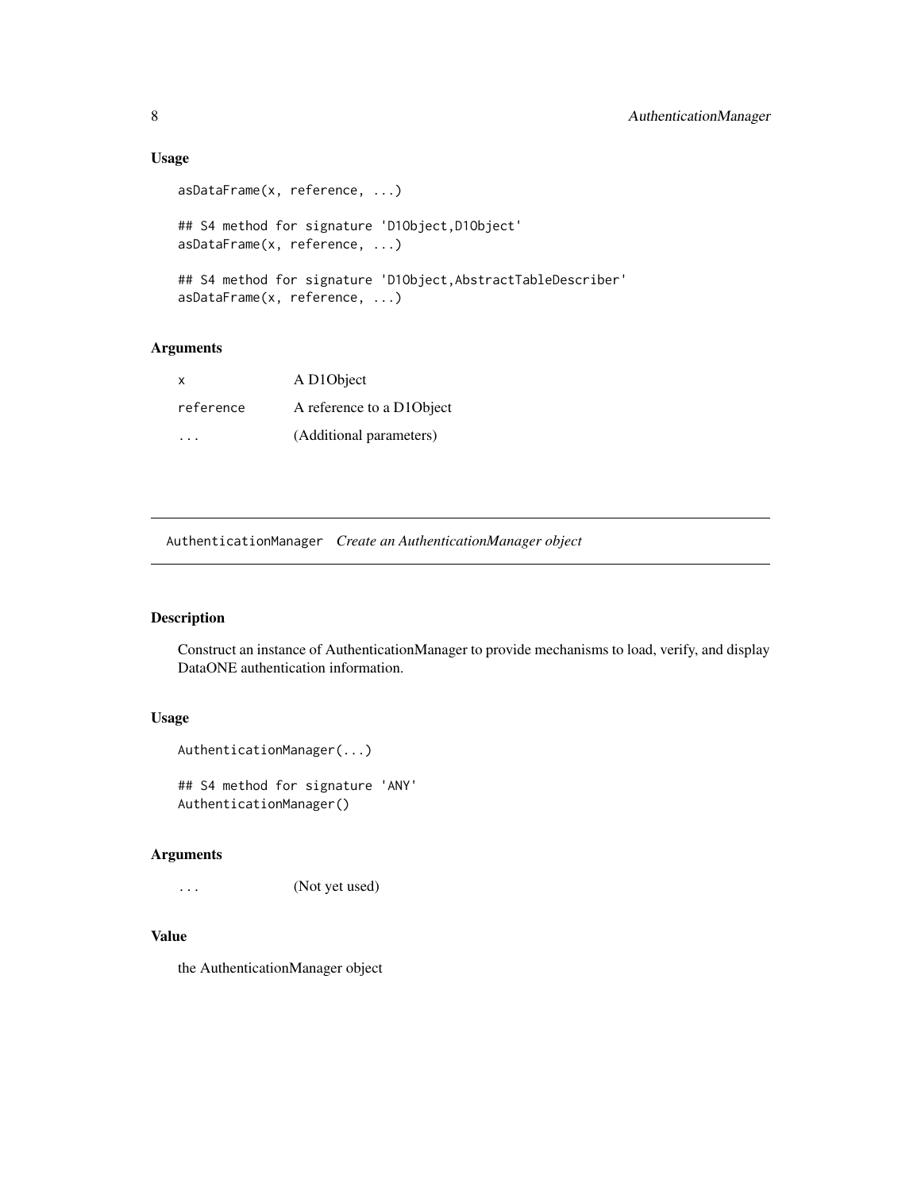### Usage

```
asDataFrame(x, reference, ...)

## S4 method for signature 'D1Object,D1Object'
asDataFrame(x, reference, ...)

## S4 method for signature 'D1Object,AbstractTableDescriber'
asDataFrame(x, reference, ...)
```

### Arguments

| | |
|---|---|
| `x` | A D1Object |
| `reference` | A reference to a D1Object |
| `...` | (Additional parameters) |

---

## AuthenticationManager *Create an AuthenticationManager object*

---

### Description

Construct an instance of AuthenticationManager to provide mechanisms to load, verify, and display DataONE authentication information.

### Usage

```
AuthenticationManager(...)

## S4 method for signature 'ANY'
AuthenticationManager()
```

### Arguments

| | |
|---|---|
| `...` | (Not yet used) |

### Value

the AuthenticationManager object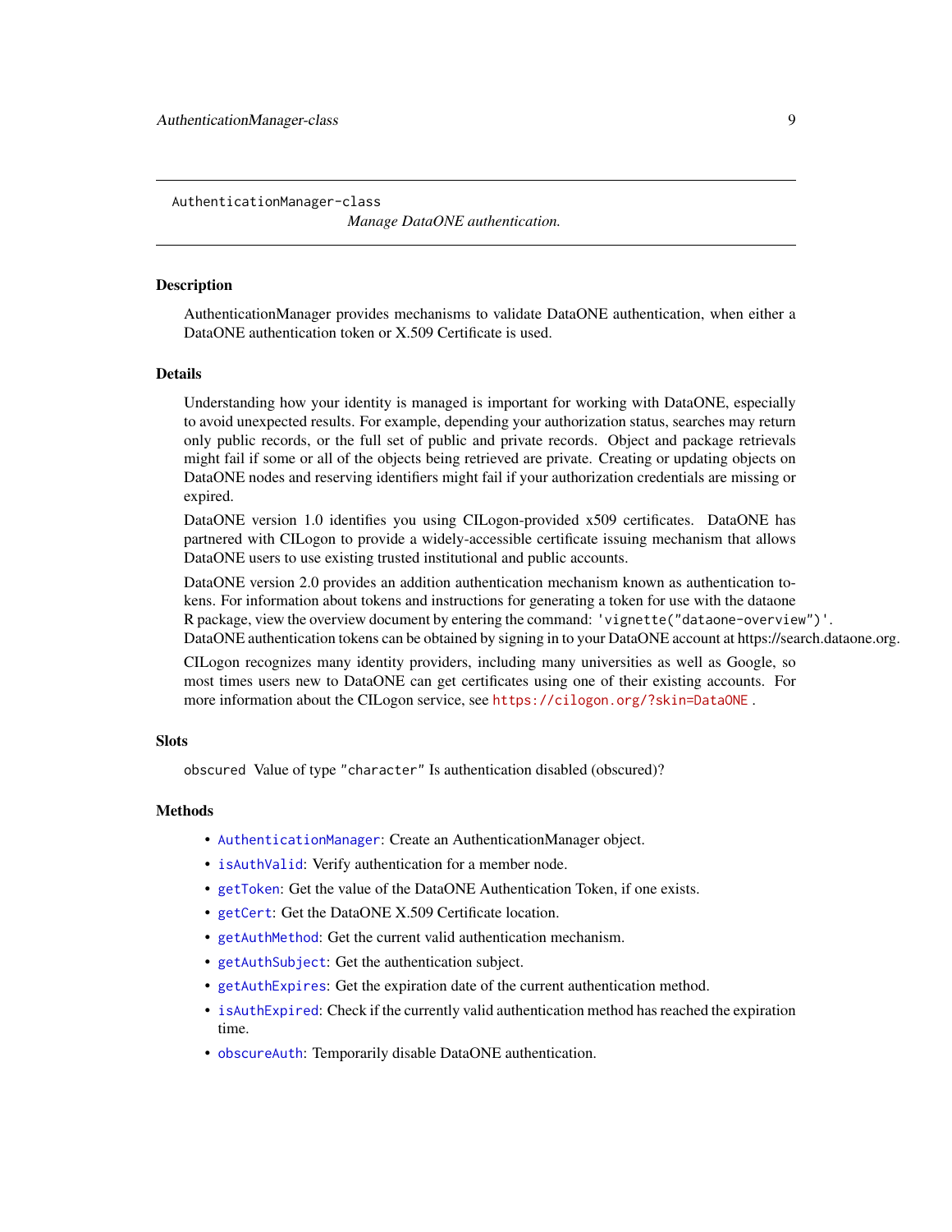# AuthenticationManager-class

*Manage DataONE authentication.*

## Description

AuthenticationManager provides mechanisms to validate DataONE authentication, when either a DataONE authentication token or X.509 Certificate is used.

## Details

Understanding how your identity is managed is important for working with DataONE, especially to avoid unexpected results. For example, depending your authorization status, searches may return only public records, or the full set of public and private records. Object and package retrievals might fail if some or all of the objects being retrieved are private. Creating or updating objects on DataONE nodes and reserving identifiers might fail if your authorization credentials are missing or expired.

DataONE version 1.0 identifies you using CILogon-provided x509 certificates. DataONE has partnered with CILogon to provide a widely-accessible certificate issuing mechanism that allows DataONE users to use existing trusted institutional and public accounts.

DataONE version 2.0 provides an addition authentication mechanism known as authentication tokens. For information about tokens and instructions for generating a token for use with the dataone R package, view the overview document by entering the command: `'vignette("dataone-overview")'`. DataONE authentication tokens can be obtained by signing in to your DataONE account at https://search.dataone.org.

CILogon recognizes many identity providers, including many universities as well as Google, so most times users new to DataONE can get certificates using one of their existing accounts. For more information about the CILogon service, see https://cilogon.org/?skin=DataONE .

## Slots

`obscured` Value of type `"character"` Is authentication disabled (obscured)?

## Methods

- `AuthenticationManager`: Create an AuthenticationManager object.
- `isAuthValid`: Verify authentication for a member node.
- `getToken`: Get the value of the DataONE Authentication Token, if one exists.
- `getCert`: Get the DataONE X.509 Certificate location.
- `getAuthMethod`: Get the current valid authentication mechanism.
- `getAuthSubject`: Get the authentication subject.
- `getAuthExpires`: Get the expiration date of the current authentication method.
- `isAuthExpired`: Check if the currently valid authentication method has reached the expiration time.
- `obscureAuth`: Temporarily disable DataONE authentication.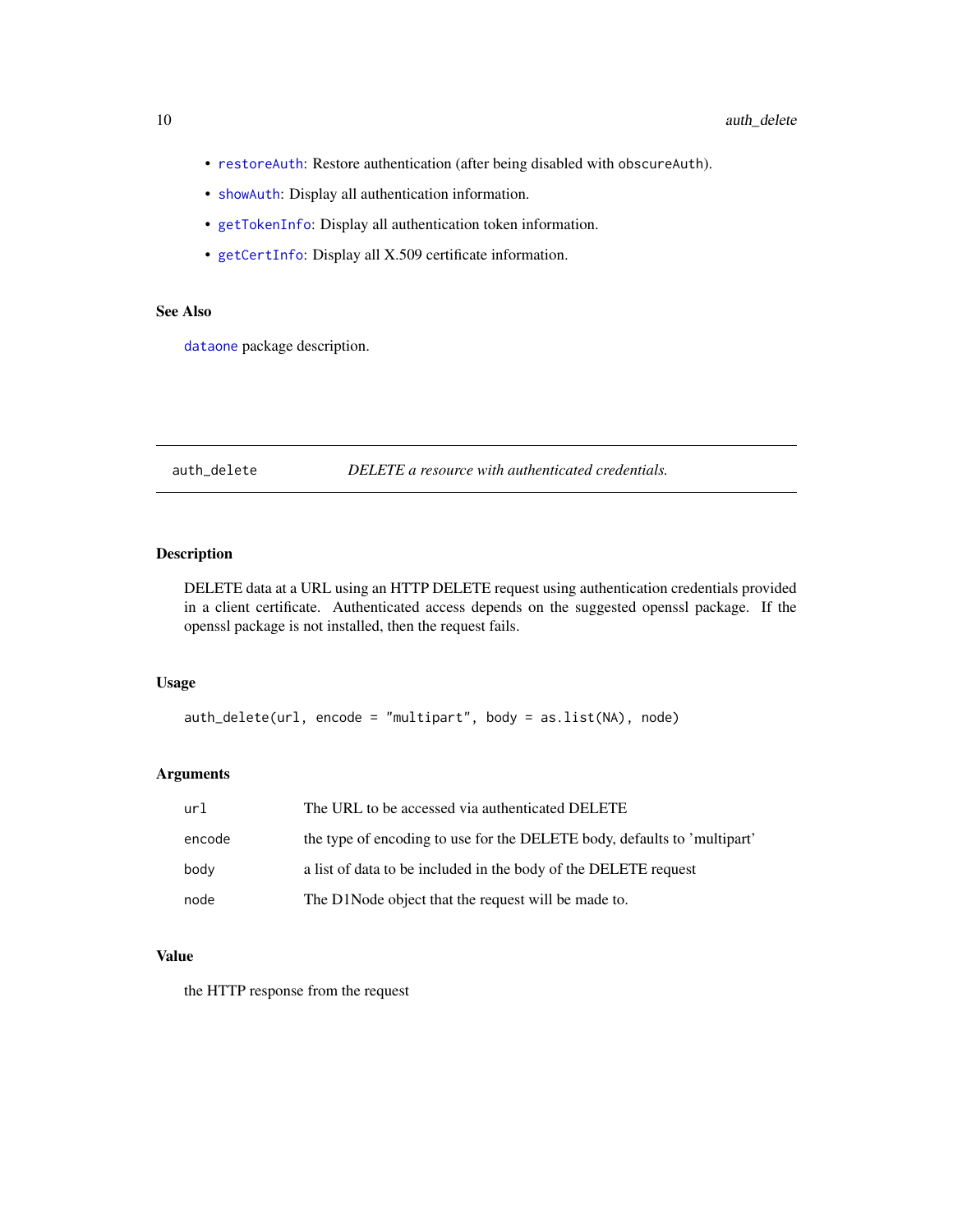- `restoreAuth`: Restore authentication (after being disabled with `obscureAuth`).
- `showAuth`: Display all authentication information.
- `getTokenInfo`: Display all authentication token information.
- `getCertInfo`: Display all X.509 certificate information.

### See Also

`dataone` package description.

---

## auth_delete — *DELETE a resource with authenticated credentials.*

### Description

DELETE data at a URL using an HTTP DELETE request using authentication credentials provided in a client certificate. Authenticated access depends on the suggested openssl package. If the openssl package is not installed, then the request fails.

### Usage

```
auth_delete(url, encode = "multipart", body = as.list(NA), node)
```

### Arguments

| | |
|---|---|
| url | The URL to be accessed via authenticated DELETE |
| encode | the type of encoding to use for the DELETE body, defaults to 'multipart' |
| body | a list of data to be included in the body of the DELETE request |
| node | The D1Node object that the request will be made to. |

### Value

the HTTP response from the request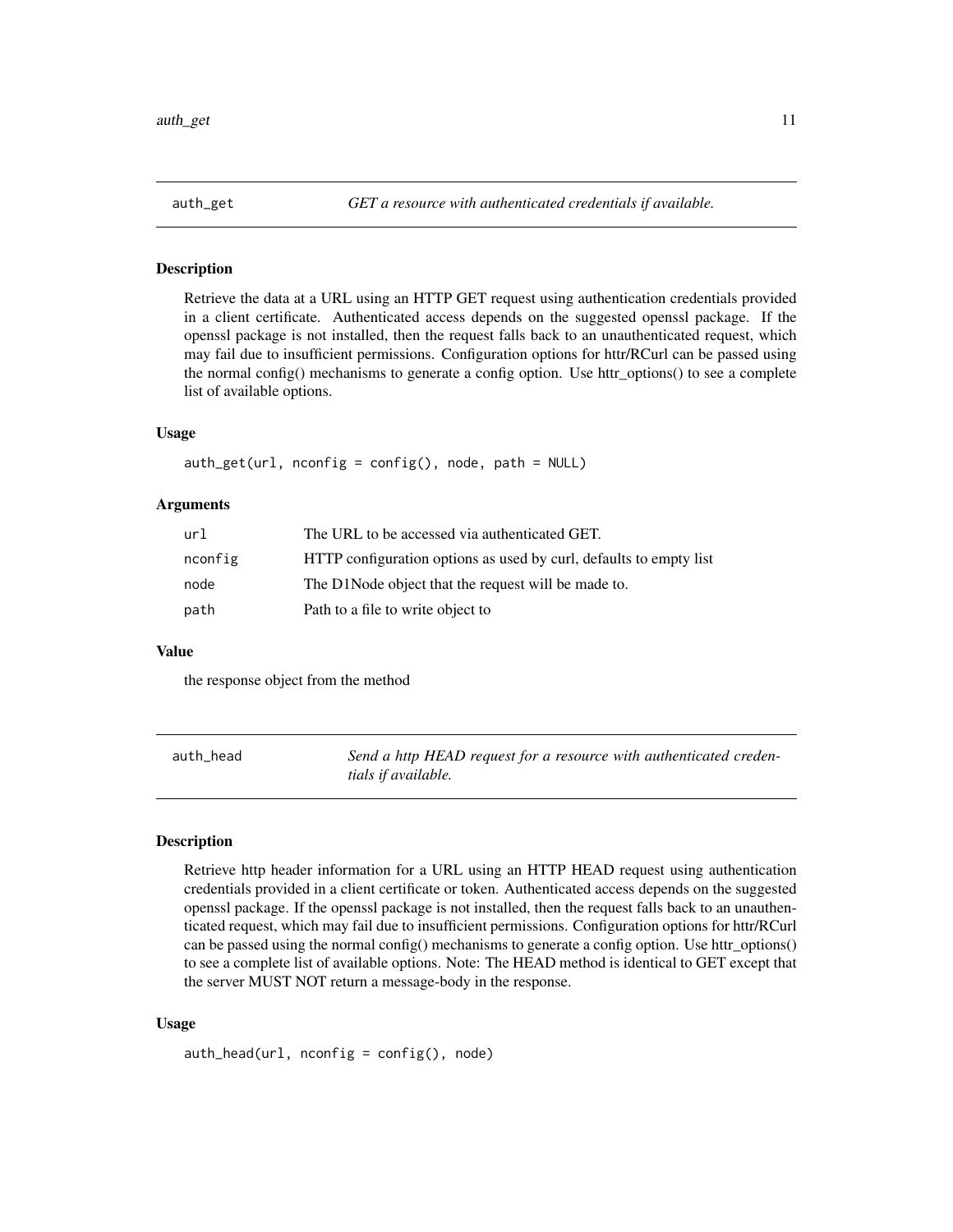## auth_get — *GET a resource with authenticated credentials if available.*

### Description

Retrieve the data at a URL using an HTTP GET request using authentication credentials provided in a client certificate. Authenticated access depends on the suggested openssl package. If the openssl package is not installed, then the request falls back to an unauthenticated request, which may fail due to insufficient permissions. Configuration options for httr/RCurl can be passed using the normal config() mechanisms to generate a config option. Use httr_options() to see a complete list of available options.

### Usage

```
auth_get(url, nconfig = config(), node, path = NULL)
```

### Arguments

| | |
|---|---|
| `url` | The URL to be accessed via authenticated GET. |
| `nconfig` | HTTP configuration options as used by curl, defaults to empty list |
| `node` | The D1Node object that the request will be made to. |
| `path` | Path to a file to write object to |

### Value

the response object from the method

## auth_head — *Send a http HEAD request for a resource with authenticated credentials if available.*

### Description

Retrieve http header information for a URL using an HTTP HEAD request using authentication credentials provided in a client certificate or token. Authenticated access depends on the suggested openssl package. If the openssl package is not installed, then the request falls back to an unauthenticated request, which may fail due to insufficient permissions. Configuration options for httr/RCurl can be passed using the normal config() mechanisms to generate a config option. Use httr_options() to see a complete list of available options. Note: The HEAD method is identical to GET except that the server MUST NOT return a message-body in the response.

### Usage

```
auth_head(url, nconfig = config(), node)
```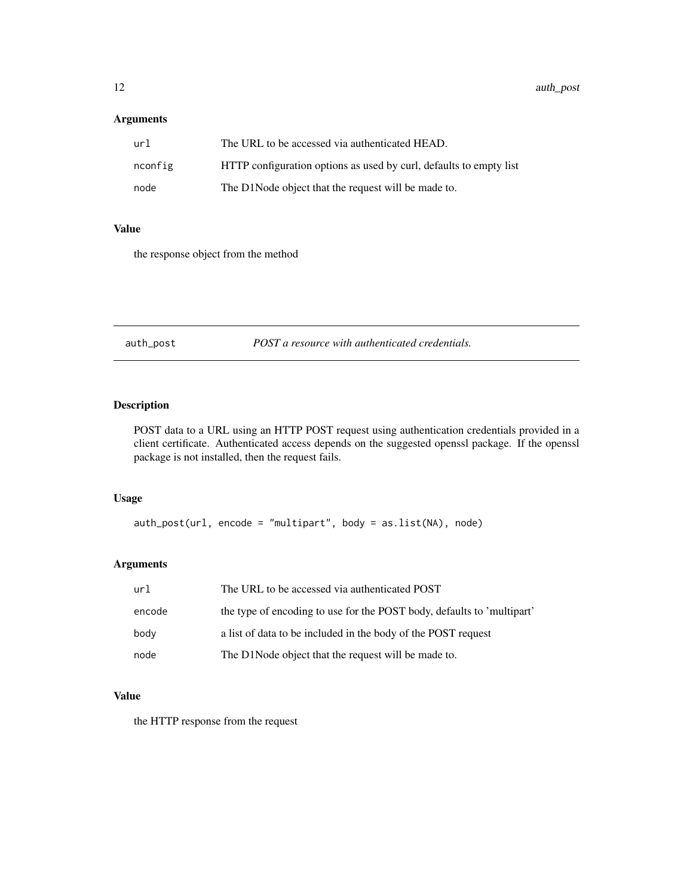### Arguments

| | |
|---|---|
| url | The URL to be accessed via authenticated HEAD. |
| nconfig | HTTP configuration options as used by curl, defaults to empty list |
| node | The D1Node object that the request will be made to. |

### Value

the response object from the method

---

## auth_post — *POST a resource with authenticated credentials.*

### Description

POST data to a URL using an HTTP POST request using authentication credentials provided in a client certificate. Authenticated access depends on the suggested openssl package. If the openssl package is not installed, then the request fails.

### Usage

```
auth_post(url, encode = "multipart", body = as.list(NA), node)
```

### Arguments

| | |
|---|---|
| url | The URL to be accessed via authenticated POST |
| encode | the type of encoding to use for the POST body, defaults to 'multipart' |
| body | a list of data to be included in the body of the POST request |
| node | The D1Node object that the request will be made to. |

### Value

the HTTP response from the request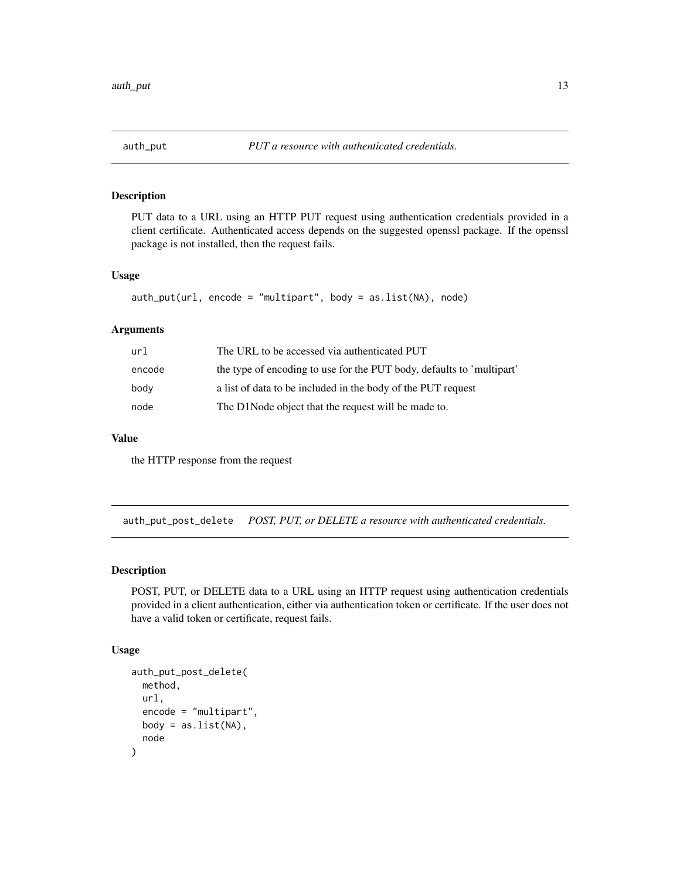## auth_put — *PUT a resource with authenticated credentials.*

### Description

PUT data to a URL using an HTTP PUT request using authentication credentials provided in a client certificate. Authenticated access depends on the suggested openssl package. If the openssl package is not installed, then the request fails.

### Usage

```
auth_put(url, encode = "multipart", body = as.list(NA), node)
```

### Arguments

| | |
|---|---|
| `url` | The URL to be accessed via authenticated PUT |
| `encode` | the type of encoding to use for the PUT body, defaults to 'multipart' |
| `body` | a list of data to be included in the body of the PUT request |
| `node` | The D1Node object that the request will be made to. |

### Value

the HTTP response from the request

## auth_put_post_delete — *POST, PUT, or DELETE a resource with authenticated credentials.*

### Description

POST, PUT, or DELETE data to a URL using an HTTP request using authentication credentials provided in a client authentication, either via authentication token or certificate. If the user does not have a valid token or certificate, request fails.

### Usage

```
auth_put_post_delete(
  method,
  url,
  encode = "multipart",
  body = as.list(NA),
  node
)
```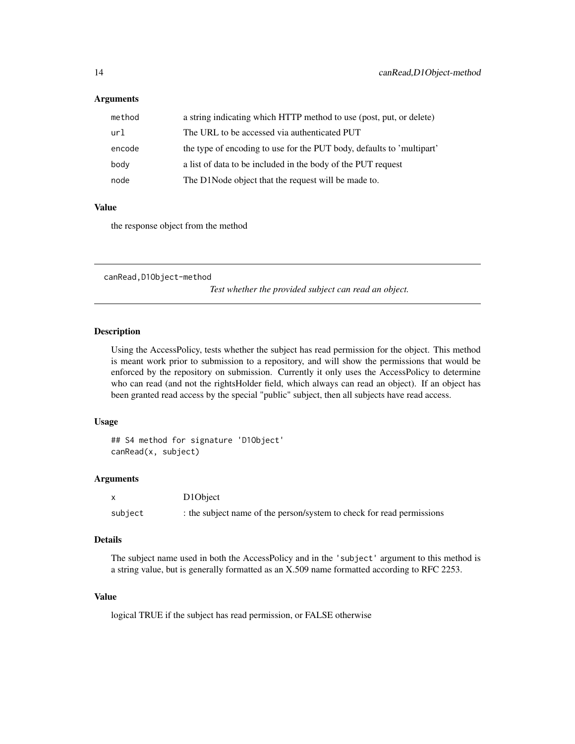### Arguments

| | |
|---|---|
| method | a string indicating which HTTP method to use (post, put, or delete) |
| url | The URL to be accessed via authenticated PUT |
| encode | the type of encoding to use for the PUT body, defaults to 'multipart' |
| body | a list of data to be included in the body of the PUT request |
| node | The D1Node object that the request will be made to. |

### Value

the response object from the method

---

## canRead,D1Object-method

*Test whether the provided subject can read an object.*

---

### Description

Using the AccessPolicy, tests whether the subject has read permission for the object. This method is meant work prior to submission to a repository, and will show the permissions that would be enforced by the repository on submission. Currently it only uses the AccessPolicy to determine who can read (and not the rightsHolder field, which always can read an object). If an object has been granted read access by the special "public" subject, then all subjects have read access.

### Usage

```
## S4 method for signature 'D1Object'
canRead(x, subject)
```

### Arguments

| | |
|---|---|
| x | D1Object |
| subject | : the subject name of the person/system to check for read permissions |

### Details

The subject name used in both the AccessPolicy and in the 'subject' argument to this method is a string value, but is generally formatted as an X.509 name formatted according to RFC 2253.

### Value

logical TRUE if the subject has read permission, or FALSE otherwise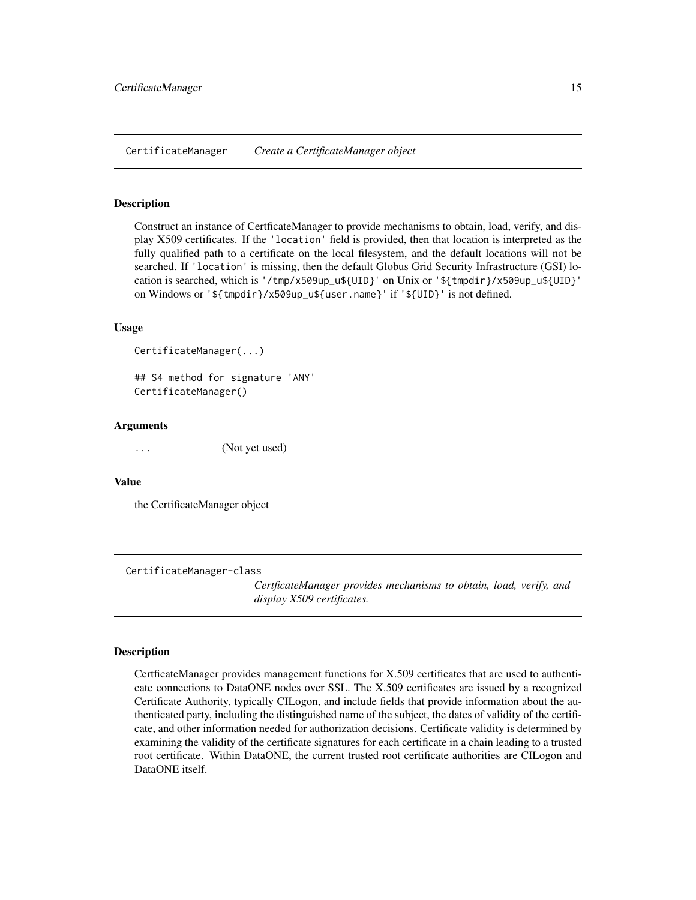## CertificateManager — *Create a CertificateManager object*

### Description

Construct an instance of CertficateManager to provide mechanisms to obtain, load, verify, and display X509 certificates. If the `'location'` field is provided, then that location is interpreted as the fully qualified path to a certificate on the local filesystem, and the default locations will not be searched. If `'location'` is missing, then the default Globus Grid Security Infrastructure (GSI) location is searched, which is `'/tmp/x509up_u${UID}'` on Unix or `'${tmpdir}/x509up_u${UID}'` on Windows or `'${tmpdir}/x509up_u${user.name}'` if `'${UID}'` is not defined.

### Usage

```
CertificateManager(...)

## S4 method for signature 'ANY'
CertificateManager()
```

### Arguments

| | |
|---|---|
| `...` | (Not yet used) |

### Value

the CertificateManager object

## CertificateManager-class — *CertficateManager provides mechanisms to obtain, load, verify, and display X509 certificates.*

### Description

CertficateManager provides management functions for X.509 certificates that are used to authenticate connections to DataONE nodes over SSL. The X.509 certificates are issued by a recognized Certificate Authority, typically CILogon, and include fields that provide information about the authenticated party, including the distinguished name of the subject, the dates of validity of the certificate, and other information needed for authorization decisions. Certificate validity is determined by examining the validity of the certificate signatures for each certificate in a chain leading to a trusted root certificate. Within DataONE, the current trusted root certificate authorities are CILogon and DataONE itself.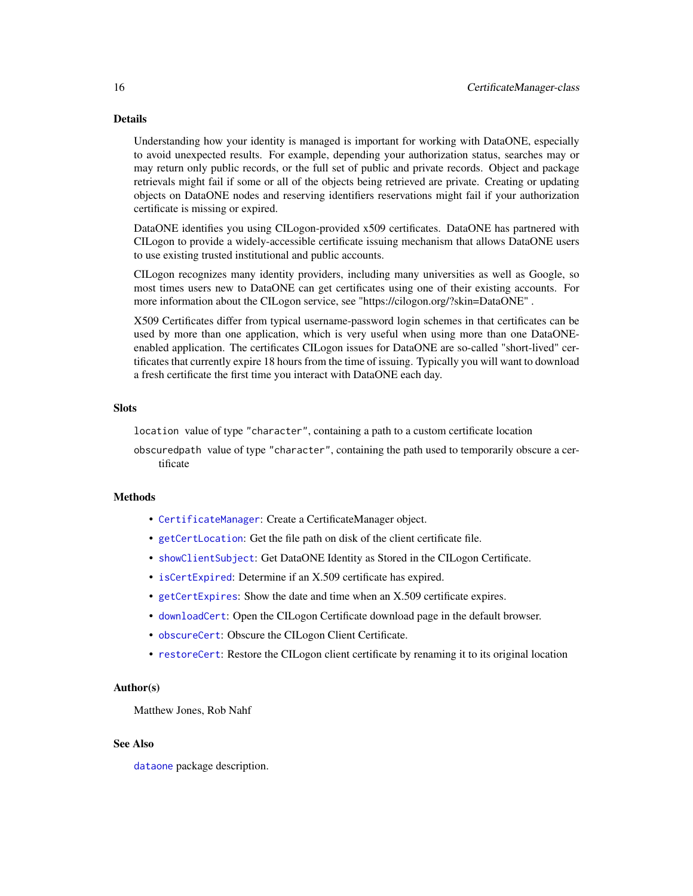## Details

Understanding how your identity is managed is important for working with DataONE, especially to avoid unexpected results. For example, depending your authorization status, searches may or may return only public records, or the full set of public and private records. Object and package retrievals might fail if some or all of the objects being retrieved are private. Creating or updating objects on DataONE nodes and reserving identifiers reservations might fail if your authorization certificate is missing or expired.

DataONE identifies you using CILogon-provided x509 certificates. DataONE has partnered with CILogon to provide a widely-accessible certificate issuing mechanism that allows DataONE users to use existing trusted institutional and public accounts.

CILogon recognizes many identity providers, including many universities as well as Google, so most times users new to DataONE can get certificates using one of their existing accounts. For more information about the CILogon service, see "https://cilogon.org/?skin=DataONE" .

X509 Certificates differ from typical username-password login schemes in that certificates can be used by more than one application, which is very useful when using more than one DataONE-enabled application. The certificates CILogon issues for DataONE are so-called "short-lived" certificates that currently expire 18 hours from the time of issuing. Typically you will want to download a fresh certificate the first time you interact with DataONE each day.

## Slots

`location` value of type `"character"`, containing a path to a custom certificate location

`obscuredpath` value of type `"character"`, containing the path used to temporarily obscure a certificate

## Methods

- `CertificateManager`: Create a CertificateManager object.
- `getCertLocation`: Get the file path on disk of the client certificate file.
- `showClientSubject`: Get DataONE Identity as Stored in the CILogon Certificate.
- `isCertExpired`: Determine if an X.509 certificate has expired.
- `getCertExpires`: Show the date and time when an X.509 certificate expires.
- `downloadCert`: Open the CILogon Certificate download page in the default browser.
- `obscureCert`: Obscure the CILogon Client Certificate.
- `restoreCert`: Restore the CILogon client certificate by renaming it to its original location

## Author(s)

Matthew Jones, Rob Nahf

## See Also

`dataone` package description.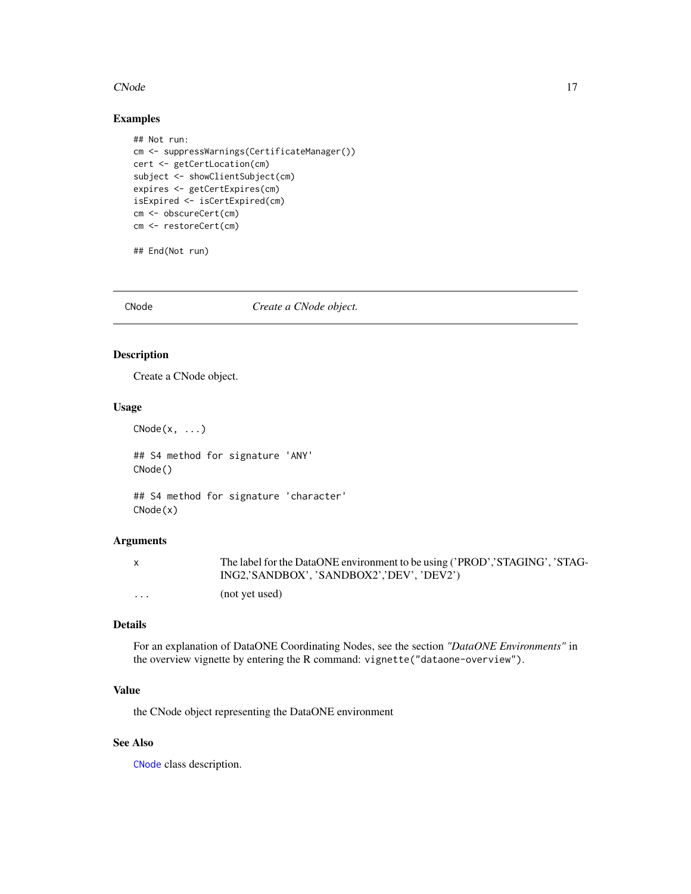## Examples

```
## Not run:
cm <- suppressWarnings(CertificateManager())
cert <- getCertLocation(cm)
subject <- showClientSubject(cm)
expires <- getCertExpires(cm)
isExpired <- isCertExpired(cm)
cm <- obscureCert(cm)
cm <- restoreCert(cm)

## End(Not run)
```

---

# CNode *Create a CNode object.*

---

## Description

Create a CNode object.

## Usage

```
CNode(x, ...)

## S4 method for signature 'ANY'
CNode()

## S4 method for signature 'character'
CNode(x)
```

## Arguments

| | |
|---|---|
| x | The label for the DataONE environment to be using ('PROD','STAGING', 'STAGING2,'SANDBOX', 'SANDBOX2','DEV', 'DEV2') |
| ... | (not yet used) |

## Details

For an explanation of DataONE Coordinating Nodes, see the section *"DataONE Environments"* in the overview vignette by entering the R command: `vignette("dataone-overview")`.

## Value

the CNode object representing the DataONE environment

## See Also

`CNode` class description.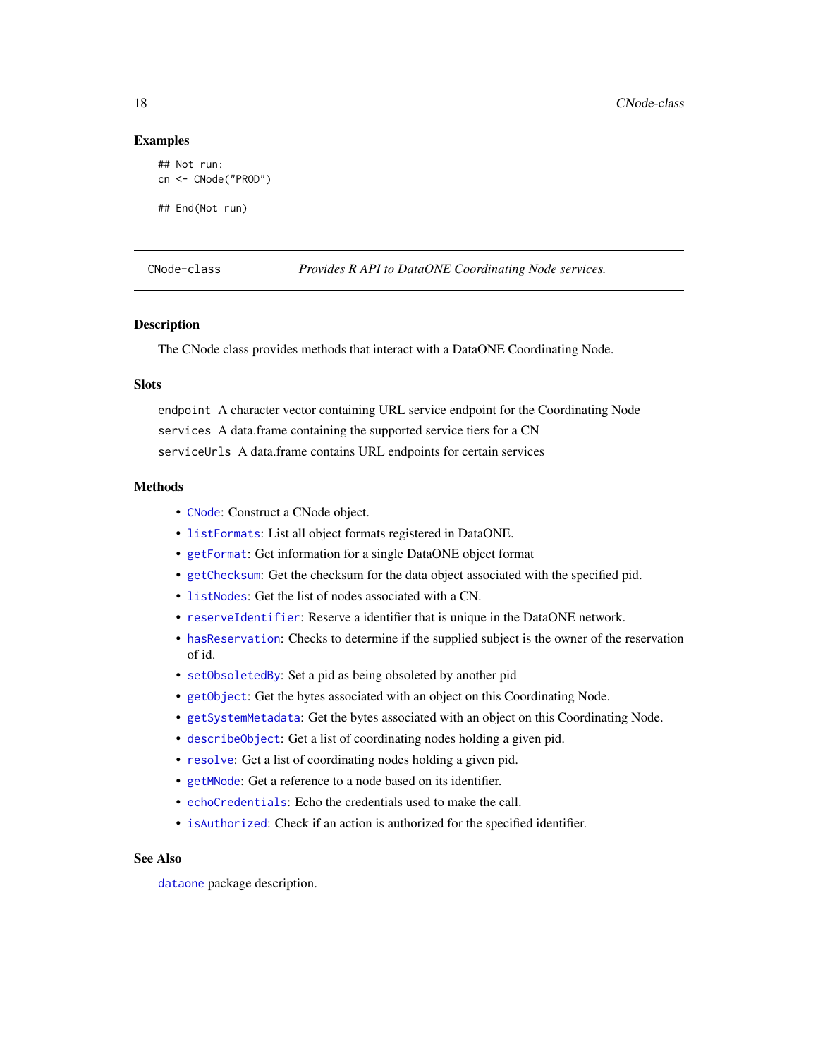### Examples

```
## Not run:
cn <- CNode("PROD")

## End(Not run)
```

---

## CNode-class — *Provides R API to DataONE Coordinating Node services.*

---

### Description

The CNode class provides methods that interact with a DataONE Coordinating Node.

### Slots

`endpoint` A character vector containing URL service endpoint for the Coordinating Node

`services` A data.frame containing the supported service tiers for a CN

`serviceUrls` A data.frame contains URL endpoints for certain services

### Methods

- `CNode`: Construct a CNode object.
- `listFormats`: List all object formats registered in DataONE.
- `getFormat`: Get information for a single DataONE object format
- `getChecksum`: Get the checksum for the data object associated with the specified pid.
- `listNodes`: Get the list of nodes associated with a CN.
- `reserveIdentifier`: Reserve a identifier that is unique in the DataONE network.
- `hasReservation`: Checks to determine if the supplied subject is the owner of the reservation of id.
- `setObsoletedBy`: Set a pid as being obsoleted by another pid
- `getObject`: Get the bytes associated with an object on this Coordinating Node.
- `getSystemMetadata`: Get the bytes associated with an object on this Coordinating Node.
- `describeObject`: Get a list of coordinating nodes holding a given pid.
- `resolve`: Get a list of coordinating nodes holding a given pid.
- `getMNode`: Get a reference to a node based on its identifier.
- `echoCredentials`: Echo the credentials used to make the call.
- `isAuthorized`: Check if an action is authorized for the specified identifier.

### See Also

`dataone` package description.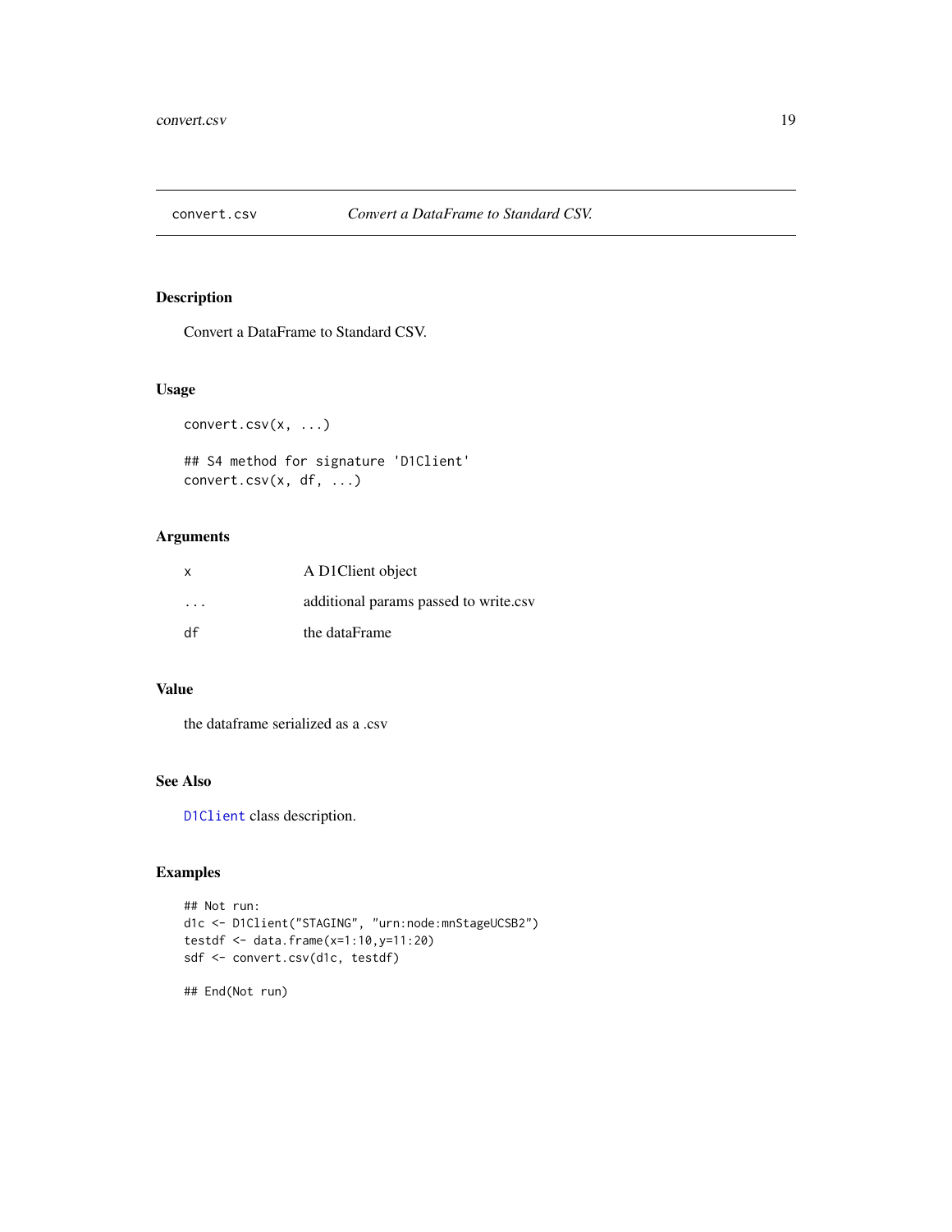# convert.csv — *Convert a DataFrame to Standard CSV.*

## Description

Convert a DataFrame to Standard CSV.

## Usage

```
convert.csv(x, ...)

## S4 method for signature 'D1Client'
convert.csv(x, df, ...)
```

## Arguments

| | |
|---|---|
| `x` | A D1Client object |
| `...` | additional params passed to write.csv |
| `df` | the dataFrame |

## Value

the dataframe serialized as a .csv

## See Also

`D1Client` class description.

## Examples

```
## Not run:
d1c <- D1Client("STAGING", "urn:node:mnStageUCSB2")
testdf <- data.frame(x=1:10,y=11:20)
sdf <- convert.csv(d1c, testdf)

## End(Not run)
```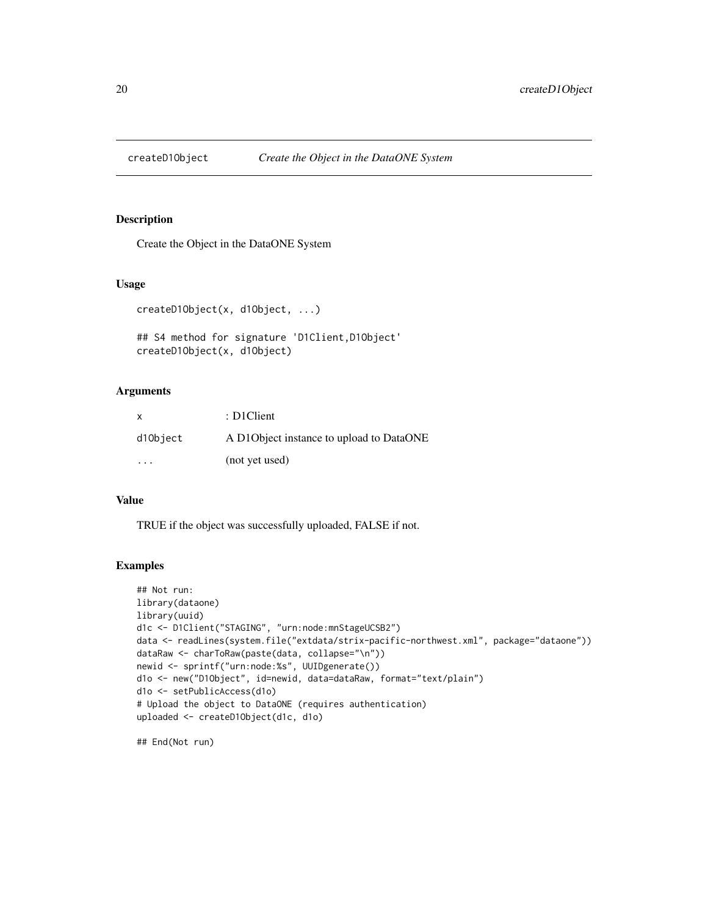# createD1Object — *Create the Object in the DataONE System*

## Description

Create the Object in the DataONE System

## Usage

```
createD1Object(x, d1Object, ...)

## S4 method for signature 'D1Client,D1Object'
createD1Object(x, d1Object)
```

## Arguments

| | |
|---|---|
| x | : D1Client |
| d1Object | A D1Object instance to upload to DataONE |
| ... | (not yet used) |

## Value

TRUE if the object was successfully uploaded, FALSE if not.

## Examples

```
## Not run:
library(dataone)
library(uuid)
d1c <- D1Client("STAGING", "urn:node:mnStageUCSB2")
data <- readLines(system.file("extdata/strix-pacific-northwest.xml", package="dataone"))
dataRaw <- charToRaw(paste(data, collapse="\n"))
newid <- sprintf("urn:node:%s", UUIDgenerate())
d1o <- new("D1Object", id=newid, data=dataRaw, format="text/plain")
d1o <- setPublicAccess(d1o)
# Upload the object to DataONE (requires authentication)
uploaded <- createD1Object(d1c, d1o)

## End(Not run)
```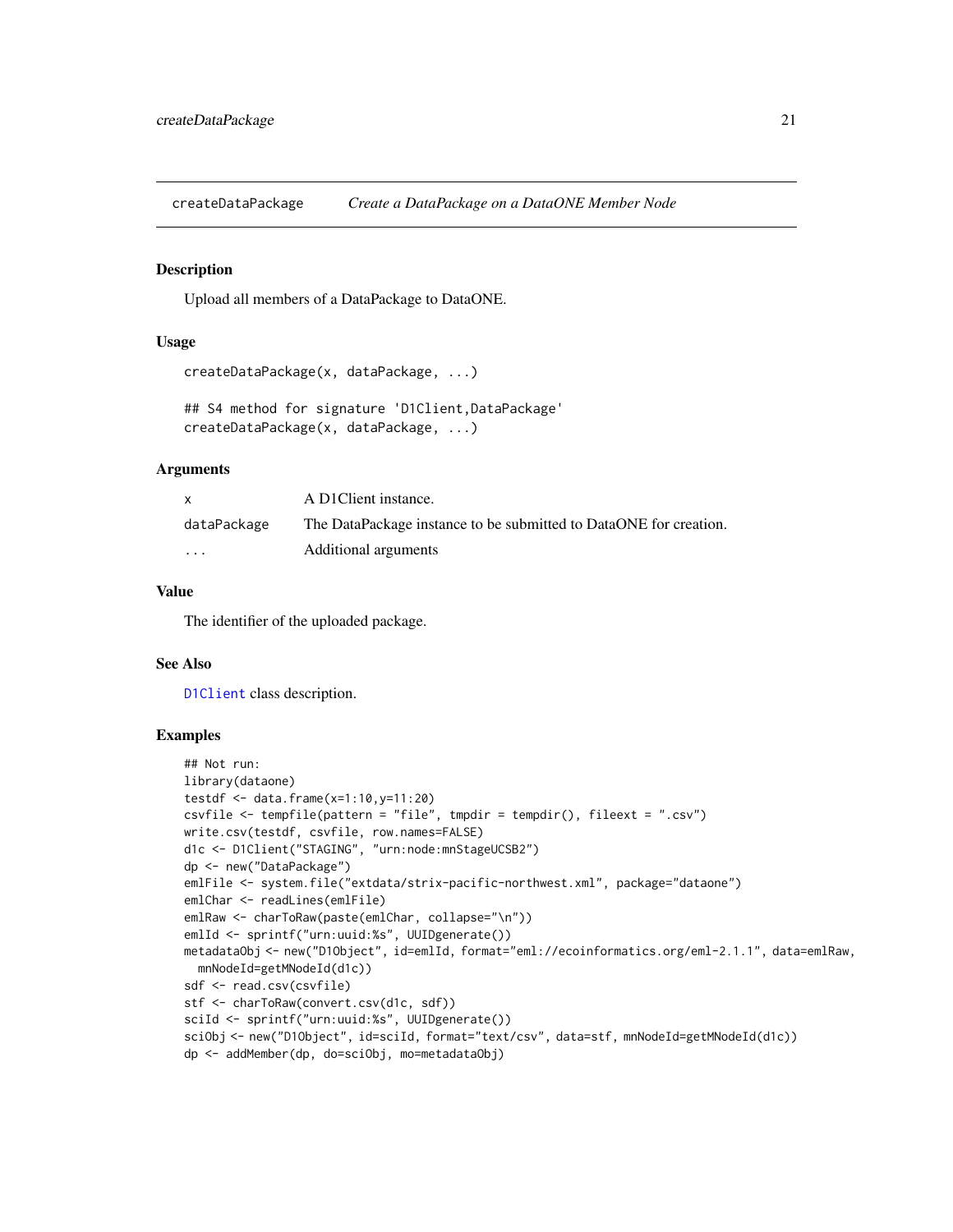## createDataPackage *Create a DataPackage on a DataONE Member Node*

### Description

Upload all members of a DataPackage to DataONE.

### Usage

```
createDataPackage(x, dataPackage, ...)

## S4 method for signature 'D1Client,DataPackage'
createDataPackage(x, dataPackage, ...)
```

### Arguments

| | |
|---|---|
| x | A D1Client instance. |
| dataPackage | The DataPackage instance to be submitted to DataONE for creation. |
| ... | Additional arguments |

### Value

The identifier of the uploaded package.

### See Also

D1Client class description.

### Examples

```
## Not run:
library(dataone)
testdf <- data.frame(x=1:10,y=11:20)
csvfile <- tempfile(pattern = "file", tmpdir = tempdir(), fileext = ".csv")
write.csv(testdf, csvfile, row.names=FALSE)
d1c <- D1Client("STAGING", "urn:node:mnStageUCSB2")
dp <- new("DataPackage")
emlFile <- system.file("extdata/strix-pacific-northwest.xml", package="dataone")
emlChar <- readLines(emlFile)
emlRaw <- charToRaw(paste(emlChar, collapse="\n"))
emlId <- sprintf("urn:uuid:%s", UUIDgenerate())
metadataObj <- new("D1Object", id=emlId, format="eml://ecoinformatics.org/eml-2.1.1", data=emlRaw,
  mnNodeId=getMNodeId(d1c))
sdf <- read.csv(csvfile)
stf <- charToRaw(convert.csv(d1c, sdf))
sciId <- sprintf("urn:uuid:%s", UUIDgenerate())
sciObj <- new("D1Object", id=sciId, format="text/csv", data=stf, mnNodeId=getMNodeId(d1c))
dp <- addMember(dp, do=sciObj, mo=metadataObj)
```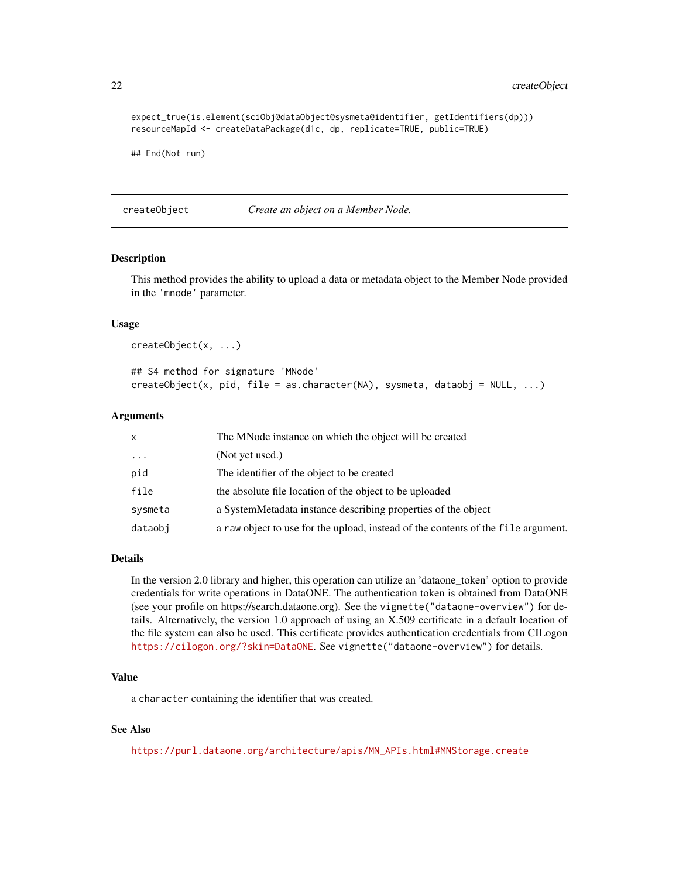```
expect_true(is.element(sciObj@dataObject@sysmeta@identifier, getIdentifiers(dp)))
resourceMapId <- createDataPackage(d1c, dp, replicate=TRUE, public=TRUE)

## End(Not run)
```

---

## createObject — *Create an object on a Member Node.*

---

### Description

This method provides the ability to upload a data or metadata object to the Member Node provided in the 'mnode' parameter.

### Usage

```
createObject(x, ...)

## S4 method for signature 'MNode'
createObject(x, pid, file = as.character(NA), sysmeta, dataobj = NULL, ...)
```

### Arguments

| | |
|---|---|
| `x` | The MNode instance on which the object will be created |
| `...` | (Not yet used.) |
| `pid` | The identifier of the object to be created |
| `file` | the absolute file location of the object to be uploaded |
| `sysmeta` | a SystemMetadata instance describing properties of the object |
| `dataobj` | a `raw` object to use for the upload, instead of the contents of the `file` argument. |

### Details

In the version 2.0 library and higher, this operation can utilize an 'dataone_token' option to provide credentials for write operations in DataONE. The authentication token is obtained from DataONE (see your profile on https://search.dataone.org). See the `vignette("dataone-overview")` for details. Alternatively, the version 1.0 approach of using an X.509 certificate in a default location of the file system can also be used. This certificate provides authentication credentials from CILogon https://cilogon.org/?skin=DataONE. See `vignette("dataone-overview")` for details.

### Value

a `character` containing the identifier that was created.

### See Also

https://purl.dataone.org/architecture/apis/MN_APIs.html#MNStorage.create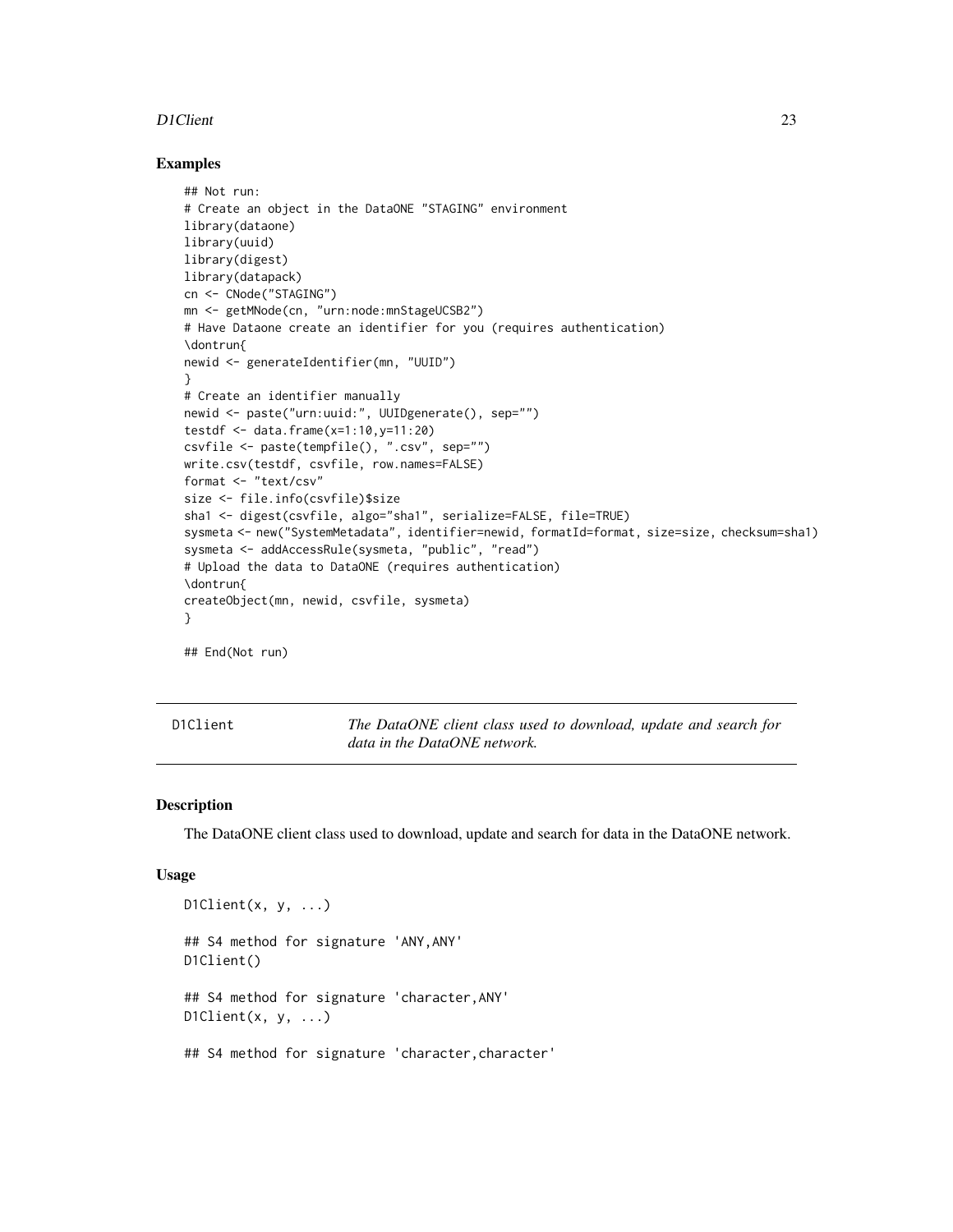## Examples

```
## Not run:
# Create an object in the DataONE "STAGING" environment
library(dataone)
library(uuid)
library(digest)
library(datapack)
cn <- CNode("STAGING")
mn <- getMNode(cn, "urn:node:mnStageUCSB2")
# Have Dataone create an identifier for you (requires authentication)
\dontrun{
newid <- generateIdentifier(mn, "UUID")
}
# Create an identifier manually
newid <- paste("urn:uuid:", UUIDgenerate(), sep="")
testdf <- data.frame(x=1:10,y=11:20)
csvfile <- paste(tempfile(), ".csv", sep="")
write.csv(testdf, csvfile, row.names=FALSE)
format <- "text/csv"
size <- file.info(csvfile)$size
sha1 <- digest(csvfile, algo="sha1", serialize=FALSE, file=TRUE)
sysmeta <- new("SystemMetadata", identifier=newid, formatId=format, size=size, checksum=sha1)
sysmeta <- addAccessRule(sysmeta, "public", "read")
# Upload the data to DataONE (requires authentication)
\dontrun{
createObject(mn, newid, csvfile, sysmeta)
}

## End(Not run)
```

---

D1Client &nbsp;&nbsp;&nbsp;&nbsp; *The DataONE client class used to download, update and search for data in the DataONE network.*

---

## Description

The DataONE client class used to download, update and search for data in the DataONE network.

## Usage

```
D1Client(x, y, ...)

## S4 method for signature 'ANY,ANY'
D1Client()

## S4 method for signature 'character,ANY'
D1Client(x, y, ...)

## S4 method for signature 'character,character'
```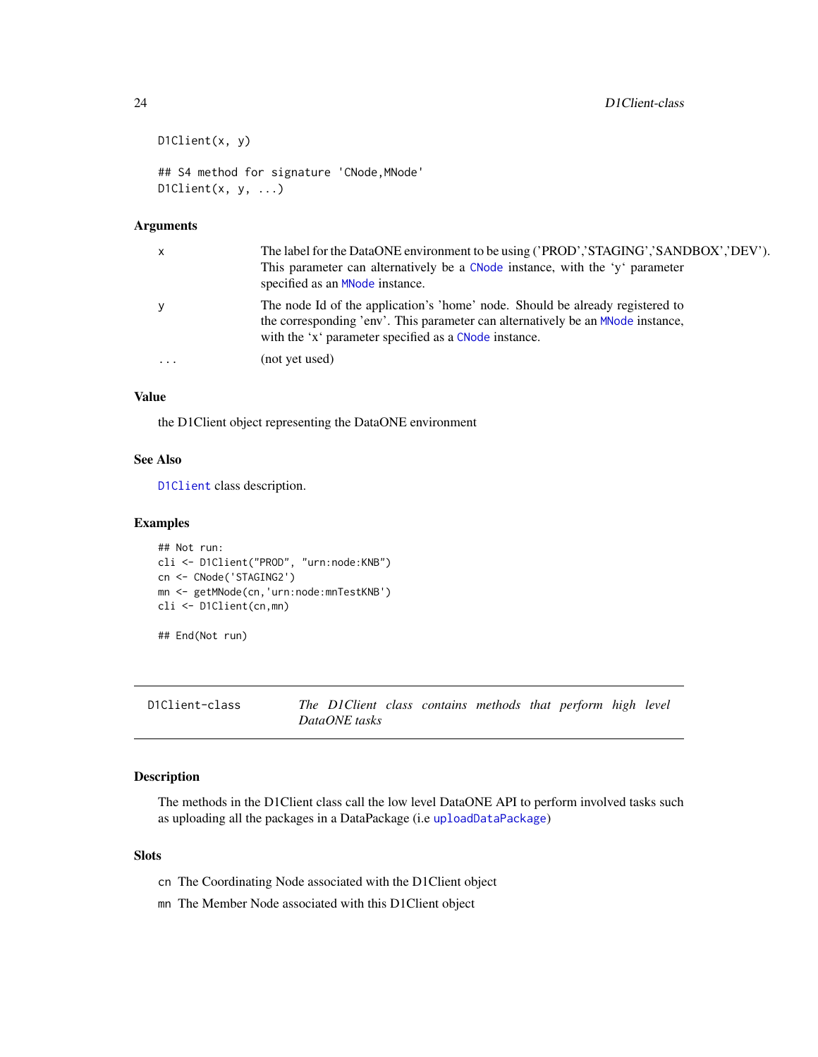```
D1Client(x, y)

## S4 method for signature 'CNode,MNode'
D1Client(x, y, ...)
```

### Arguments

| | |
|---|---|
| x | The label for the DataONE environment to be using ('PROD','STAGING','SANDBOX','DEV'). This parameter can alternatively be a `CNode` instance, with the 'y' parameter specified as an `MNode` instance. |
| y | The node Id of the application's 'home' node. Should be already registered to the corresponding 'env'. This parameter can alternatively be an `MNode` instance, with the 'x' parameter specified as a `CNode` instance. |
| ... | (not yet used) |

### Value

the D1Client object representing the DataONE environment

### See Also

`D1Client` class description.

### Examples

```
## Not run:
cli <- D1Client("PROD", "urn:node:KNB")
cn <- CNode('STAGING2')
mn <- getMNode(cn,'urn:node:mnTestKNB')
cli <- D1Client(cn,mn)

## End(Not run)
```

---

## D1Client-class — *The D1Client class contains methods that perform high level DataONE tasks*

---

### Description

The methods in the D1Client class call the low level DataONE API to perform involved tasks such as uploading all the packages in a DataPackage (i.e `uploadDataPackage`)

### Slots

- `cn` The Coordinating Node associated with the D1Client object
- `mn` The Member Node associated with this D1Client object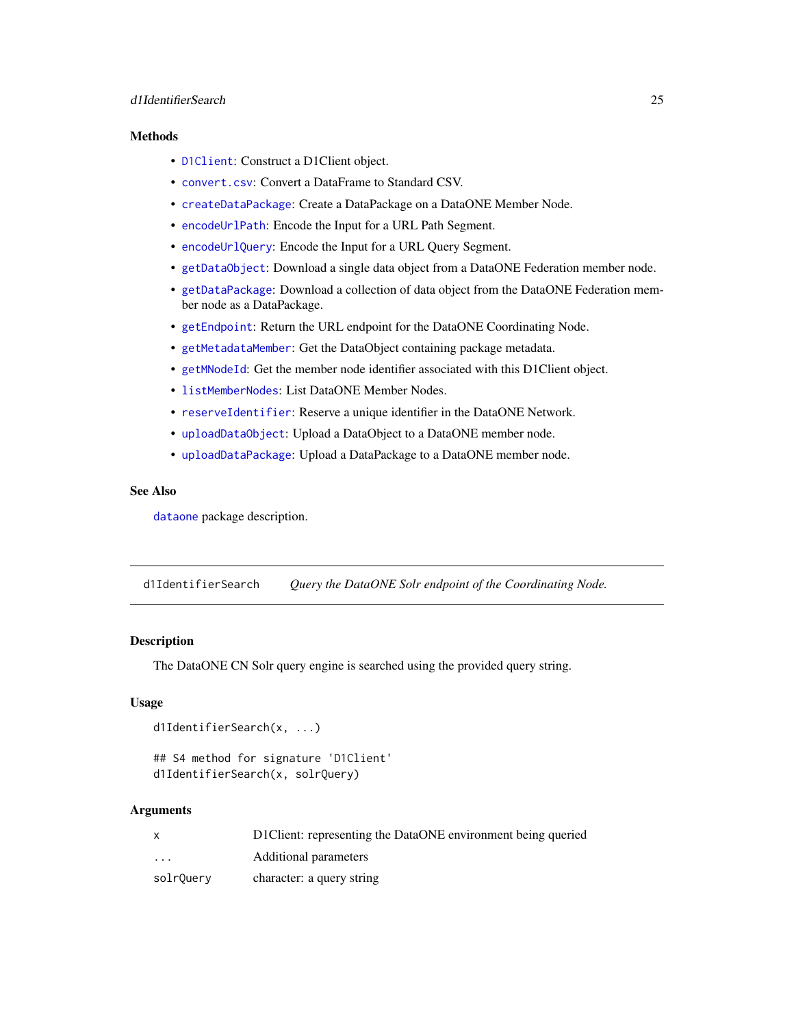### Methods

- `D1Client`: Construct a D1Client object.
- `convert.csv`: Convert a DataFrame to Standard CSV.
- `createDataPackage`: Create a DataPackage on a DataONE Member Node.
- `encodeUrlPath`: Encode the Input for a URL Path Segment.
- `encodeUrlQuery`: Encode the Input for a URL Query Segment.
- `getDataObject`: Download a single data object from a DataONE Federation member node.
- `getDataPackage`: Download a collection of data object from the DataONE Federation member node as a DataPackage.
- `getEndpoint`: Return the URL endpoint for the DataONE Coordinating Node.
- `getMetadataMember`: Get the DataObject containing package metadata.
- `getMNodeId`: Get the member node identifier associated with this D1Client object.
- `listMemberNodes`: List DataONE Member Nodes.
- `reserveIdentifier`: Reserve a unique identifier in the DataONE Network.
- `uploadDataObject`: Upload a DataObject to a DataONE member node.
- `uploadDataPackage`: Upload a DataPackage to a DataONE member node.

### See Also

`dataone` package description.

---

## d1IdentifierSearch — *Query the DataONE Solr endpoint of the Coordinating Node.*

---

### Description

The DataONE CN Solr query engine is searched using the provided query string.

### Usage

```
d1IdentifierSearch(x, ...)

## S4 method for signature 'D1Client'
d1IdentifierSearch(x, solrQuery)
```

### Arguments

| | |
|---|---|
| `x` | D1Client: representing the DataONE environment being queried |
| `...` | Additional parameters |
| `solrQuery` | character: a query string |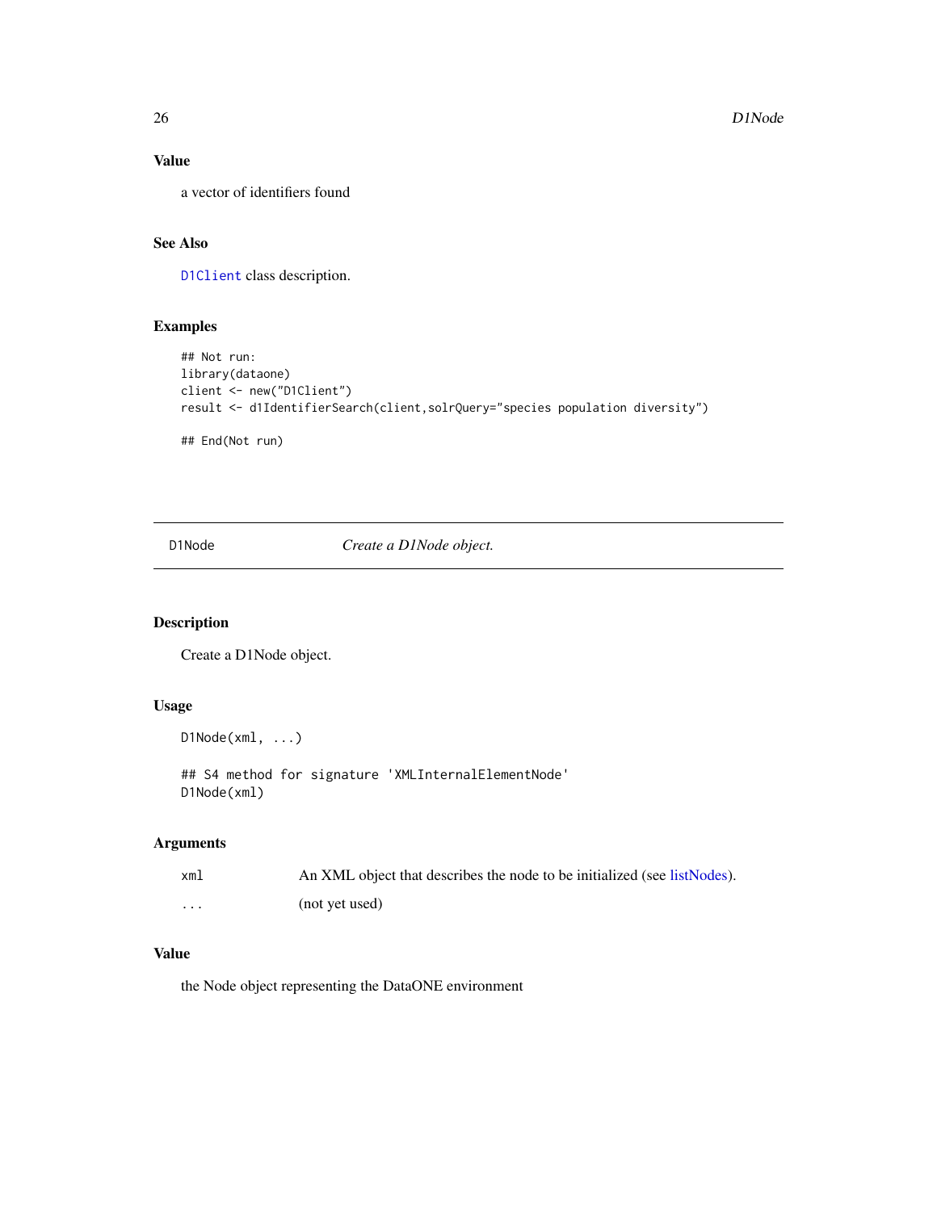### Value

a vector of identifiers found

### See Also

D1Client class description.

### Examples

```
## Not run:
library(dataone)
client <- new("D1Client")
result <- d1IdentifierSearch(client,solrQuery="species population diversity")

## End(Not run)
```

---

## D1Node — *Create a D1Node object.*

---

### Description

Create a D1Node object.

### Usage

```
D1Node(xml, ...)

## S4 method for signature 'XMLInternalElementNode'
D1Node(xml)
```

### Arguments

| | |
|---|---|
| xml | An XML object that describes the node to be initialized (see listNodes). |
| ... | (not yet used) |

### Value

the Node object representing the DataONE environment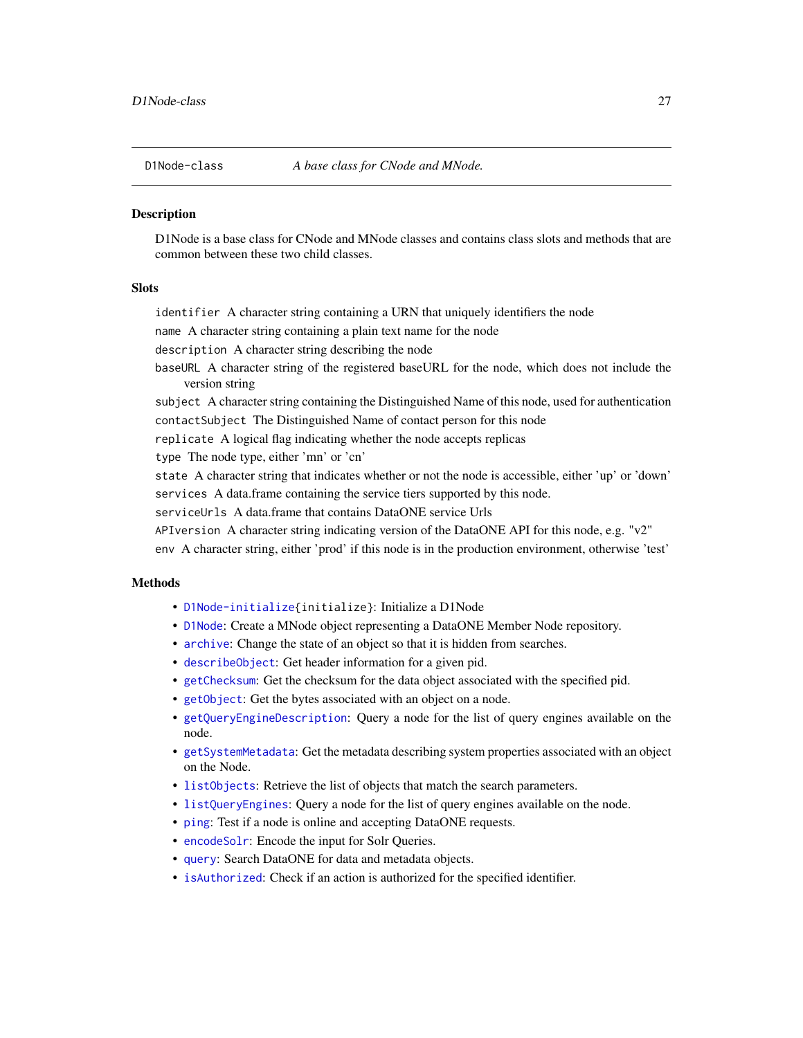D1Node-class — *A base class for CNode and MNode.*

## Description

D1Node is a base class for CNode and MNode classes and contains class slots and methods that are common between these two child classes.

## Slots

`identifier` A character string containing a URN that uniquely identifiers the node

`name` A character string containing a plain text name for the node

`description` A character string describing the node

`baseURL` A character string of the registered baseURL for the node, which does not include the version string

`subject` A character string containing the Distinguished Name of this node, used for authentication

`contactSubject` The Distinguished Name of contact person for this node

`replicate` A logical flag indicating whether the node accepts replicas

`type` The node type, either 'mn' or 'cn'

`state` A character string that indicates whether or not the node is accessible, either 'up' or 'down'

`services` A data.frame containing the service tiers supported by this node.

`serviceUrls` A data.frame that contains DataONE service Urls

`APIversion` A character string indicating version of the DataONE API for this node, e.g. "v2"

`env` A character string, either 'prod' if this node is in the production environment, otherwise 'test'

## Methods

- `D1Node-initialize{initialize}`: Initialize a D1Node
- `D1Node`: Create a MNode object representing a DataONE Member Node repository.
- `archive`: Change the state of an object so that it is hidden from searches.
- `describeObject`: Get header information for a given pid.
- `getChecksum`: Get the checksum for the data object associated with the specified pid.
- `getObject`: Get the bytes associated with an object on a node.
- `getQueryEngineDescription`: Query a node for the list of query engines available on the node.
- `getSystemMetadata`: Get the metadata describing system properties associated with an object on the Node.
- `listObjects`: Retrieve the list of objects that match the search parameters.
- `listQueryEngines`: Query a node for the list of query engines available on the node.
- `ping`: Test if a node is online and accepting DataONE requests.
- `encodeSolr`: Encode the input for Solr Queries.
- `query`: Search DataONE for data and metadata objects.
- `isAuthorized`: Check if an action is authorized for the specified identifier.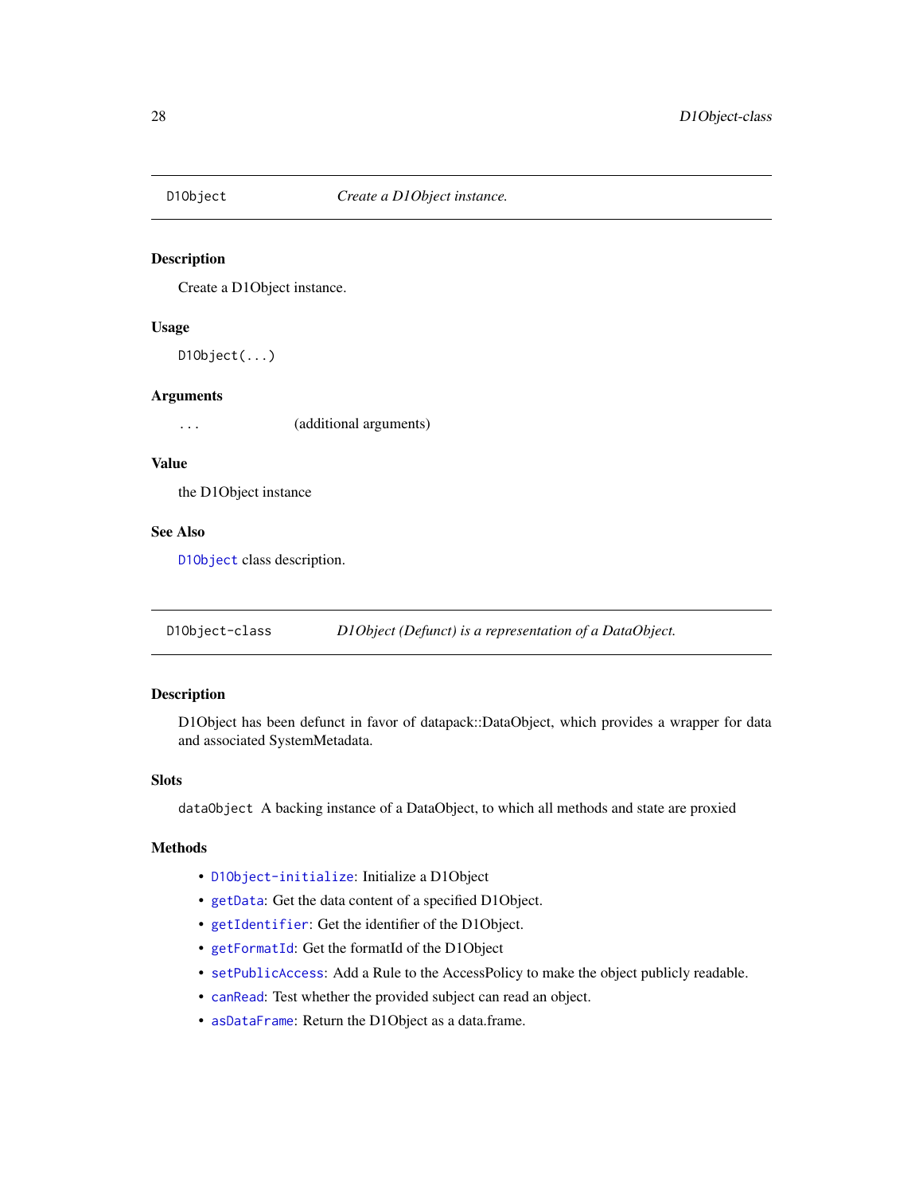## D1Object — *Create a D1Object instance.*

### Description

Create a D1Object instance.

### Usage

```
D1Object(...)
```

### Arguments

`...` (additional arguments)

### Value

the D1Object instance

### See Also

`D1Object` class description.

## D1Object-class — *D1Object (Defunct) is a representation of a DataObject.*

### Description

D1Object has been defunct in favor of datapack::DataObject, which provides a wrapper for data and associated SystemMetadata.

### Slots

`dataObject` A backing instance of a DataObject, to which all methods and state are proxied

### Methods

- `D1Object-initialize`: Initialize a D1Object
- `getData`: Get the data content of a specified D1Object.
- `getIdentifier`: Get the identifier of the D1Object.
- `getFormatId`: Get the formatId of the D1Object
- `setPublicAccess`: Add a Rule to the AccessPolicy to make the object publicly readable.
- `canRead`: Test whether the provided subject can read an object.
- `asDataFrame`: Return the D1Object as a data.frame.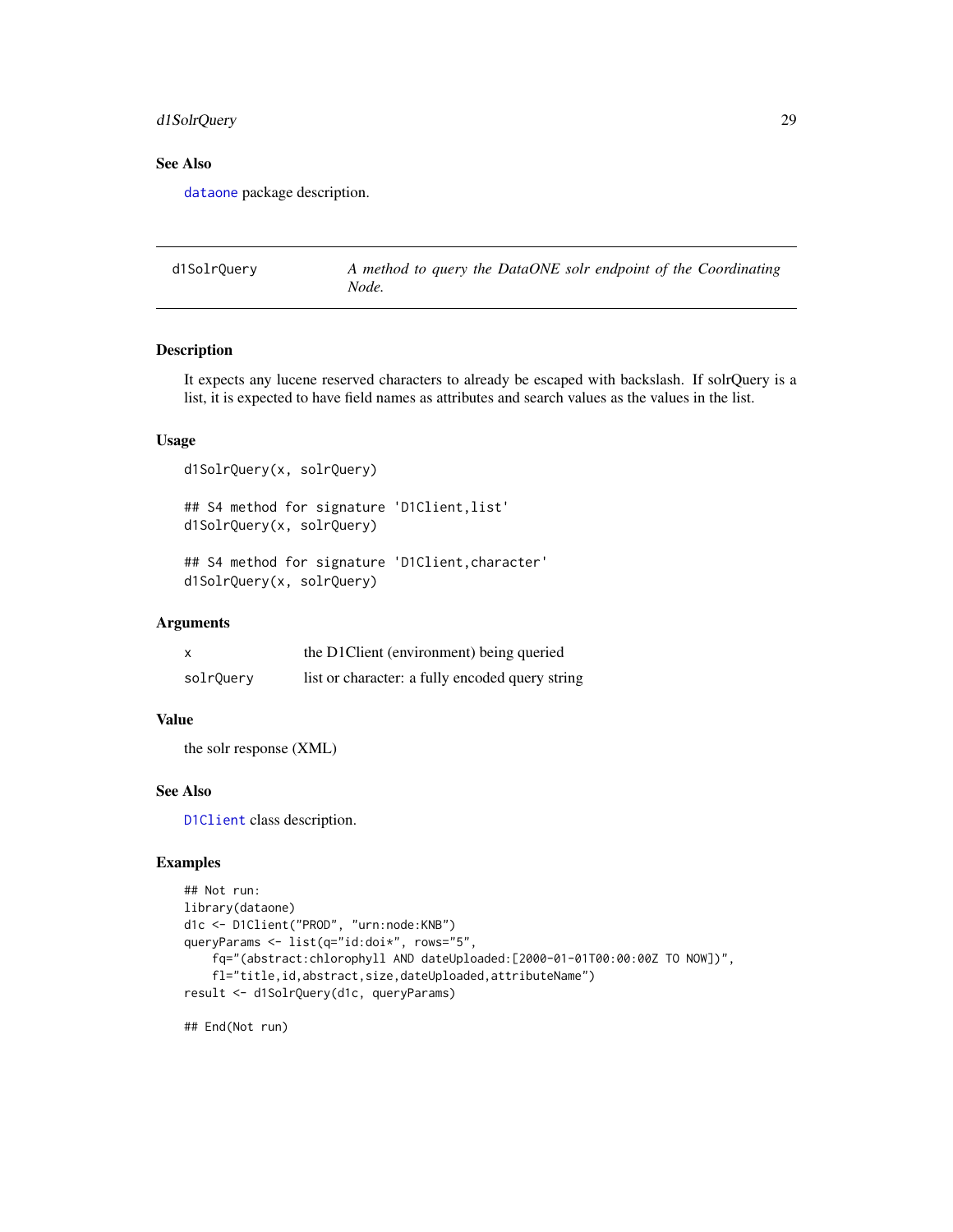### See Also

`dataone` package description.

---

## d1SolrQuery — *A method to query the DataONE solr endpoint of the Coordinating Node.*

---

### Description

It expects any lucene reserved characters to already be escaped with backslash. If solrQuery is a list, it is expected to have field names as attributes and search values as the values in the list.

### Usage

```
d1SolrQuery(x, solrQuery)

## S4 method for signature 'D1Client,list'
d1SolrQuery(x, solrQuery)

## S4 method for signature 'D1Client,character'
d1SolrQuery(x, solrQuery)
```

### Arguments

| | |
|---|---|
| `x` | the D1Client (environment) being queried |
| `solrQuery` | list or character: a fully encoded query string |

### Value

the solr response (XML)

### See Also

`D1Client` class description.

### Examples

```
## Not run:
library(dataone)
d1c <- D1Client("PROD", "urn:node:KNB")
queryParams <- list(q="id:doi*", rows="5",
    fq="(abstract:chlorophyll AND dateUploaded:[2000-01-01T00:00:00Z TO NOW])",
    fl="title,id,abstract,size,dateUploaded,attributeName")
result <- d1SolrQuery(d1c, queryParams)

## End(Not run)
```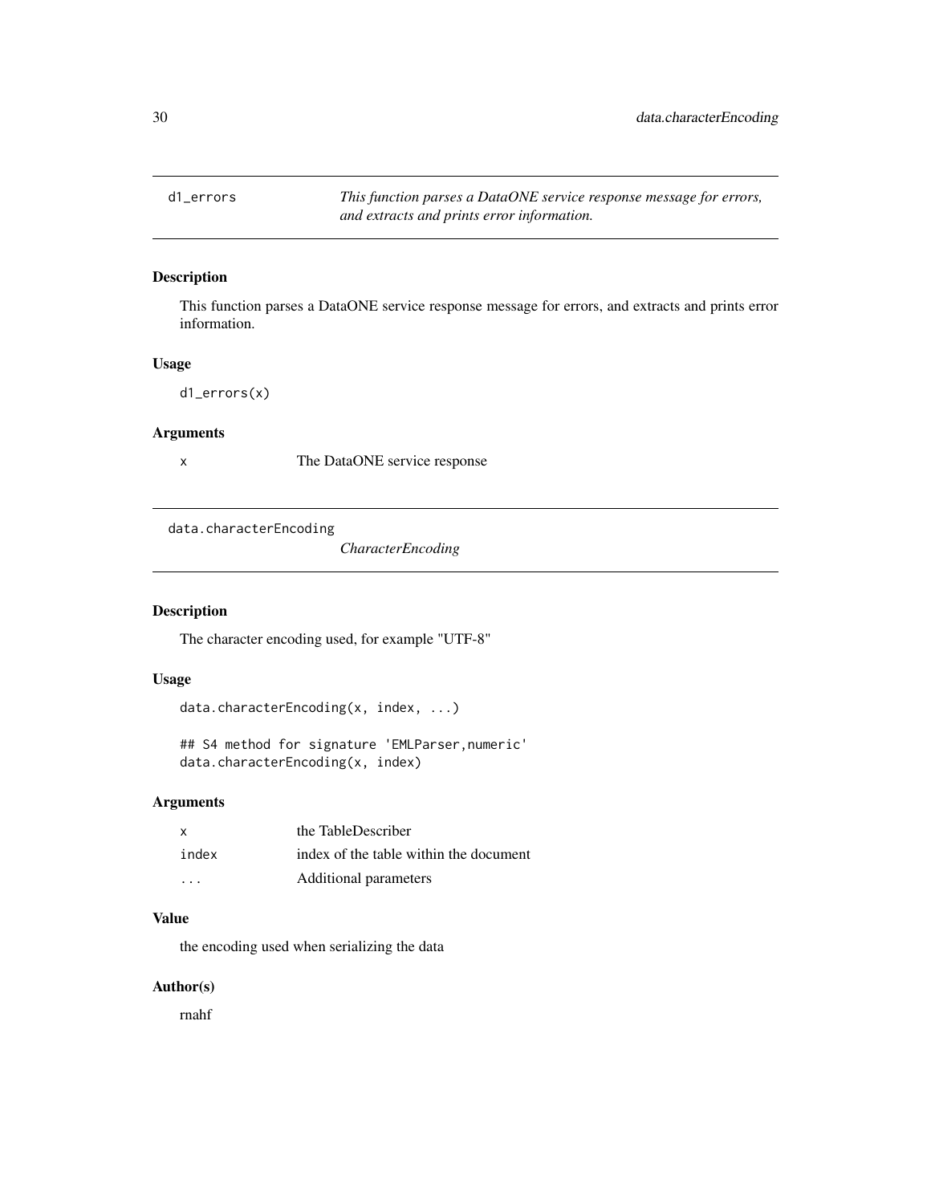## d1_errors — *This function parses a DataONE service response message for errors, and extracts and prints error information.*

### Description

This function parses a DataONE service response message for errors, and extracts and prints error information.

### Usage

```
d1_errors(x)
```

### Arguments

| | |
|---|---|
| x | The DataONE service response |

## data.characterEncoding — *CharacterEncoding*

### Description

The character encoding used, for example "UTF-8"

### Usage

```
data.characterEncoding(x, index, ...)

## S4 method for signature 'EMLParser,numeric'
data.characterEncoding(x, index)
```

### Arguments

| | |
|---|---|
| x | the TableDescriber |
| index | index of the table within the document |
| ... | Additional parameters |

### Value

the encoding used when serializing the data

### Author(s)

rnahf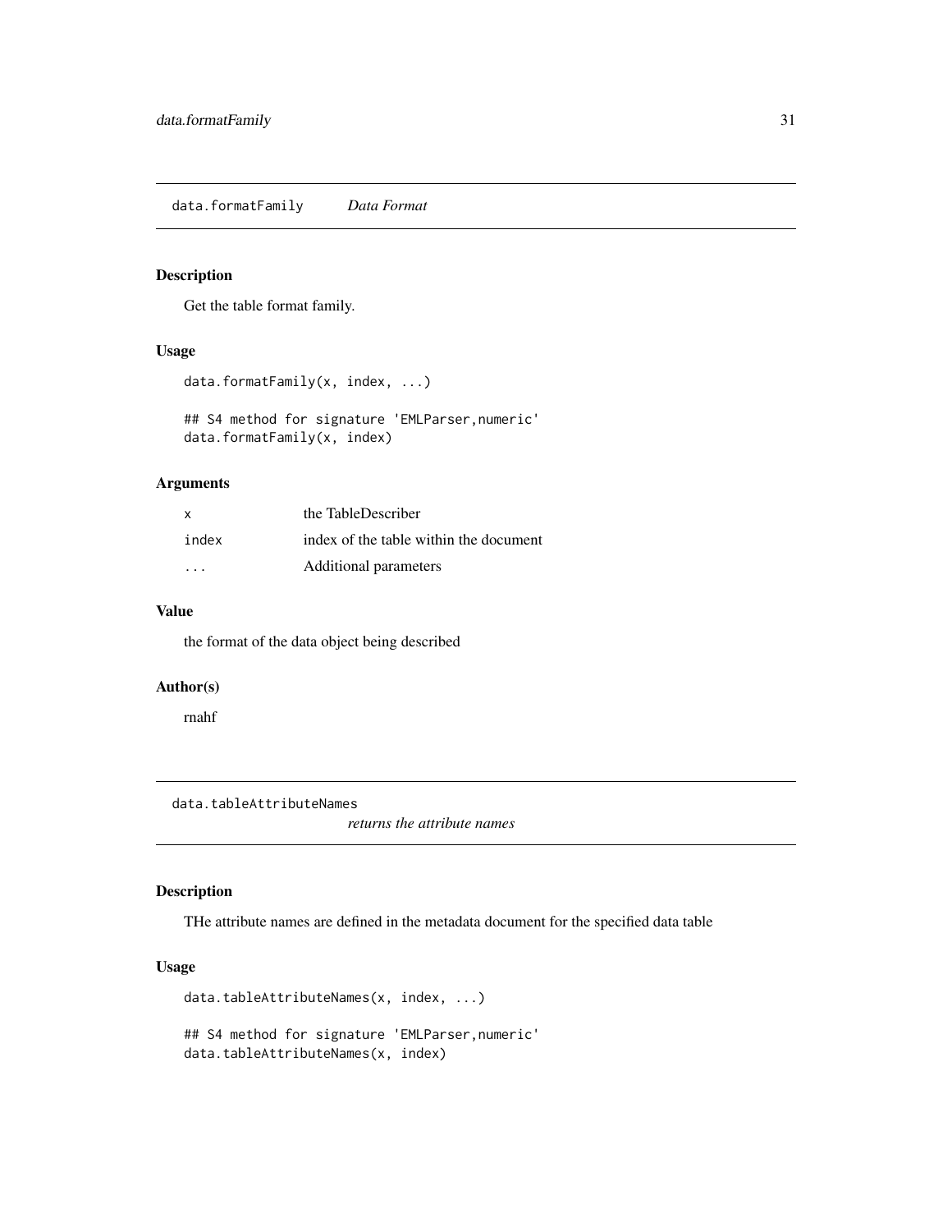## data.formatFamily *Data Format*

### Description

Get the table format family.

### Usage

```
data.formatFamily(x, index, ...)

## S4 method for signature 'EMLParser,numeric'
data.formatFamily(x, index)
```

### Arguments

| | |
|---|---|
| x | the TableDescriber |
| index | index of the table within the document |
| ... | Additional parameters |

### Value

the format of the data object being described

### Author(s)

rnahf

## data.tableAttributeNames *returns the attribute names*

### Description

THe attribute names are defined in the metadata document for the specified data table

### Usage

```
data.tableAttributeNames(x, index, ...)

## S4 method for signature 'EMLParser,numeric'
data.tableAttributeNames(x, index)
```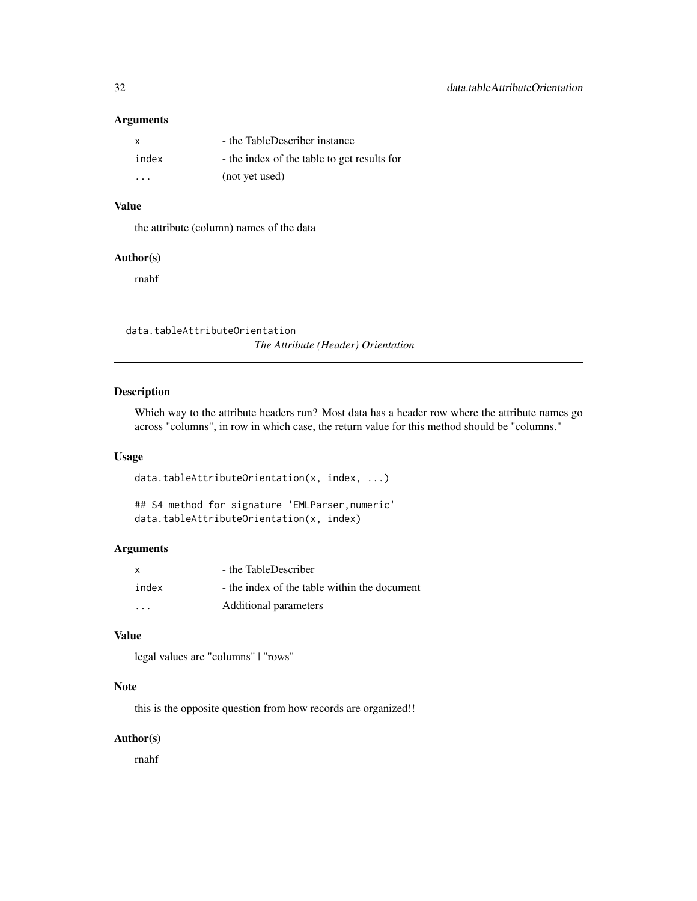### Arguments

| | |
|---|---|
| `x` | - the TableDescriber instance |
| `index` | - the index of the table to get results for |
| `...` | (not yet used) |

### Value

the attribute (column) names of the data

### Author(s)

rnahf

---

## data.tableAttributeOrientation

*The Attribute (Header) Orientation*

### Description

Which way to the attribute headers run? Most data has a header row where the attribute names go across "columns", in row in which case, the return value for this method should be "columns."

### Usage

```
data.tableAttributeOrientation(x, index, ...)

## S4 method for signature 'EMLParser,numeric'
data.tableAttributeOrientation(x, index)
```

### Arguments

| | |
|---|---|
| `x` | - the TableDescriber |
| `index` | - the index of the table within the document |
| `...` | Additional parameters |

### Value

legal values are "columns" | "rows"

### Note

this is the opposite question from how records are organized!!

### Author(s)

rnahf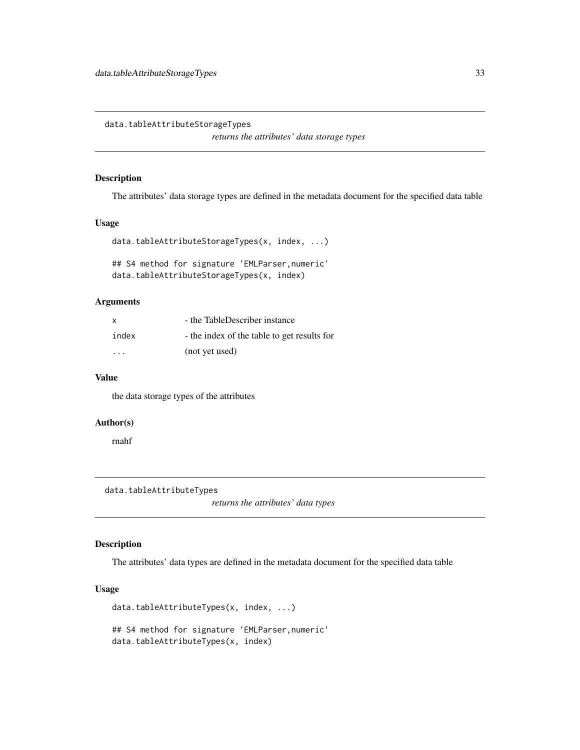## data.tableAttributeStorageTypes

*returns the attributes' data storage types*

### Description

The attributes' data storage types are defined in the metadata document for the specified data table

### Usage

```
data.tableAttributeStorageTypes(x, index, ...)

## S4 method for signature 'EMLParser,numeric'
data.tableAttributeStorageTypes(x, index)
```

### Arguments

| | |
|---|---|
| x | - the TableDescriber instance |
| index | - the index of the table to get results for |
| ... | (not yet used) |

### Value

the data storage types of the attributes

### Author(s)

rnahf

## data.tableAttributeTypes

*returns the attributes' data types*

### Description

The attributes' data types are defined in the metadata document for the specified data table

### Usage

```
data.tableAttributeTypes(x, index, ...)

## S4 method for signature 'EMLParser,numeric'
data.tableAttributeTypes(x, index)
```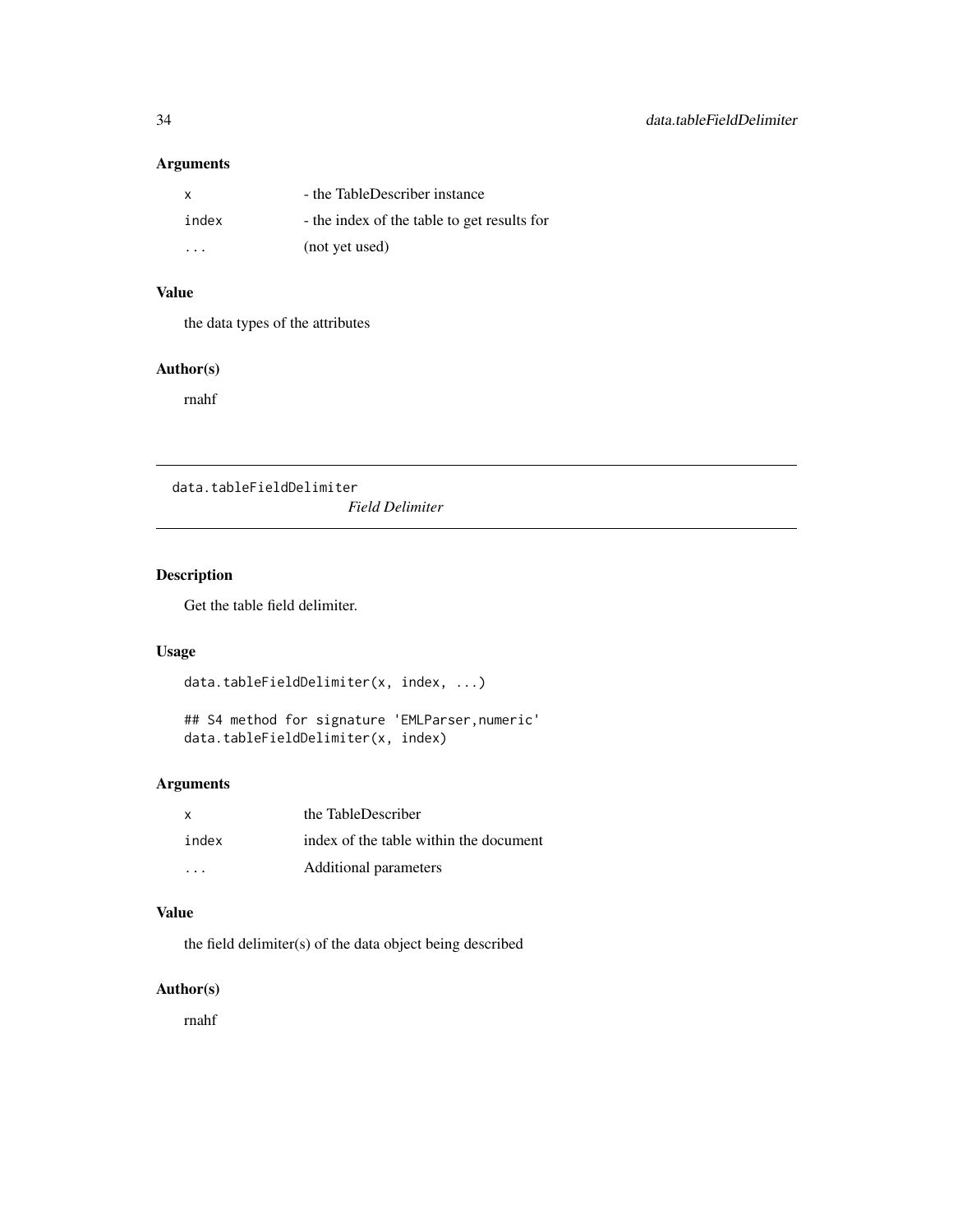### Arguments

| | |
|---|---|
| `x` | - the TableDescriber instance |
| `index` | - the index of the table to get results for |
| `...` | (not yet used) |

### Value

the data types of the attributes

### Author(s)

rnahf

---

## data.tableFieldDelimiter *Field Delimiter*

---

### Description

Get the table field delimiter.

### Usage

```
data.tableFieldDelimiter(x, index, ...)

## S4 method for signature 'EMLParser,numeric'
data.tableFieldDelimiter(x, index)
```

### Arguments

| | |
|---|---|
| `x` | the TableDescriber |
| `index` | index of the table within the document |
| `...` | Additional parameters |

### Value

the field delimiter(s) of the data object being described

### Author(s)

rnahf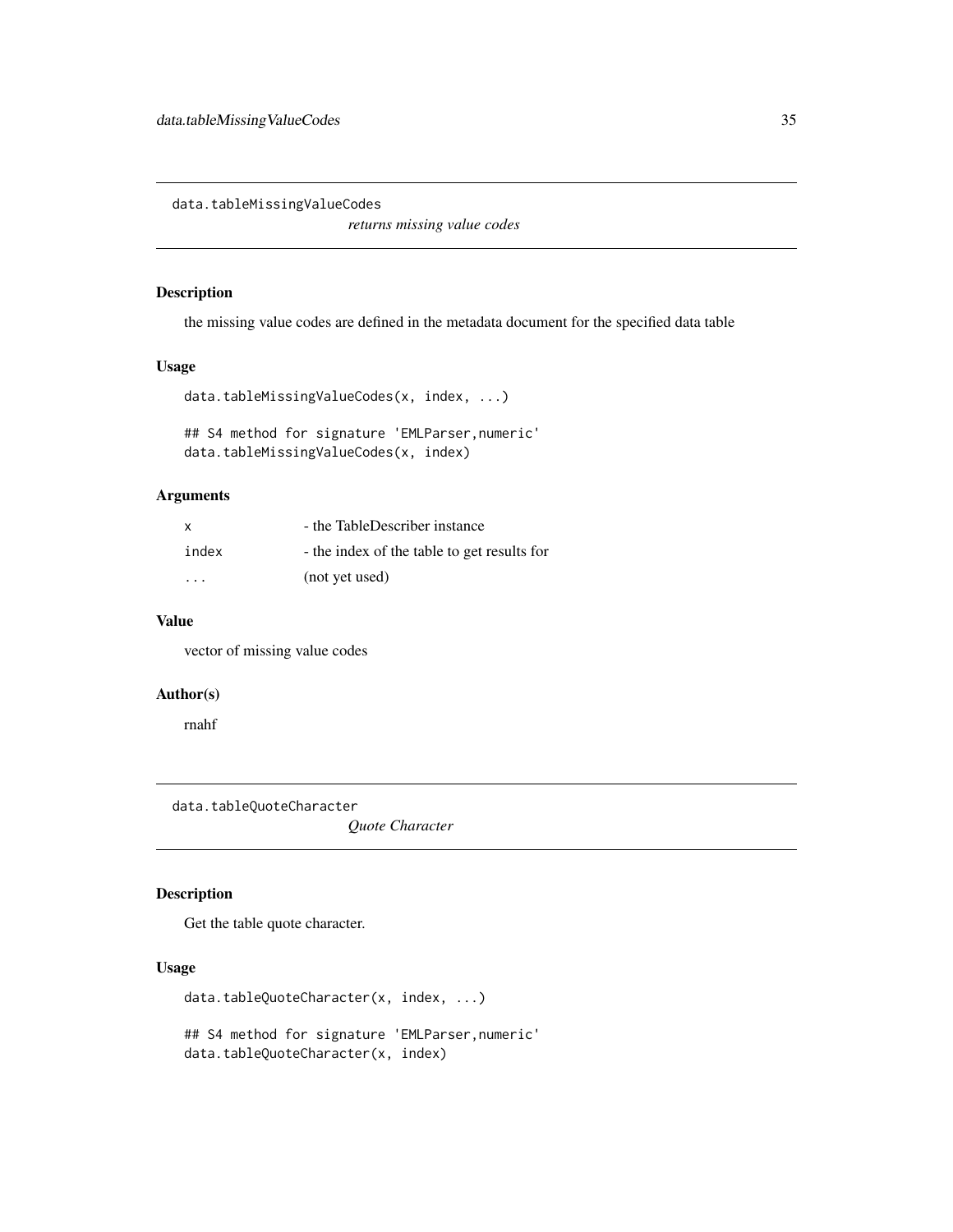## data.tableMissingValueCodes

*returns missing value codes*

### Description

the missing value codes are defined in the metadata document for the specified data table

### Usage

```
data.tableMissingValueCodes(x, index, ...)

## S4 method for signature 'EMLParser,numeric'
data.tableMissingValueCodes(x, index)
```

### Arguments

| | |
|---|---|
| `x` | - the TableDescriber instance |
| `index` | - the index of the table to get results for |
| `...` | (not yet used) |

### Value

vector of missing value codes

### Author(s)

rnahf

## data.tableQuoteCharacter

*Quote Character*

### Description

Get the table quote character.

### Usage

```
data.tableQuoteCharacter(x, index, ...)

## S4 method for signature 'EMLParser,numeric'
data.tableQuoteCharacter(x, index)
```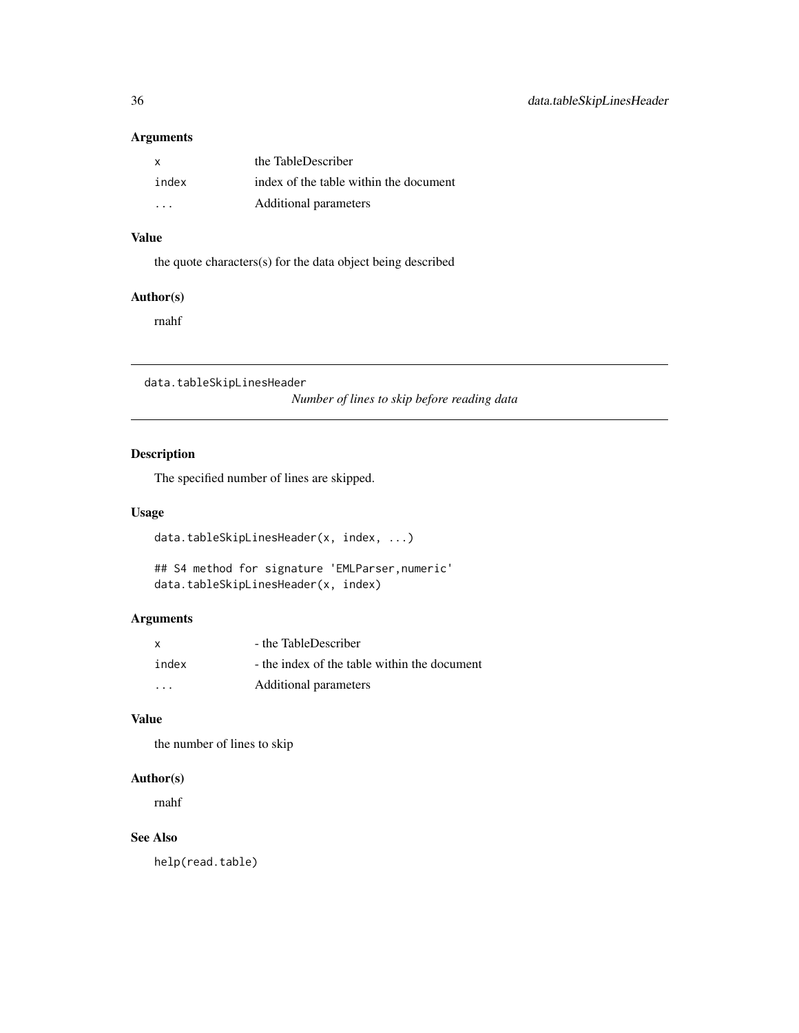### Arguments

| | |
|---|---|
| `x` | the TableDescriber |
| `index` | index of the table within the document |
| `...` | Additional parameters |

### Value

the quote characters(s) for the data object being described

### Author(s)

rnahf

---

## data.tableSkipLinesHeader

*Number of lines to skip before reading data*

---

### Description

The specified number of lines are skipped.

### Usage

```
data.tableSkipLinesHeader(x, index, ...)

## S4 method for signature 'EMLParser,numeric'
data.tableSkipLinesHeader(x, index)
```

### Arguments

| | |
|---|---|
| `x` | - the TableDescriber |
| `index` | - the index of the table within the document |
| `...` | Additional parameters |

### Value

the number of lines to skip

### Author(s)

rnahf

### See Also

`help(read.table)`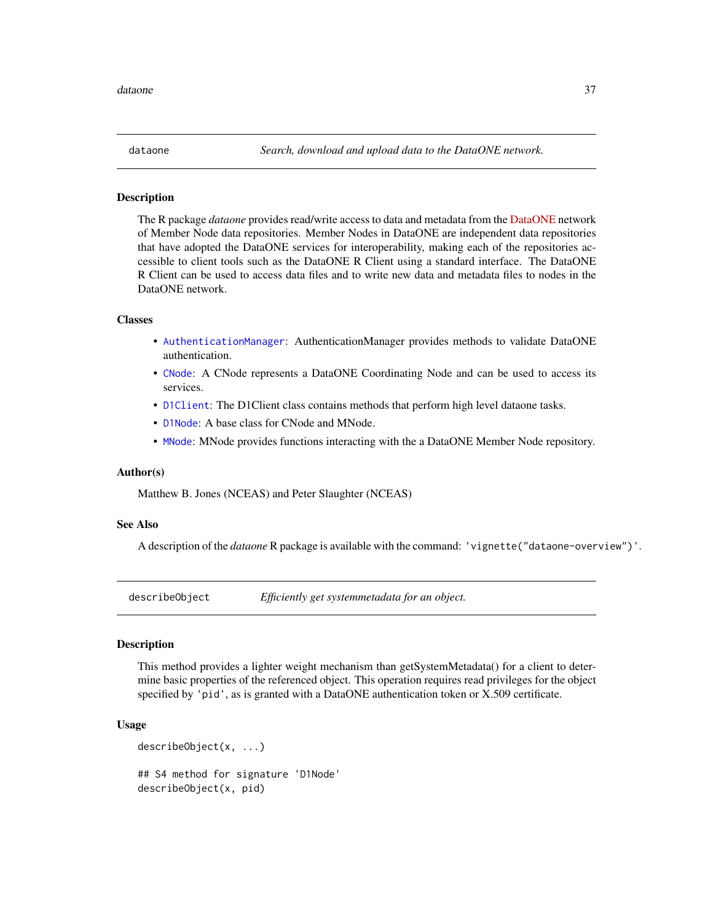## dataone — *Search, download and upload data to the DataONE network.*

### Description

The R package *dataone* provides read/write access to data and metadata from the DataONE network of Member Node data repositories. Member Nodes in DataONE are independent data repositories that have adopted the DataONE services for interoperability, making each of the repositories accessible to client tools such as the DataONE R Client using a standard interface. The DataONE R Client can be used to access data files and to write new data and metadata files to nodes in the DataONE network.

### Classes

- `AuthenticationManager`: AuthenticationManager provides methods to validate DataONE authentication.
- `CNode`: A CNode represents a DataONE Coordinating Node and can be used to access its services.
- `D1Client`: The D1Client class contains methods that perform high level dataone tasks.
- `D1Node`: A base class for CNode and MNode.
- `MNode`: MNode provides functions interacting with the a DataONE Member Node repository.

### Author(s)

Matthew B. Jones (NCEAS) and Peter Slaughter (NCEAS)

### See Also

A description of the *dataone* R package is available with the command: `'vignette("dataone-overview")'`.

## describeObject — *Efficiently get systemmetadata for an object.*

### Description

This method provides a lighter weight mechanism than getSystemMetadata() for a client to determine basic properties of the referenced object. This operation requires read privileges for the object specified by `'pid'`, as is granted with a DataONE authentication token or X.509 certificate.

### Usage

```
describeObject(x, ...)

## S4 method for signature 'D1Node'
describeObject(x, pid)
```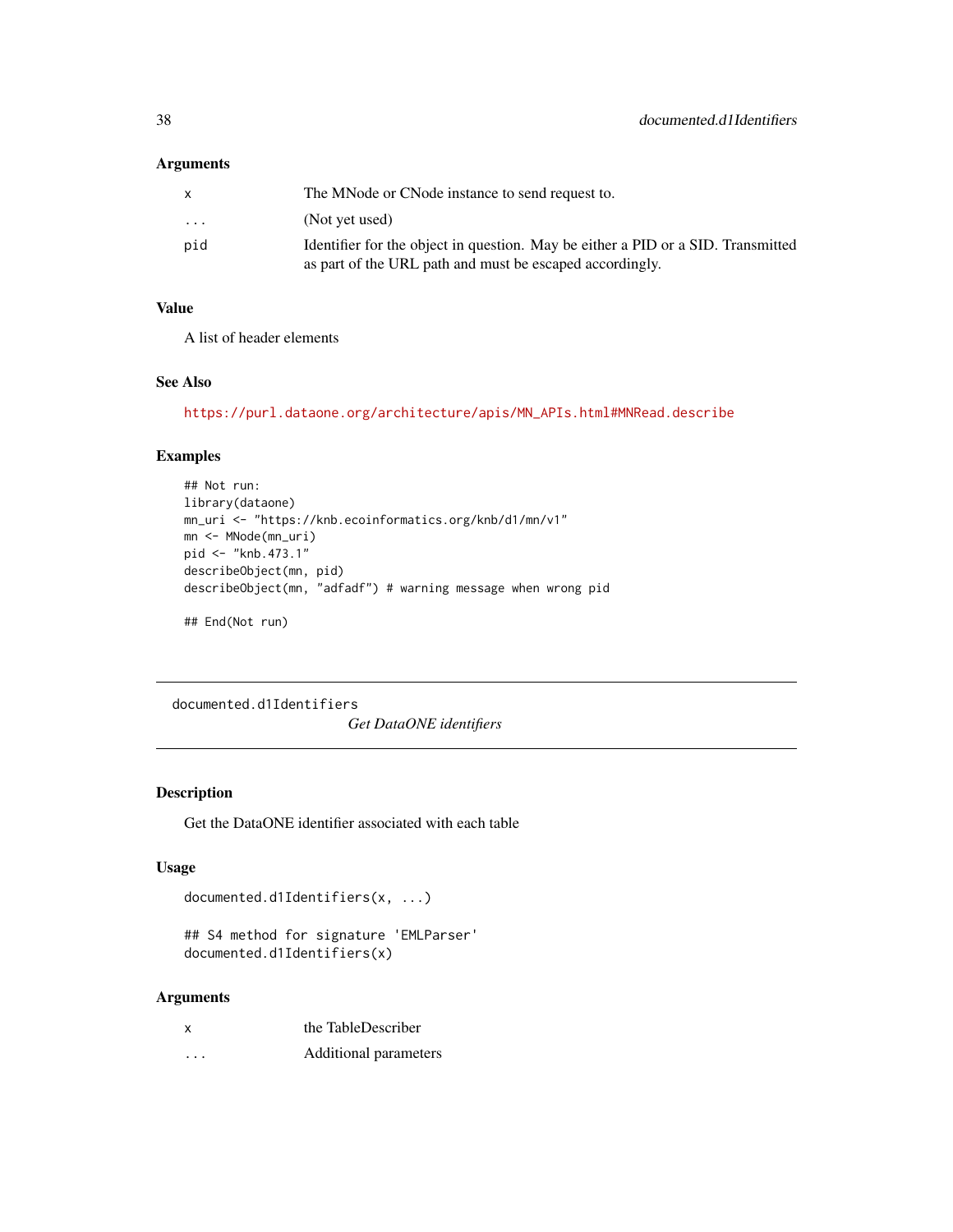### Arguments

| | |
|---|---|
| x | The MNode or CNode instance to send request to. |
| ... | (Not yet used) |
| pid | Identifier for the object in question. May be either a PID or a SID. Transmitted as part of the URL path and must be escaped accordingly. |

### Value

A list of header elements

### See Also

https://purl.dataone.org/architecture/apis/MN_APIs.html#MNRead.describe

### Examples

```
## Not run:
library(dataone)
mn_uri <- "https://knb.ecoinformatics.org/knb/d1/mn/v1"
mn <- MNode(mn_uri)
pid <- "knb.473.1"
describeObject(mn, pid)
describeObject(mn, "adfadf") # warning message when wrong pid

## End(Not run)
```

---

## documented.d1Identifiers

*Get DataONE identifiers*

---

### Description

Get the DataONE identifier associated with each table

### Usage

```
documented.d1Identifiers(x, ...)

## S4 method for signature 'EMLParser'
documented.d1Identifiers(x)
```

### Arguments

| | |
|---|---|
| x | the TableDescriber |
| ... | Additional parameters |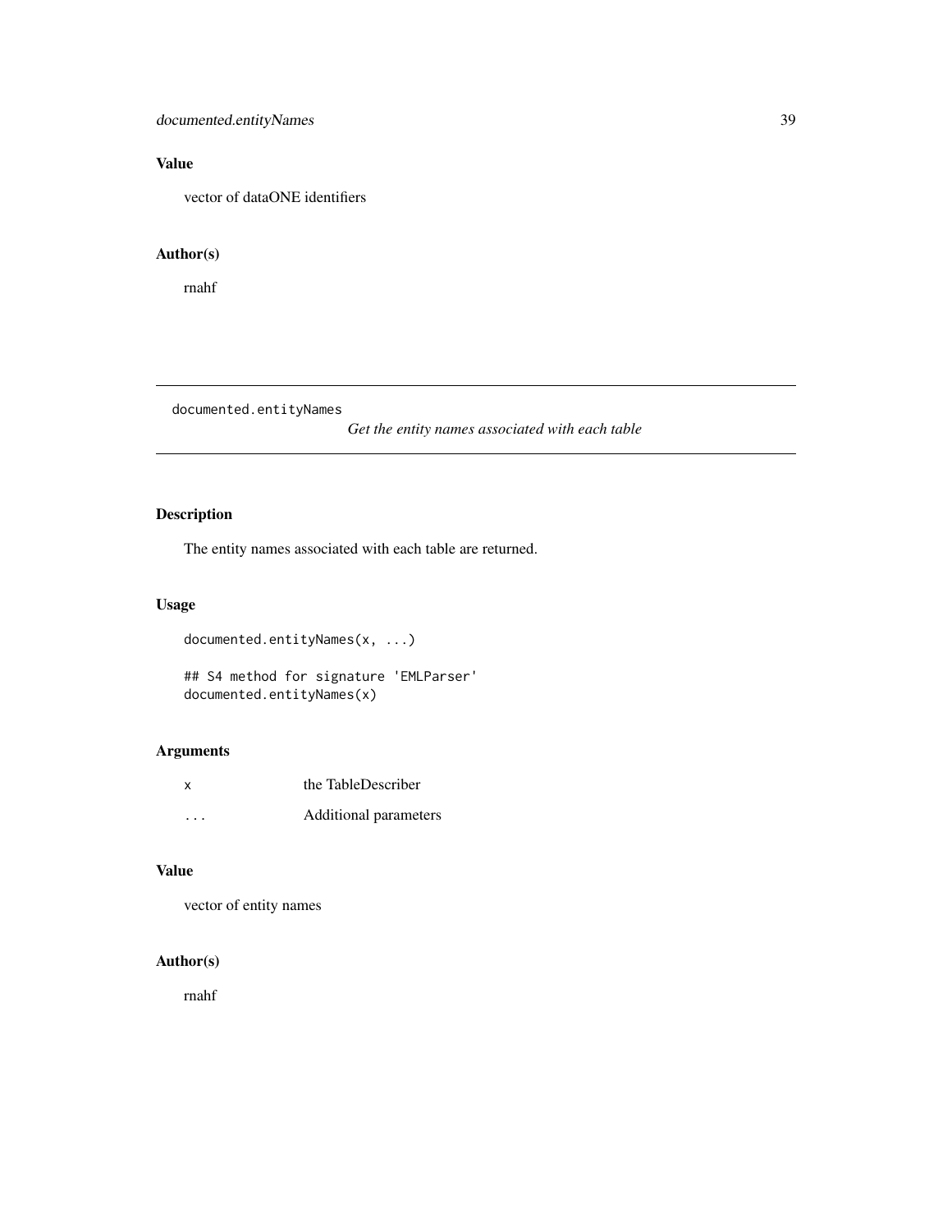## Value

vector of dataONE identifiers

## Author(s)

rnahf

---

`documented.entityNames` *Get the entity names associated with each table*

---

## Description

The entity names associated with each table are returned.

## Usage

```
documented.entityNames(x, ...)

## S4 method for signature 'EMLParser'
documented.entityNames(x)
```

## Arguments

| | |
|---|---|
| x | the TableDescriber |
| ... | Additional parameters |

## Value

vector of entity names

## Author(s)

rnahf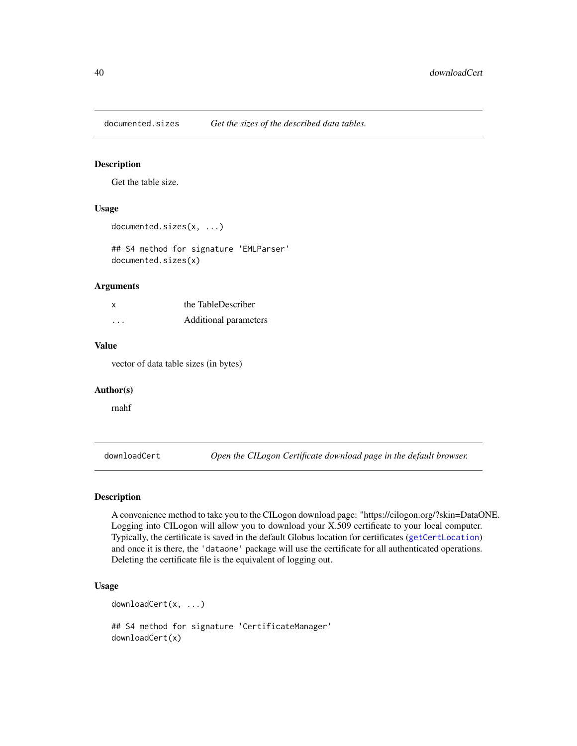## documented.sizes — *Get the sizes of the described data tables.*

### Description

Get the table size.

### Usage

```
documented.sizes(x, ...)

## S4 method for signature 'EMLParser'
documented.sizes(x)
```

### Arguments

| | |
|---|---|
| x | the TableDescriber |
| ... | Additional parameters |

### Value

vector of data table sizes (in bytes)

### Author(s)

rnahf

## downloadCert — *Open the CILogon Certificate download page in the default browser.*

### Description

A convenience method to take you to the CILogon download page: "https://cilogon.org/?skin=DataONE. Logging into CILogon will allow you to download your X.509 certificate to your local computer. Typically, the certificate is saved in the default Globus location for certificates (`getCertLocation`) and once it is there, the 'dataone' package will use the certificate for all authenticated operations. Deleting the certificate file is the equivalent of logging out.

### Usage

```
downloadCert(x, ...)

## S4 method for signature 'CertificateManager'
downloadCert(x)
```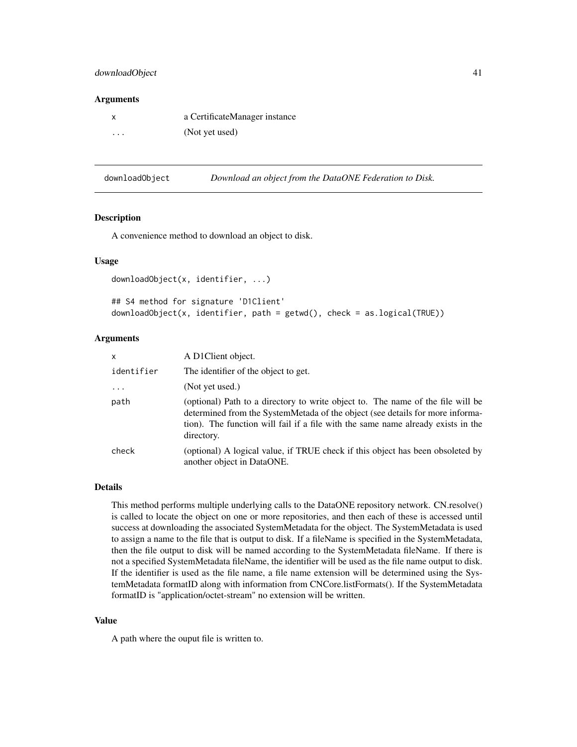### Arguments

| | |
|---|---|
| x | a CertificateManager instance |
| ... | (Not yet used) |

---

## downloadObject — *Download an object from the DataONE Federation to Disk.*

### Description

A convenience method to download an object to disk.

### Usage

```
downloadObject(x, identifier, ...)

## S4 method for signature 'D1Client'
downloadObject(x, identifier, path = getwd(), check = as.logical(TRUE))
```

### Arguments

| | |
|---|---|
| x | A D1Client object. |
| identifier | The identifier of the object to get. |
| ... | (Not yet used.) |
| path | (optional) Path to a directory to write object to. The name of the file will be determined from the SystemMetada of the object (see details for more information). The function will fail if a file with the same name already exists in the directory. |
| check | (optional) A logical value, if TRUE check if this object has been obsoleted by another object in DataONE. |

### Details

This method performs multiple underlying calls to the DataONE repository network. CN.resolve() is called to locate the object on one or more repositories, and then each of these is accessed until success at downloading the associated SystemMetadata for the object. The SystemMetadata is used to assign a name to the file that is output to disk. If a fileName is specified in the SystemMetadata, then the file output to disk will be named according to the SystemMetadata fileName. If there is not a specified SystemMetadata fileName, the identifier will be used as the file name output to disk. If the identifier is used as the file name, a file name extension will be determined using the SystemMetadata formatID along with information from CNCore.listFormats(). If the SystemMetadata formatID is "application/octet-stream" no extension will be written.

### Value

A path where the ouput file is written to.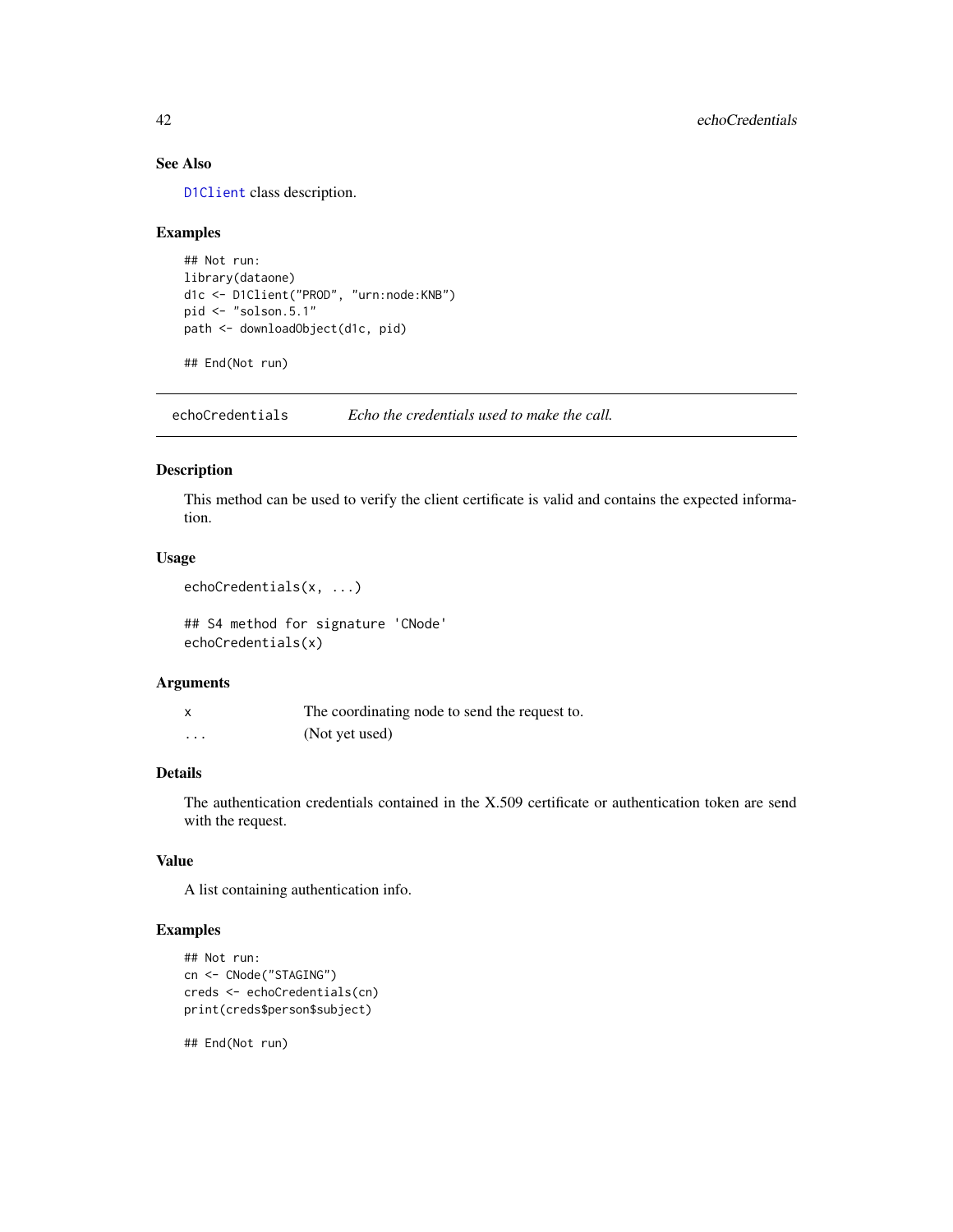## See Also

D1Client class description.

## Examples

```
## Not run:
library(dataone)
d1c <- D1Client("PROD", "urn:node:KNB")
pid <- "solson.5.1"
path <- downloadObject(d1c, pid)

## End(Not run)
```

---

# echoCredentials *Echo the credentials used to make the call.*

## Description

This method can be used to verify the client certificate is valid and contains the expected information.

## Usage

```
echoCredentials(x, ...)

## S4 method for signature 'CNode'
echoCredentials(x)
```

## Arguments

| | |
|---|---|
| x | The coordinating node to send the request to. |
| ... | (Not yet used) |

## Details

The authentication credentials contained in the X.509 certificate or authentication token are send with the request.

## Value

A list containing authentication info.

## Examples

```
## Not run:
cn <- CNode("STAGING")
creds <- echoCredentials(cn)
print(creds$person$subject)

## End(Not run)
```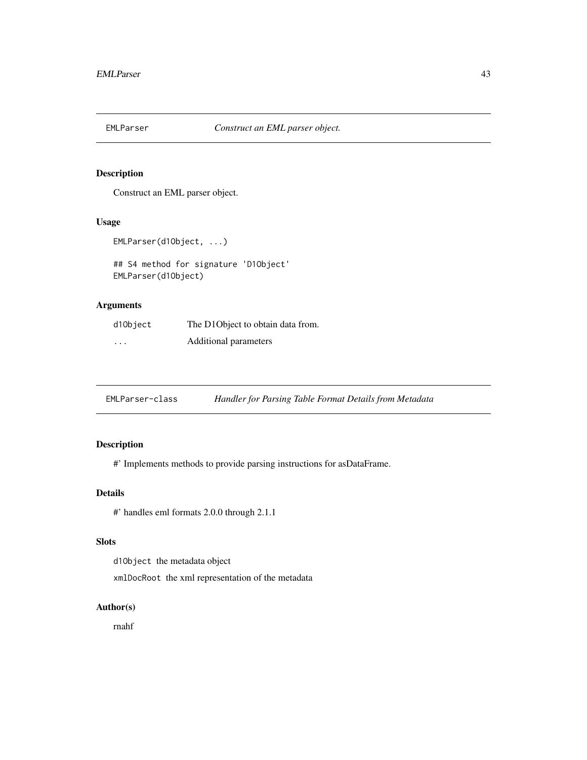## EMLParser *Construct an EML parser object.*

### Description

Construct an EML parser object.

### Usage

```
EMLParser(d1Object, ...)

## S4 method for signature 'D1Object'
EMLParser(d1Object)
```

### Arguments

| | |
|---|---|
| d1Object | The D1Object to obtain data from. |
| ... | Additional parameters |

## EMLParser-class *Handler for Parsing Table Format Details from Metadata*

### Description

#' Implements methods to provide parsing instructions for asDataFrame.

### Details

#' handles eml formats 2.0.0 through 2.1.1

### Slots

d1Object the metadata object

xmlDocRoot the xml representation of the metadata

### Author(s)

rnahf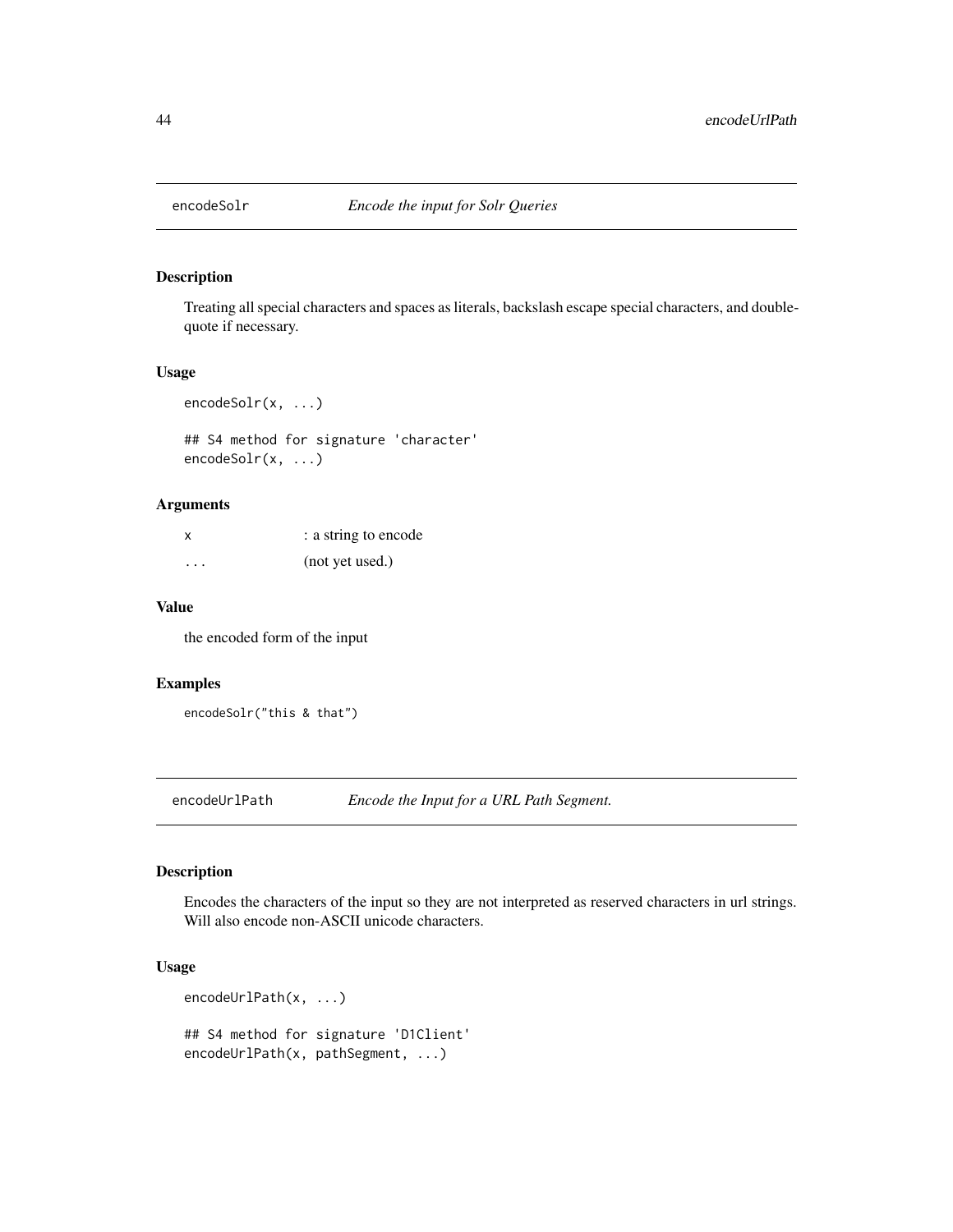## encodeSolr — *Encode the input for Solr Queries*

### Description

Treating all special characters and spaces as literals, backslash escape special characters, and double-quote if necessary.

### Usage

```
encodeSolr(x, ...)

## S4 method for signature 'character'
encodeSolr(x, ...)
```

### Arguments

| | |
|---|---|
| x | : a string to encode |
| ... | (not yet used.) |

### Value

the encoded form of the input

### Examples

```
encodeSolr("this & that")
```

## encodeUrlPath — *Encode the Input for a URL Path Segment.*

### Description

Encodes the characters of the input so they are not interpreted as reserved characters in url strings. Will also encode non-ASCII unicode characters.

### Usage

```
encodeUrlPath(x, ...)

## S4 method for signature 'D1Client'
encodeUrlPath(x, pathSegment, ...)
```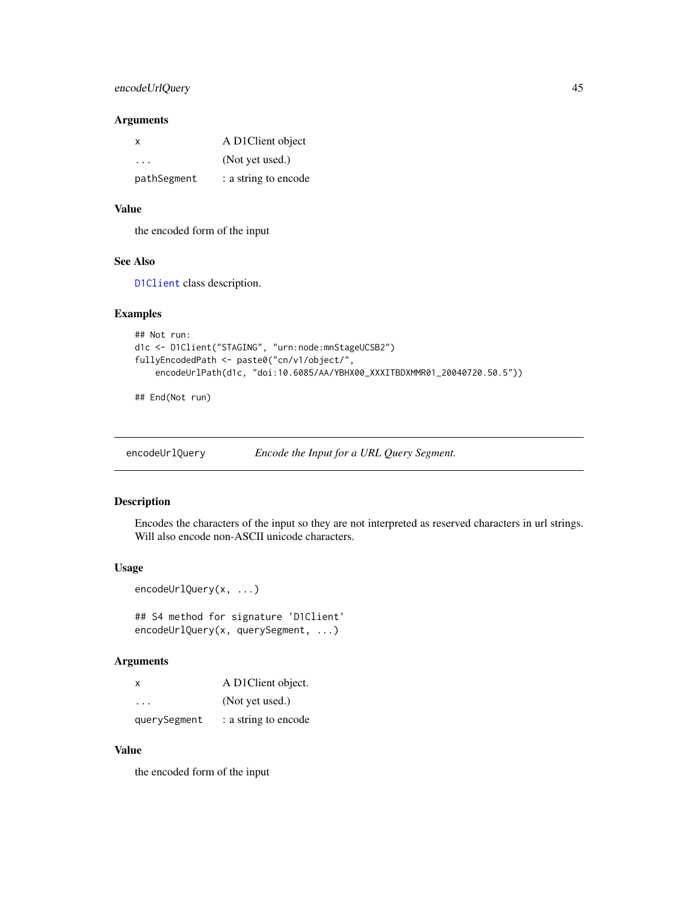### Arguments

| | |
|---|---|
| `x` | A D1Client object |
| `...` | (Not yet used.) |
| `pathSegment` | : a string to encode |

### Value

the encoded form of the input

### See Also

`D1Client` class description.

### Examples

```
## Not run:
d1c <- D1Client("STAGING", "urn:node:mnStageUCSB2")
fullyEncodedPath <- paste0("cn/v1/object/",
    encodeUrlPath(d1c, "doi:10.6085/AA/YBHX00_XXXITBDXMMR01_20040720.50.5"))

## End(Not run)
```

---

## encodeUrlQuery — *Encode the Input for a URL Query Segment.*

### Description

Encodes the characters of the input so they are not interpreted as reserved characters in url strings. Will also encode non-ASCII unicode characters.

### Usage

```
encodeUrlQuery(x, ...)

## S4 method for signature 'D1Client'
encodeUrlQuery(x, querySegment, ...)
```

### Arguments

| | |
|---|---|
| `x` | A D1Client object. |
| `...` | (Not yet used.) |
| `querySegment` | : a string to encode |

### Value

the encoded form of the input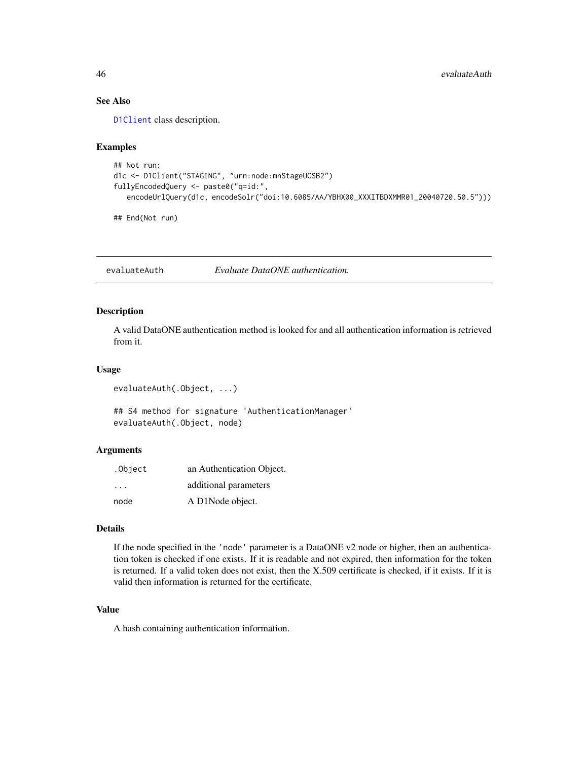### See Also

D1Client class description.

### Examples

```
## Not run:
d1c <- D1Client("STAGING", "urn:node:mnStageUCSB2")
fullyEncodedQuery <- paste0("q=id:",
   encodeUrlQuery(d1c, encodeSolr("doi:10.6085/AA/YBHX00_XXXITBDXMMR01_20040720.50.5")))

## End(Not run)
```

---

## evaluateAuth *Evaluate DataONE authentication.*

---

### Description

A valid DataONE authentication method is looked for and all authentication information is retrieved from it.

### Usage

```
evaluateAuth(.Object, ...)

## S4 method for signature 'AuthenticationManager'
evaluateAuth(.Object, node)
```

### Arguments

| | |
|---|---|
| .Object | an Authentication Object. |
| ... | additional parameters |
| node | A D1Node object. |

### Details

If the node specified in the 'node' parameter is a DataONE v2 node or higher, then an authentication token is checked if one exists. If it is readable and not expired, then information for the token is returned. If a valid token does not exist, then the X.509 certificate is checked, if it exists. If it is valid then information is returned for the certificate.

### Value

A hash containing authentication information.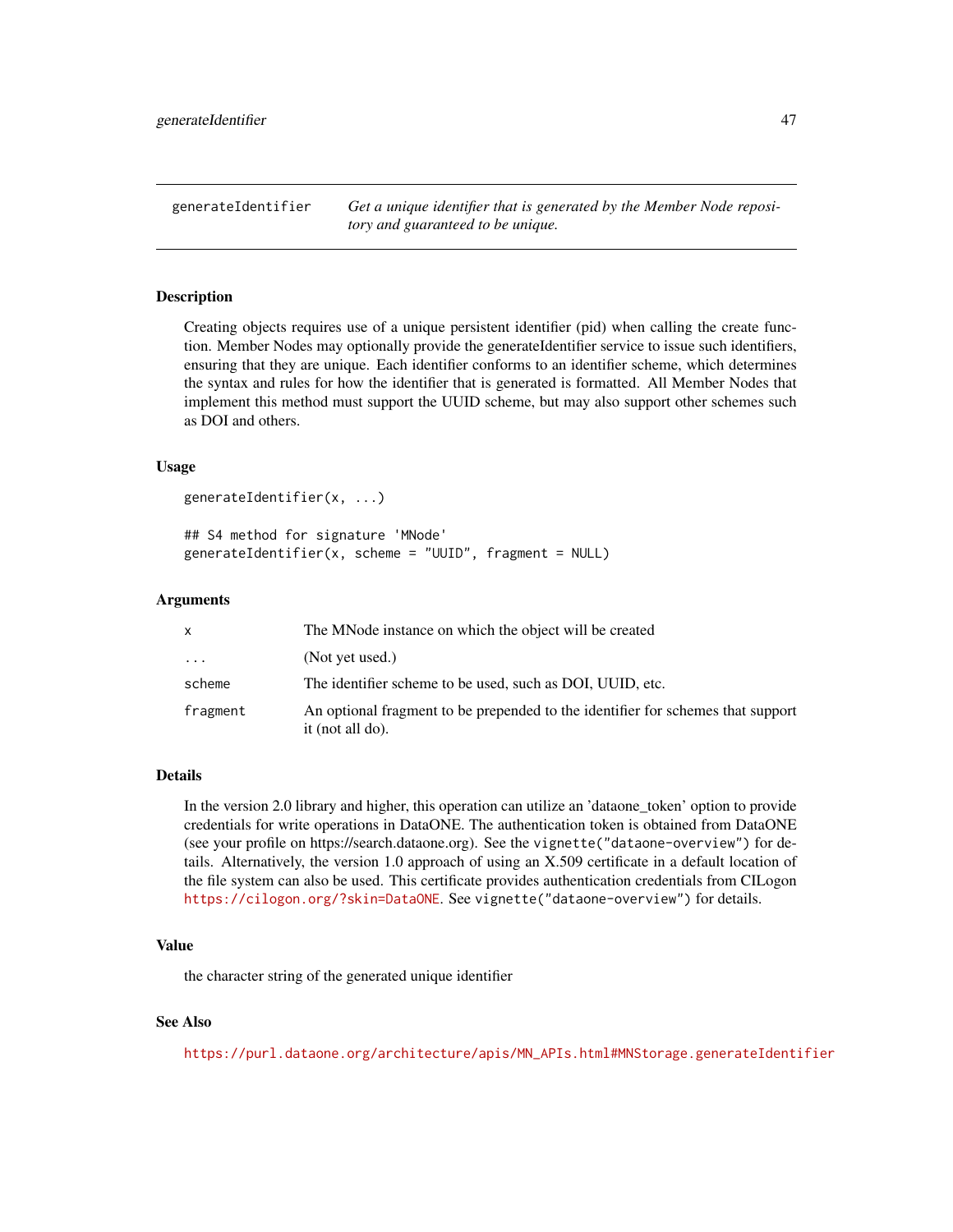## generateIdentifier

*Get a unique identifier that is generated by the Member Node repository and guaranteed to be unique.*

### Description

Creating objects requires use of a unique persistent identifier (pid) when calling the create function. Member Nodes may optionally provide the generateIdentifier service to issue such identifiers, ensuring that they are unique. Each identifier conforms to an identifier scheme, which determines the syntax and rules for how the identifier that is generated is formatted. All Member Nodes that implement this method must support the UUID scheme, but may also support other schemes such as DOI and others.

### Usage

```
generateIdentifier(x, ...)

## S4 method for signature 'MNode'
generateIdentifier(x, scheme = "UUID", fragment = NULL)
```

### Arguments

| | |
|---|---|
| `x` | The MNode instance on which the object will be created |
| `...` | (Not yet used.) |
| `scheme` | The identifier scheme to be used, such as DOI, UUID, etc. |
| `fragment` | An optional fragment to be prepended to the identifier for schemes that support it (not all do). |

### Details

In the version 2.0 library and higher, this operation can utilize an 'dataone_token' option to provide credentials for write operations in DataONE. The authentication token is obtained from DataONE (see your profile on https://search.dataone.org). See the `vignette("dataone-overview")` for details. Alternatively, the version 1.0 approach of using an X.509 certificate in a default location of the file system can also be used. This certificate provides authentication credentials from CILogon https://cilogon.org/?skin=DataONE. See `vignette("dataone-overview")` for details.

### Value

the character string of the generated unique identifier

### See Also

https://purl.dataone.org/architecture/apis/MN_APIs.html#MNStorage.generateIdentifier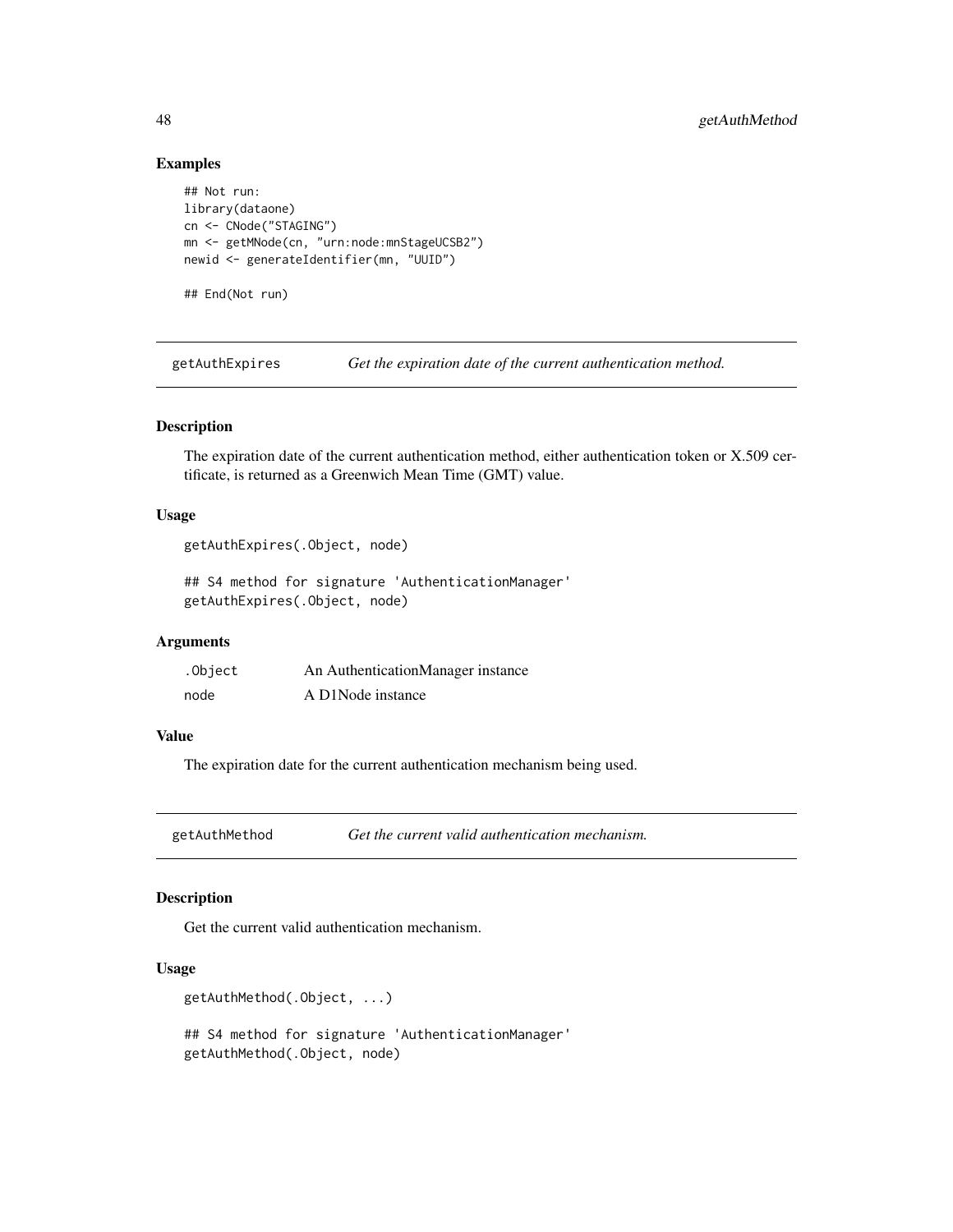### Examples

```
## Not run:
library(dataone)
cn <- CNode("STAGING")
mn <- getMNode(cn, "urn:node:mnStageUCSB2")
newid <- generateIdentifier(mn, "UUID")

## End(Not run)
```

## getAuthExpires — *Get the expiration date of the current authentication method.*

### Description

The expiration date of the current authentication method, either authentication token or X.509 certificate, is returned as a Greenwich Mean Time (GMT) value.

### Usage

```
getAuthExpires(.Object, node)

## S4 method for signature 'AuthenticationManager'
getAuthExpires(.Object, node)
```

### Arguments

| | |
|---|---|
| `.Object` | An AuthenticationManager instance |
| `node` | A D1Node instance |

### Value

The expiration date for the current authentication mechanism being used.

## getAuthMethod — *Get the current valid authentication mechanism.*

### Description

Get the current valid authentication mechanism.

### Usage

```
getAuthMethod(.Object, ...)

## S4 method for signature 'AuthenticationManager'
getAuthMethod(.Object, node)
```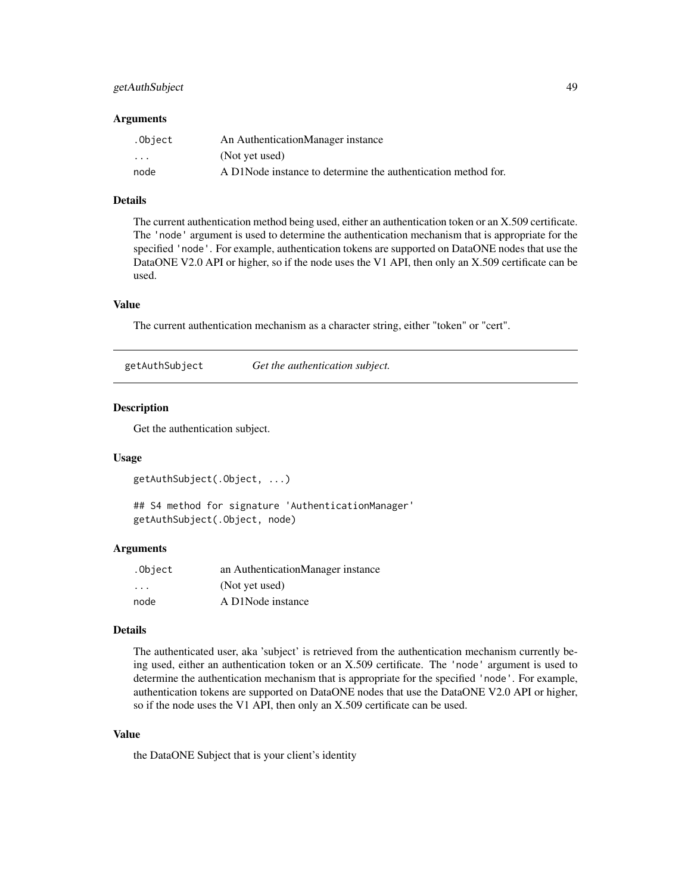### Arguments

| | |
|---|---|
| `.Object` | An AuthenticationManager instance |
| `...` | (Not yet used) |
| `node` | A D1Node instance to determine the authentication method for. |

### Details

The current authentication method being used, either an authentication token or an X.509 certificate. The 'node' argument is used to determine the authentication mechanism that is appropriate for the specified 'node'. For example, authentication tokens are supported on DataONE nodes that use the DataONE V2.0 API or higher, so if the node uses the V1 API, then only an X.509 certificate can be used.

### Value

The current authentication mechanism as a character string, either "token" or "cert".

---

## getAuthSubject *Get the authentication subject.*

---

### Description

Get the authentication subject.

### Usage

```
getAuthSubject(.Object, ...)

## S4 method for signature 'AuthenticationManager'
getAuthSubject(.Object, node)
```

### Arguments

| | |
|---|---|
| `.Object` | an AuthenticationManager instance |
| `...` | (Not yet used) |
| `node` | A D1Node instance |

### Details

The authenticated user, aka 'subject' is retrieved from the authentication mechanism currently being used, either an authentication token or an X.509 certificate. The 'node' argument is used to determine the authentication mechanism that is appropriate for the specified 'node'. For example, authentication tokens are supported on DataONE nodes that use the DataONE V2.0 API or higher, so if the node uses the V1 API, then only an X.509 certificate can be used.

### Value

the DataONE Subject that is your client's identity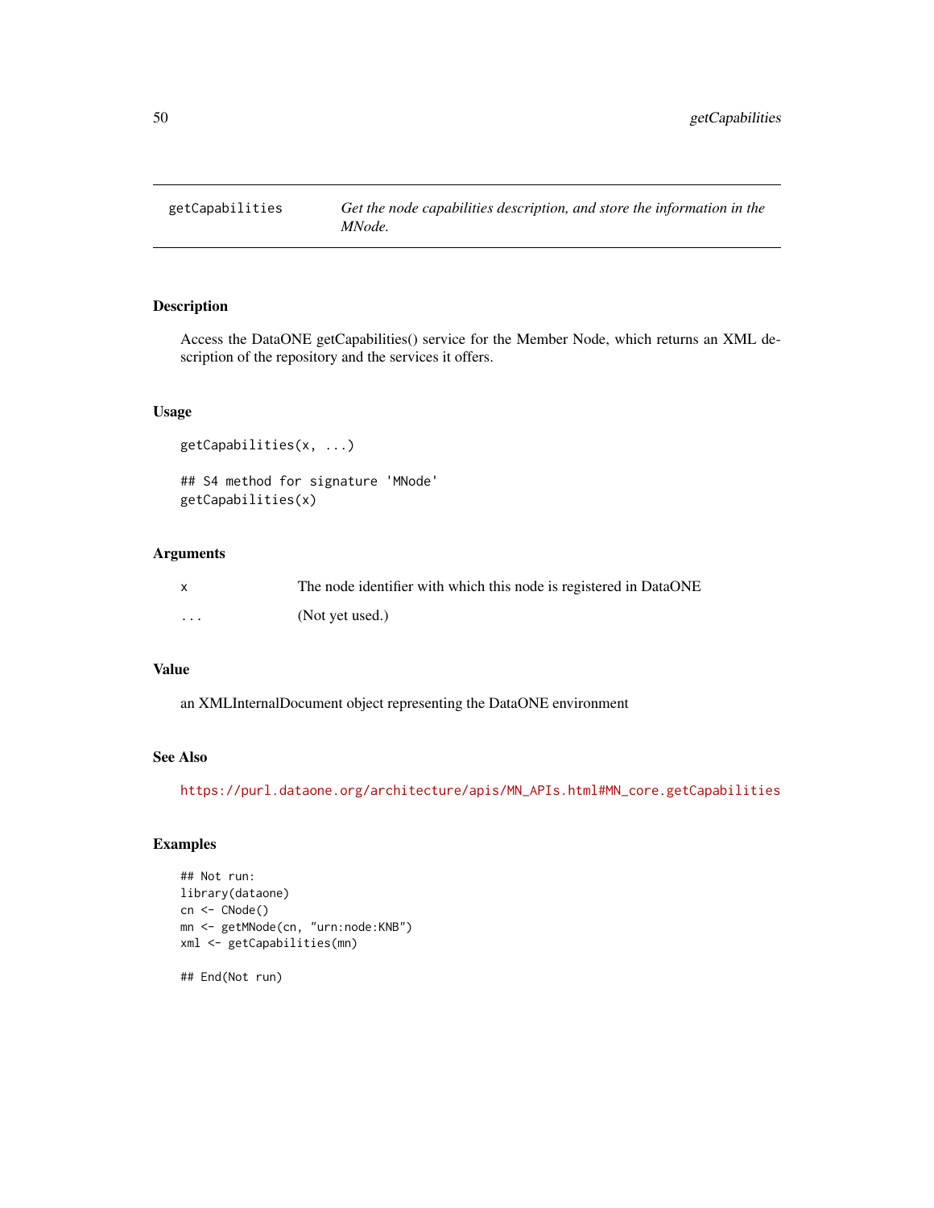# getCapabilities

*Get the node capabilities description, and store the information in the MNode.*

## Description

Access the DataONE getCapabilities() service for the Member Node, which returns an XML description of the repository and the services it offers.

## Usage

```
getCapabilities(x, ...)

## S4 method for signature 'MNode'
getCapabilities(x)
```

## Arguments

| | |
|---|---|
| x | The node identifier with which this node is registered in DataONE |
| ... | (Not yet used.) |

## Value

an XMLInternalDocument object representing the DataONE environment

## See Also

https://purl.dataone.org/architecture/apis/MN_APIs.html#MN_core.getCapabilities

## Examples

```
## Not run:
library(dataone)
cn <- CNode()
mn <- getMNode(cn, "urn:node:KNB")
xml <- getCapabilities(mn)

## End(Not run)
```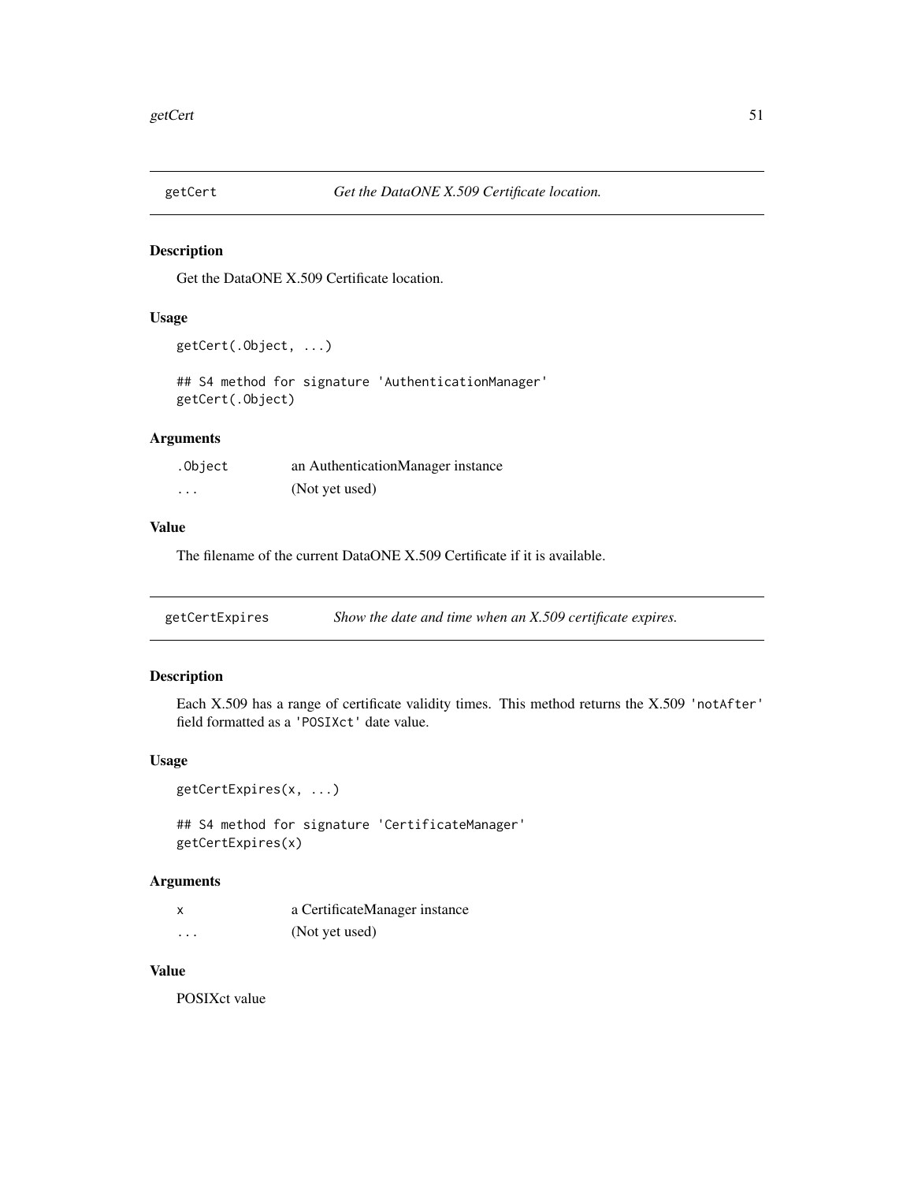## getCert — *Get the DataONE X.509 Certificate location.*

### Description

Get the DataONE X.509 Certificate location.

### Usage

```
getCert(.Object, ...)

## S4 method for signature 'AuthenticationManager'
getCert(.Object)
```

### Arguments

| | |
|---|---|
| .Object | an AuthenticationManager instance |
| ... | (Not yet used) |

### Value

The filename of the current DataONE X.509 Certificate if it is available.

## getCertExpires — *Show the date and time when an X.509 certificate expires.*

### Description

Each X.509 has a range of certificate validity times. This method returns the X.509 `'notAfter'` field formatted as a `'POSIXct'` date value.

### Usage

```
getCertExpires(x, ...)

## S4 method for signature 'CertificateManager'
getCertExpires(x)
```

### Arguments

| | |
|---|---|
| x | a CertificateManager instance |
| ... | (Not yet used) |

### Value

POSIXct value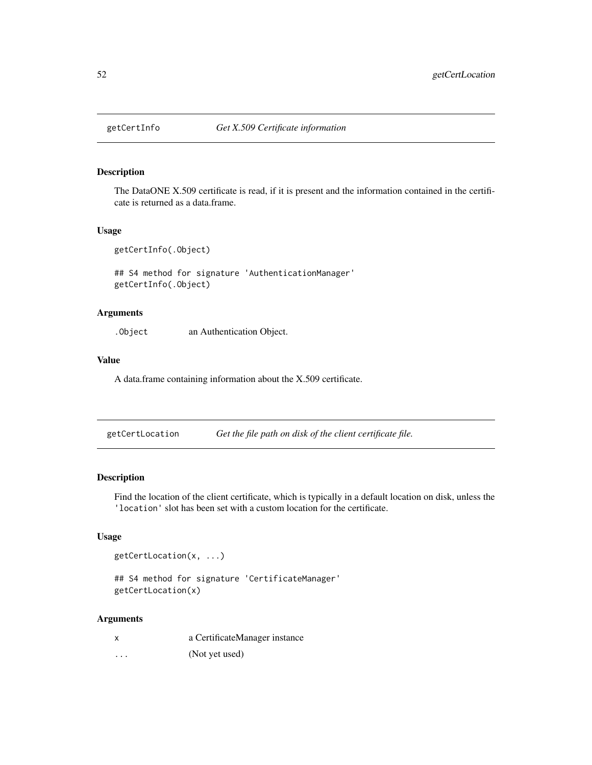## getCertInfo *Get X.509 Certificate information*

### Description

The DataONE X.509 certificate is read, if it is present and the information contained in the certificate is returned as a data.frame.

### Usage

```
getCertInfo(.Object)

## S4 method for signature 'AuthenticationManager'
getCertInfo(.Object)
```

### Arguments

| | |
|---|---|
| `.Object` | an Authentication Object. |

### Value

A data.frame containing information about the X.509 certificate.

## getCertLocation *Get the file path on disk of the client certificate file.*

### Description

Find the location of the client certificate, which is typically in a default location on disk, unless the `'location'` slot has been set with a custom location for the certificate.

### Usage

```
getCertLocation(x, ...)

## S4 method for signature 'CertificateManager'
getCertLocation(x)
```

### Arguments

| | |
|---|---|
| `x` | a CertificateManager instance |
| `...` | (Not yet used) |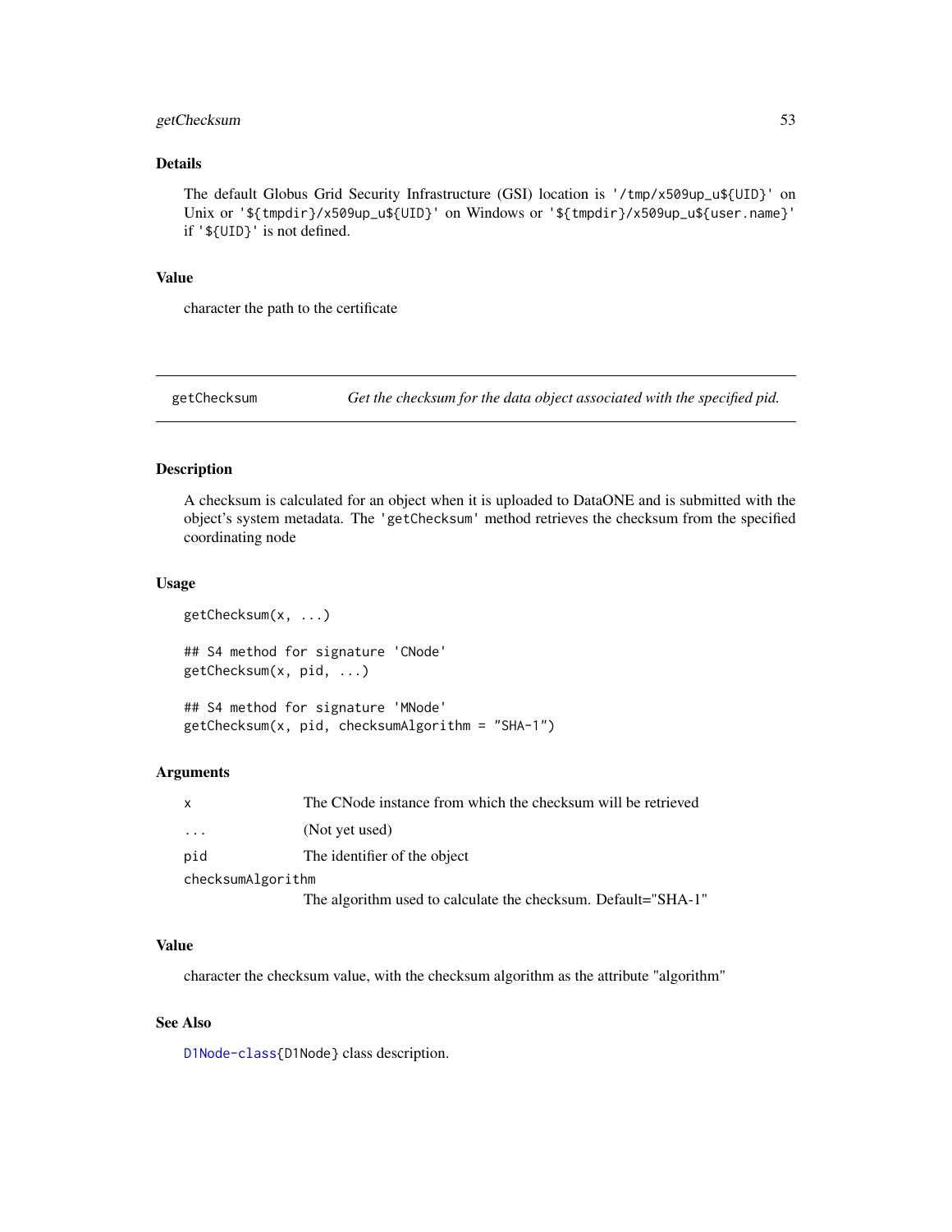### Details

The default Globus Grid Security Infrastructure (GSI) location is `'/tmp/x509up_u${UID}'` on Unix or `'${tmpdir}/x509up_u${UID}'` on Windows or `'${tmpdir}/x509up_u${user.name}'` if `'${UID}'` is not defined.

### Value

character the path to the certificate

---

## getChecksum — *Get the checksum for the data object associated with the specified pid.*

### Description

A checksum is calculated for an object when it is uploaded to DataONE and is submitted with the object's system metadata. The `'getChecksum'` method retrieves the checksum from the specified coordinating node

### Usage

```
getChecksum(x, ...)

## S4 method for signature 'CNode'
getChecksum(x, pid, ...)

## S4 method for signature 'MNode'
getChecksum(x, pid, checksumAlgorithm = "SHA-1")
```

### Arguments

| | |
|---|---|
| `x` | The CNode instance from which the checksum will be retrieved |
| `...` | (Not yet used) |
| `pid` | The identifier of the object |
| `checksumAlgorithm` | The algorithm used to calculate the checksum. Default="SHA-1" |

### Value

character the checksum value, with the checksum algorithm as the attribute "algorithm"

### See Also

`D1Node-class{D1Node}` class description.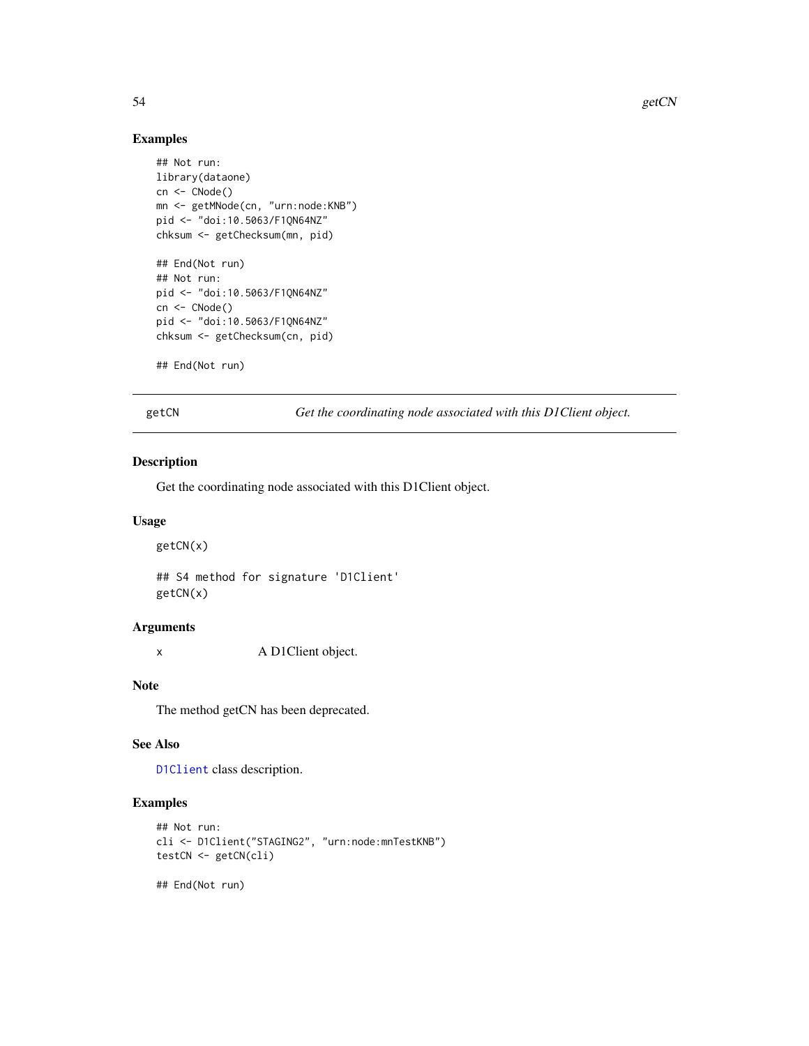### Examples

```
## Not run:
library(dataone)
cn <- CNode()
mn <- getMNode(cn, "urn:node:KNB")
pid <- "doi:10.5063/F1QN64NZ"
chksum <- getChecksum(mn, pid)

## End(Not run)
## Not run:
pid <- "doi:10.5063/F1QN64NZ"
cn <- CNode()
pid <- "doi:10.5063/F1QN64NZ"
chksum <- getChecksum(cn, pid)

## End(Not run)
```

---

## getCN — *Get the coordinating node associated with this D1Client object.*

---

### Description

Get the coordinating node associated with this D1Client object.

### Usage

```
getCN(x)

## S4 method for signature 'D1Client'
getCN(x)
```

### Arguments

x    A D1Client object.

### Note

The method getCN has been deprecated.

### See Also

`D1Client` class description.

### Examples

```
## Not run:
cli <- D1Client("STAGING2", "urn:node:mnTestKNB")
testCN <- getCN(cli)

## End(Not run)
```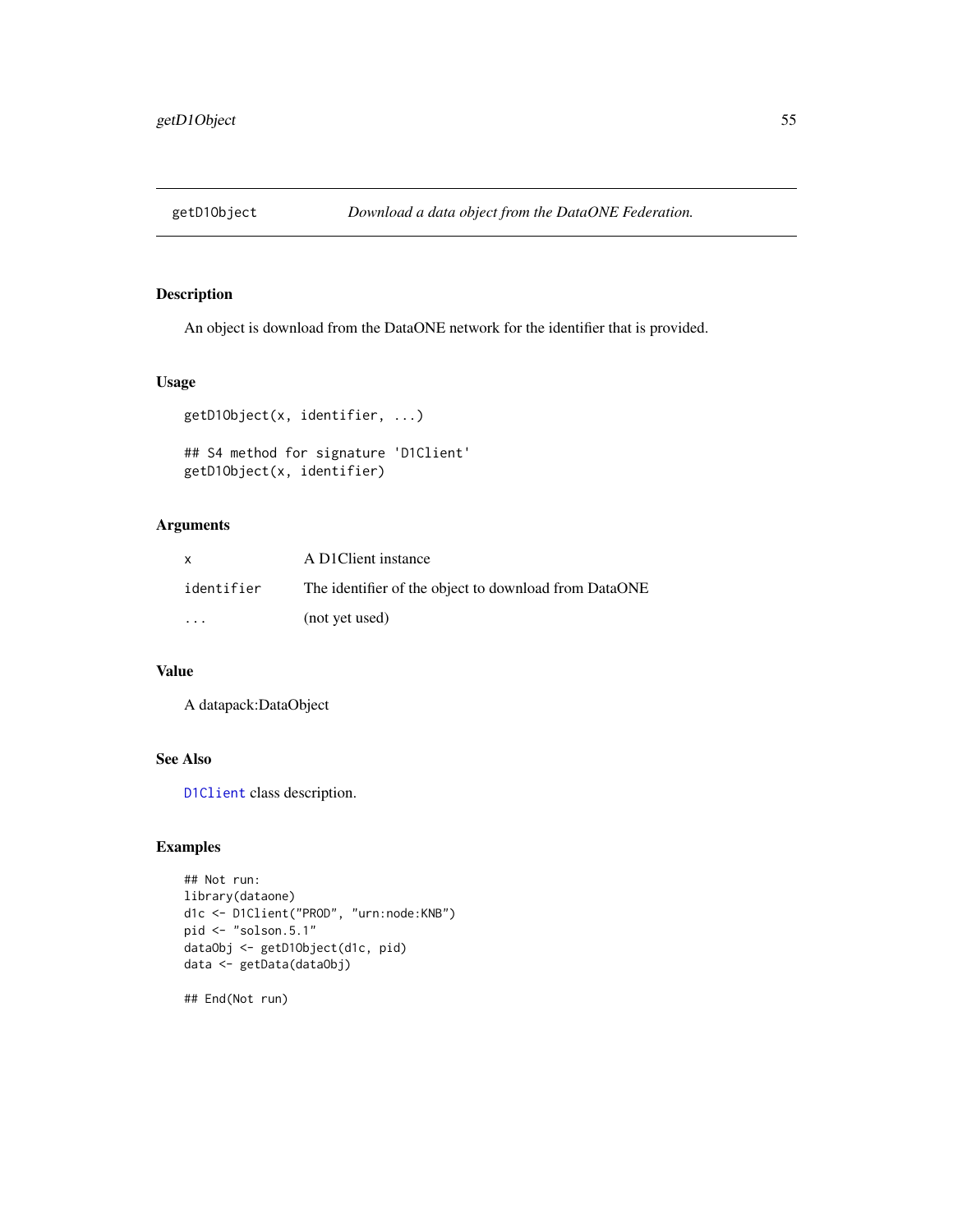# getD1Object — *Download a data object from the DataONE Federation.*

## Description

An object is download from the DataONE network for the identifier that is provided.

## Usage

```
getD1Object(x, identifier, ...)

## S4 method for signature 'D1Client'
getD1Object(x, identifier)
```

## Arguments

| | |
|---|---|
| `x` | A D1Client instance |
| `identifier` | The identifier of the object to download from DataONE |
| `...` | (not yet used) |

## Value

A datapack:DataObject

## See Also

`D1Client` class description.

## Examples

```
## Not run:
library(dataone)
d1c <- D1Client("PROD", "urn:node:KNB")
pid <- "solson.5.1"
dataObj <- getD1Object(d1c, pid)
data <- getData(dataObj)

## End(Not run)
```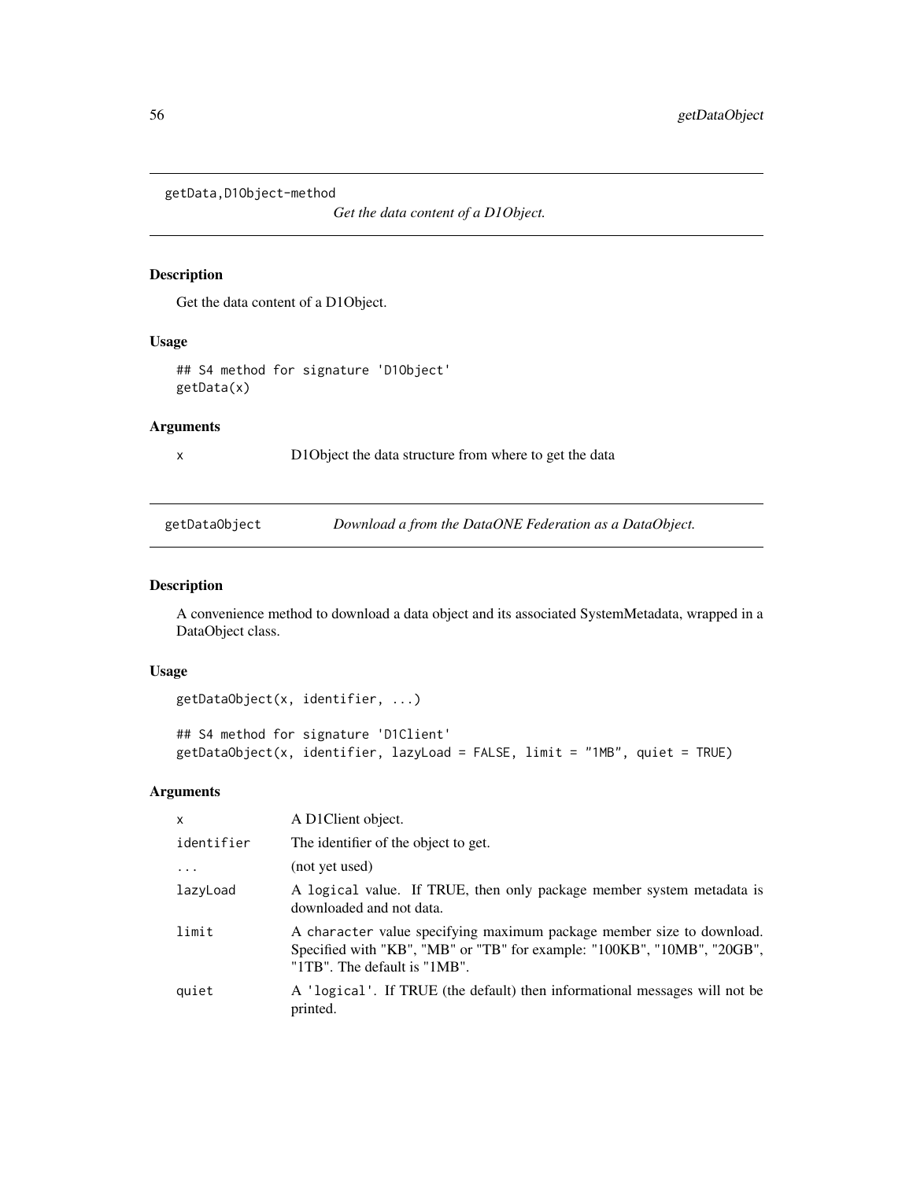## getData,D1Object-method

*Get the data content of a D1Object.*

### Description

Get the data content of a D1Object.

### Usage

```
## S4 method for signature 'D1Object'
getData(x)
```

### Arguments

| | |
|---|---|
| x | D1Object the data structure from where to get the data |

## getDataObject

*Download a from the DataONE Federation as a DataObject.*

### Description

A convenience method to download a data object and its associated SystemMetadata, wrapped in a DataObject class.

### Usage

```
getDataObject(x, identifier, ...)

## S4 method for signature 'D1Client'
getDataObject(x, identifier, lazyLoad = FALSE, limit = "1MB", quiet = TRUE)
```

### Arguments

| | |
|---|---|
| x | A D1Client object. |
| identifier | The identifier of the object to get. |
| ... | (not yet used) |
| lazyLoad | A logical value. If TRUE, then only package member system metadata is downloaded and not data. |
| limit | A character value specifying maximum package member size to download. Specified with "KB", "MB" or "TB" for example: "100KB", "10MB", "20GB", "1TB". The default is "1MB". |
| quiet | A 'logical'. If TRUE (the default) then informational messages will not be printed. |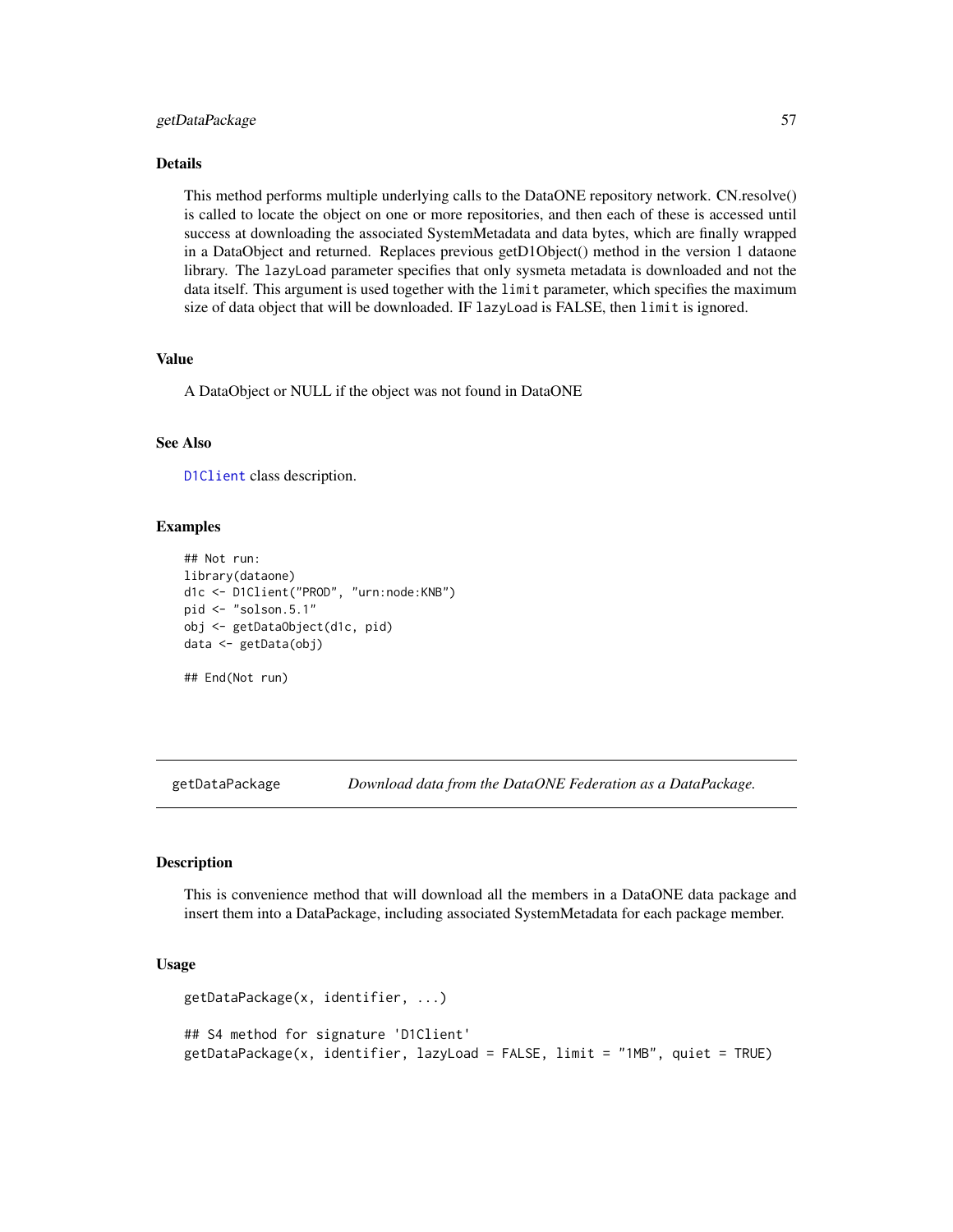### Details

This method performs multiple underlying calls to the DataONE repository network. CN.resolve() is called to locate the object on one or more repositories, and then each of these is accessed until success at downloading the associated SystemMetadata and data bytes, which are finally wrapped in a DataObject and returned. Replaces previous getD1Object() method in the version 1 dataone library. The `lazyLoad` parameter specifies that only sysmeta metadata is downloaded and not the data itself. This argument is used together with the `limit` parameter, which specifies the maximum size of data object that will be downloaded. IF `lazyLoad` is FALSE, then `limit` is ignored.

### Value

A DataObject or NULL if the object was not found in DataONE

### See Also

`D1Client` class description.

### Examples

```
## Not run:
library(dataone)
d1c <- D1Client("PROD", "urn:node:KNB")
pid <- "solson.5.1"
obj <- getDataObject(d1c, pid)
data <- getData(obj)

## End(Not run)
```

---

## getDataPackage — *Download data from the DataONE Federation as a DataPackage.*

### Description

This is convenience method that will download all the members in a DataONE data package and insert them into a DataPackage, including associated SystemMetadata for each package member.

### Usage

```
getDataPackage(x, identifier, ...)

## S4 method for signature 'D1Client'
getDataPackage(x, identifier, lazyLoad = FALSE, limit = "1MB", quiet = TRUE)
```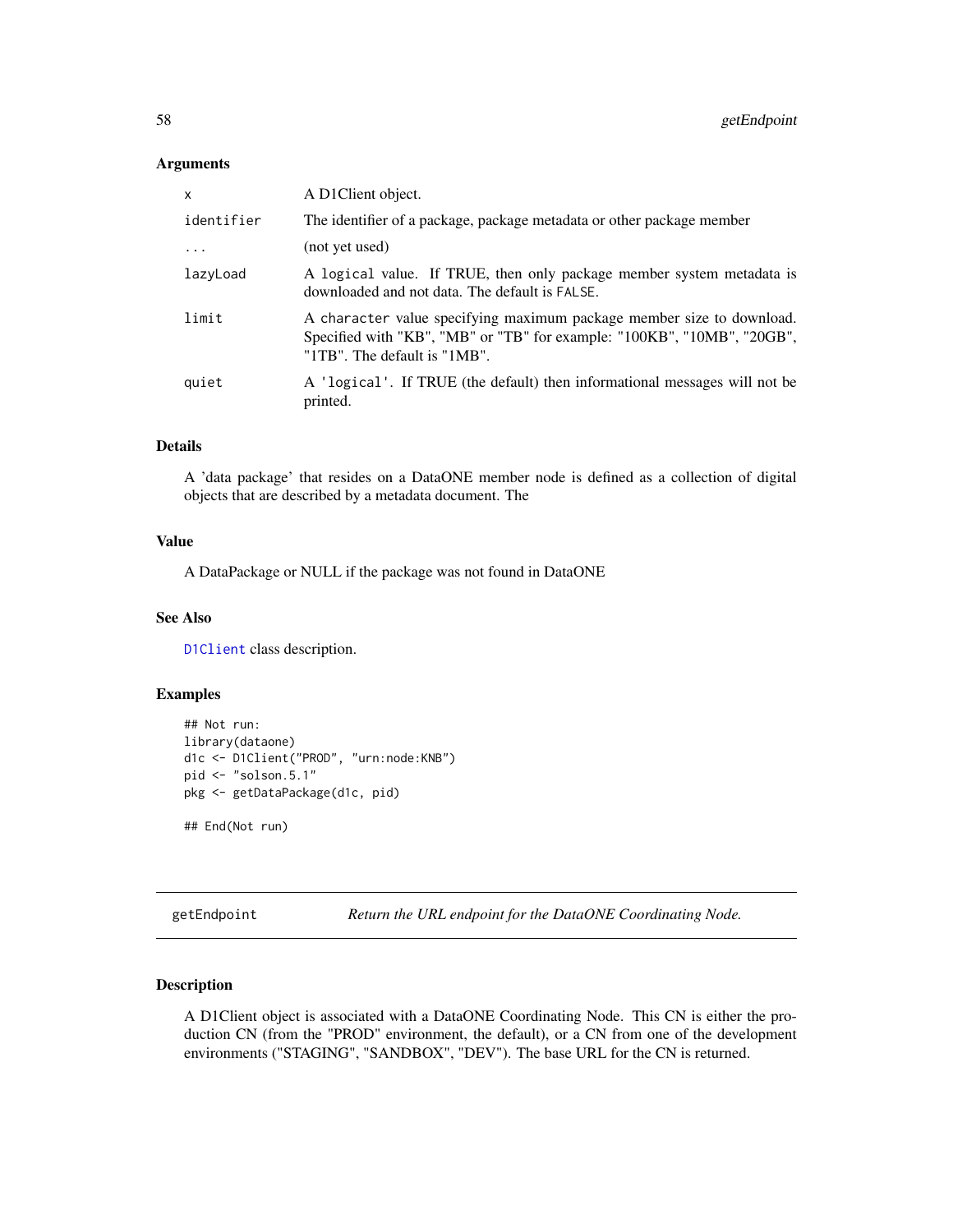### Arguments

| | |
|---|---|
| x | A D1Client object. |
| identifier | The identifier of a package, package metadata or other package member |
| ... | (not yet used) |
| lazyLoad | A logical value. If TRUE, then only package member system metadata is downloaded and not data. The default is FALSE. |
| limit | A character value specifying maximum package member size to download. Specified with "KB", "MB" or "TB" for example: "100KB", "10MB", "20GB", "1TB". The default is "1MB". |
| quiet | A 'logical'. If TRUE (the default) then informational messages will not be printed. |

### Details

A 'data package' that resides on a DataONE member node is defined as a collection of digital objects that are described by a metadata document. The

### Value

A DataPackage or NULL if the package was not found in DataONE

### See Also

D1Client class description.

### Examples

```
## Not run:
library(dataone)
d1c <- D1Client("PROD", "urn:node:KNB")
pid <- "solson.5.1"
pkg <- getDataPackage(d1c, pid)

## End(Not run)
```

---

## getEndpoint — *Return the URL endpoint for the DataONE Coordinating Node.*

---

### Description

A D1Client object is associated with a DataONE Coordinating Node. This CN is either the production CN (from the "PROD" environment, the default), or a CN from one of the development environments ("STAGING", "SANDBOX", "DEV"). The base URL for the CN is returned.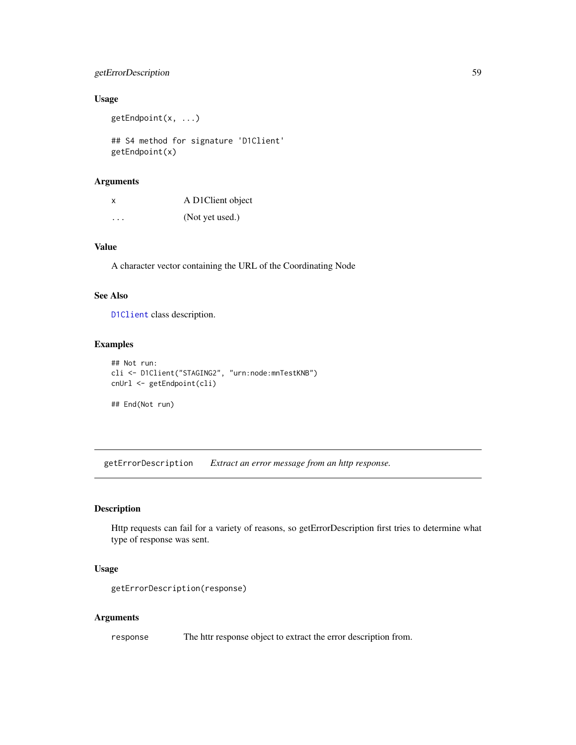### Usage

```
getEndpoint(x, ...)

## S4 method for signature 'D1Client'
getEndpoint(x)
```

### Arguments

| | |
|---|---|
| `x` | A D1Client object |
| `...` | (Not yet used.) |

### Value

A character vector containing the URL of the Coordinating Node

### See Also

`D1Client` class description.

### Examples

```
## Not run:
cli <- D1Client("STAGING2", "urn:node:mnTestKNB")
cnUrl <- getEndpoint(cli)

## End(Not run)
```

---

## getErrorDescription    *Extract an error message from an http response.*

---

### Description

Http requests can fail for a variety of reasons, so getErrorDescription first tries to determine what type of response was sent.

### Usage

```
getErrorDescription(response)
```

### Arguments

| | |
|---|---|
| `response` | The httr response object to extract the error description from. |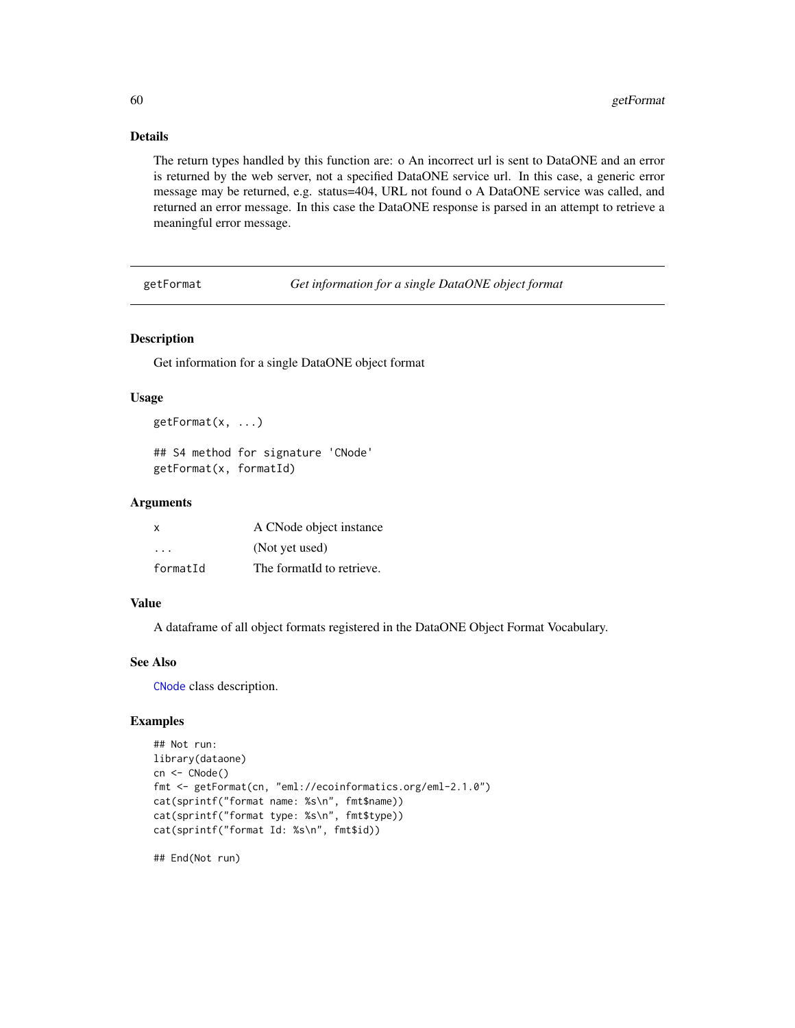### Details

The return types handled by this function are: o An incorrect url is sent to DataONE and an error is returned by the web server, not a specified DataONE service url. In this case, a generic error message may be returned, e.g. status=404, URL not found o A DataONE service was called, and returned an error message. In this case the DataONE response is parsed in an attempt to retrieve a meaningful error message.

---

## getFormat — *Get information for a single DataONE object format*

### Description

Get information for a single DataONE object format

### Usage

```
getFormat(x, ...)

## S4 method for signature 'CNode'
getFormat(x, formatId)
```

### Arguments

| | |
|---|---|
| `x` | A CNode object instance |
| `...` | (Not yet used) |
| `formatId` | The formatId to retrieve. |

### Value

A dataframe of all object formats registered in the DataONE Object Format Vocabulary.

### See Also

`CNode` class description.

### Examples

```
## Not run:
library(dataone)
cn <- CNode()
fmt <- getFormat(cn, "eml://ecoinformatics.org/eml-2.1.0")
cat(sprintf("format name: %s\n", fmt$name))
cat(sprintf("format type: %s\n", fmt$type))
cat(sprintf("format Id: %s\n", fmt$id))

## End(Not run)
```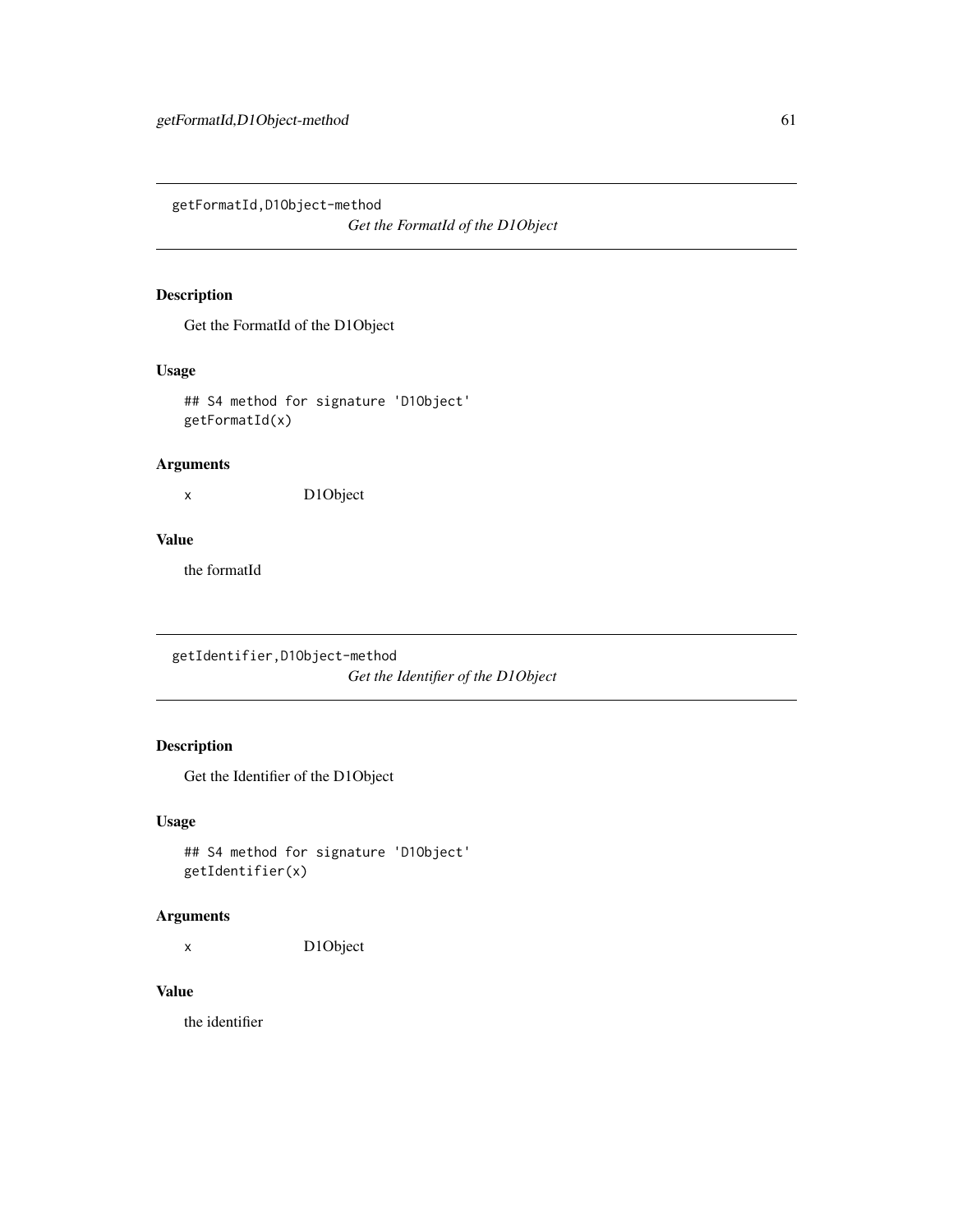## getFormatId,D1Object-method

*Get the FormatId of the D1Object*

### Description

Get the FormatId of the D1Object

### Usage

```
## S4 method for signature 'D1Object'
getFormatId(x)
```

### Arguments

| | |
|---|---|
| x | D1Object |

### Value

the formatId

## getIdentifier,D1Object-method

*Get the Identifier of the D1Object*

### Description

Get the Identifier of the D1Object

### Usage

```
## S4 method for signature 'D1Object'
getIdentifier(x)
```

### Arguments

| | |
|---|---|
| x | D1Object |

### Value

the identifier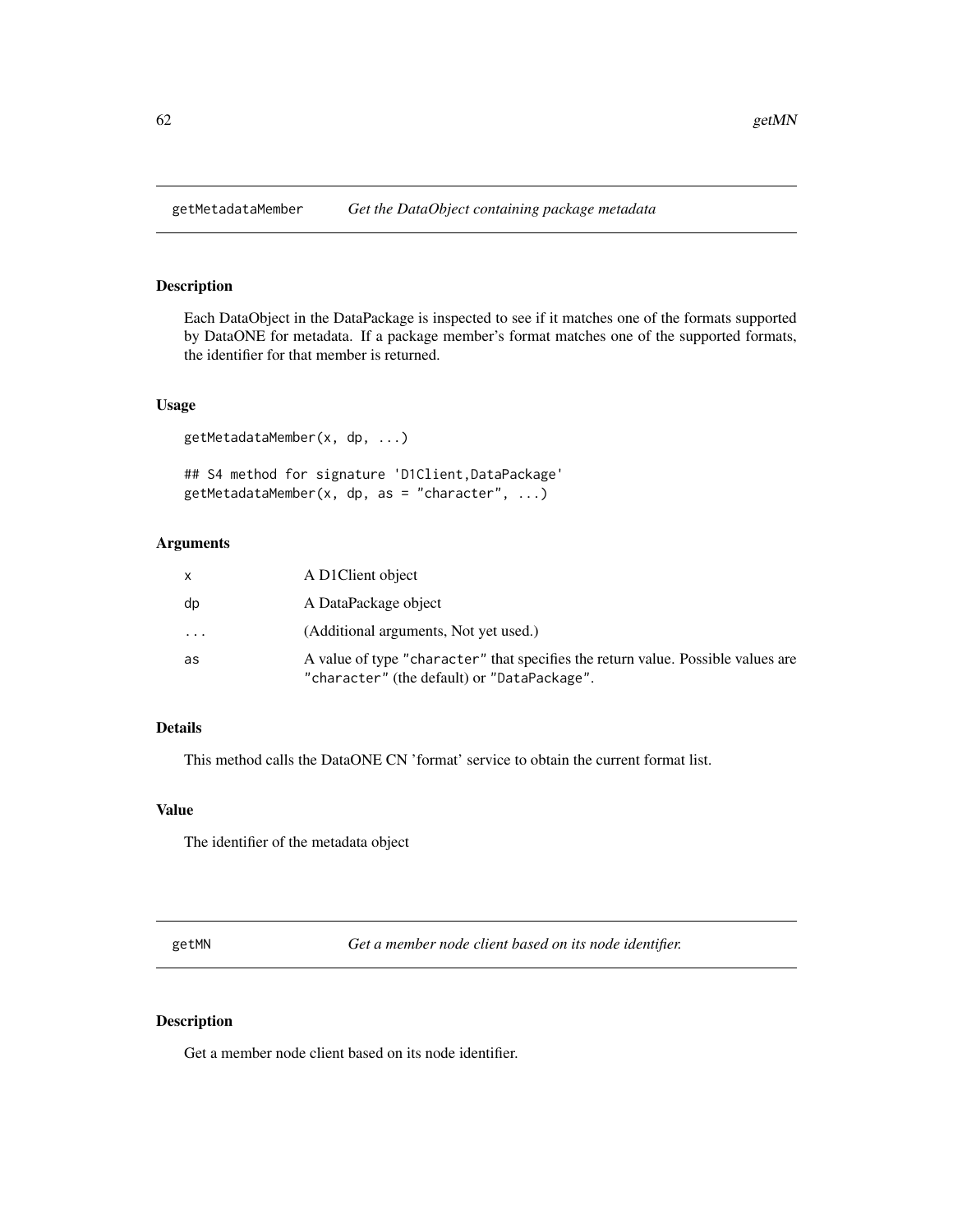## getMetadataMember *Get the DataObject containing package metadata*

### Description

Each DataObject in the DataPackage is inspected to see if it matches one of the formats supported by DataONE for metadata. If a package member's format matches one of the supported formats, the identifier for that member is returned.

### Usage

```
getMetadataMember(x, dp, ...)

## S4 method for signature 'D1Client,DataPackage'
getMetadataMember(x, dp, as = "character", ...)
```

### Arguments

| | |
|---|---|
| `x` | A D1Client object |
| `dp` | A DataPackage object |
| `...` | (Additional arguments, Not yet used.) |
| `as` | A value of type `"character"` that specifies the return value. Possible values are `"character"` (the default) or `"DataPackage"`. |

### Details

This method calls the DataONE CN 'format' service to obtain the current format list.

### Value

The identifier of the metadata object

## getMN *Get a member node client based on its node identifier.*

### Description

Get a member node client based on its node identifier.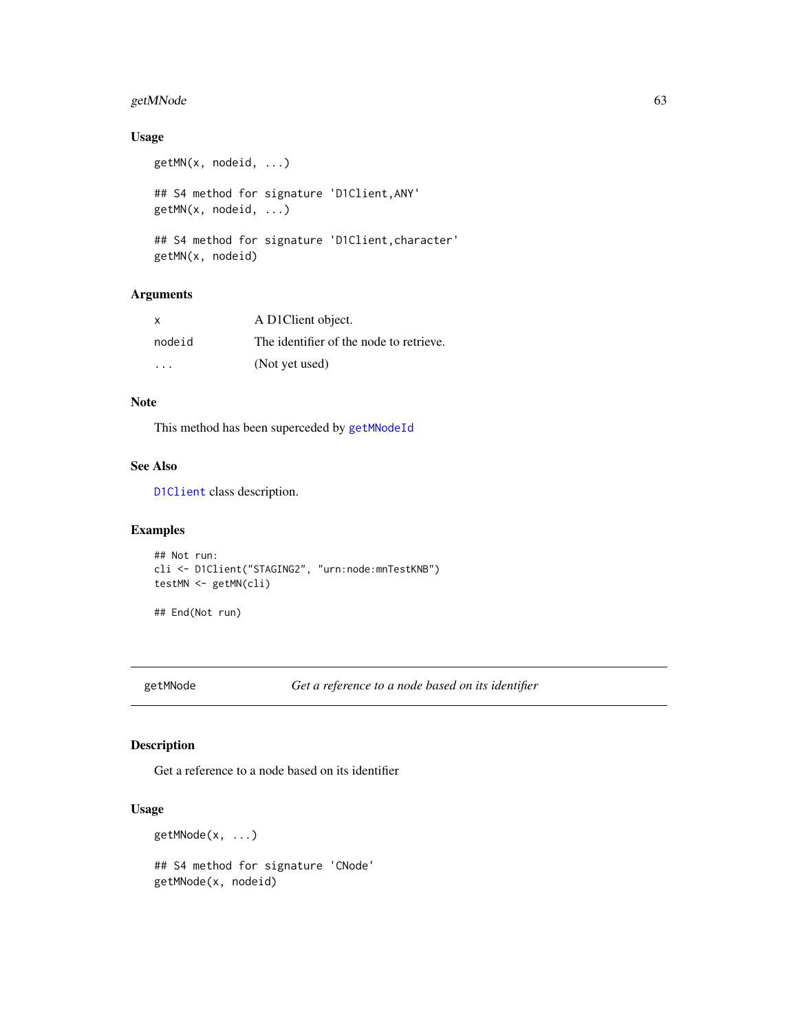### Usage

```
getMN(x, nodeid, ...)

## S4 method for signature 'D1Client,ANY'
getMN(x, nodeid, ...)

## S4 method for signature 'D1Client,character'
getMN(x, nodeid)
```

### Arguments

| | |
|---|---|
| x | A D1Client object. |
| nodeid | The identifier of the node to retrieve. |
| ... | (Not yet used) |

### Note

This method has been superceded by `getMNodeId`

### See Also

`D1Client` class description.

### Examples

```
## Not run:
cli <- D1Client("STAGING2", "urn:node:mnTestKNB")
testMN <- getMN(cli)

## End(Not run)
```

---

## getMNode — *Get a reference to a node based on its identifier*

### Description

Get a reference to a node based on its identifier

### Usage

```
getMNode(x, ...)

## S4 method for signature 'CNode'
getMNode(x, nodeid)
```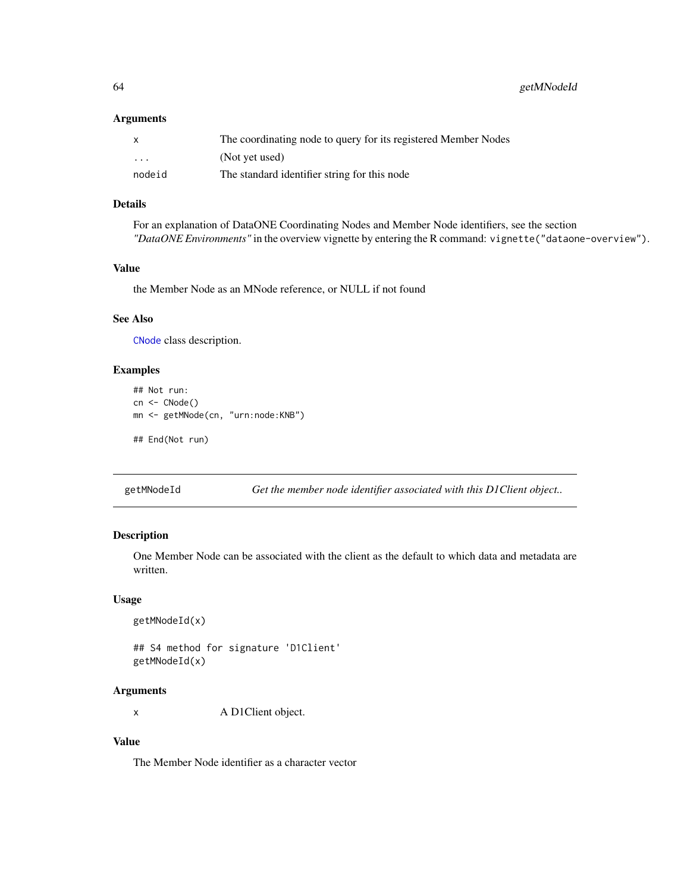### Arguments

| | |
|---|---|
| x | The coordinating node to query for its registered Member Nodes |
| ... | (Not yet used) |
| nodeid | The standard identifier string for this node |

### Details

For an explanation of DataONE Coordinating Nodes and Member Node identifiers, see the section *"DataONE Environments"* in the overview vignette by entering the R command: `vignette("dataone-overview")`.

### Value

the Member Node as an MNode reference, or NULL if not found

### See Also

`CNode` class description.

### Examples

```
## Not run:
cn <- CNode()
mn <- getMNode(cn, "urn:node:KNB")

## End(Not run)
```

---

## getMNodeId — *Get the member node identifier associated with this D1Client object..*

---

### Description

One Member Node can be associated with the client as the default to which data and metadata are written.

### Usage

```
getMNodeId(x)

## S4 method for signature 'D1Client'
getMNodeId(x)
```

### Arguments

| | |
|---|---|
| x | A D1Client object. |

### Value

The Member Node identifier as a character vector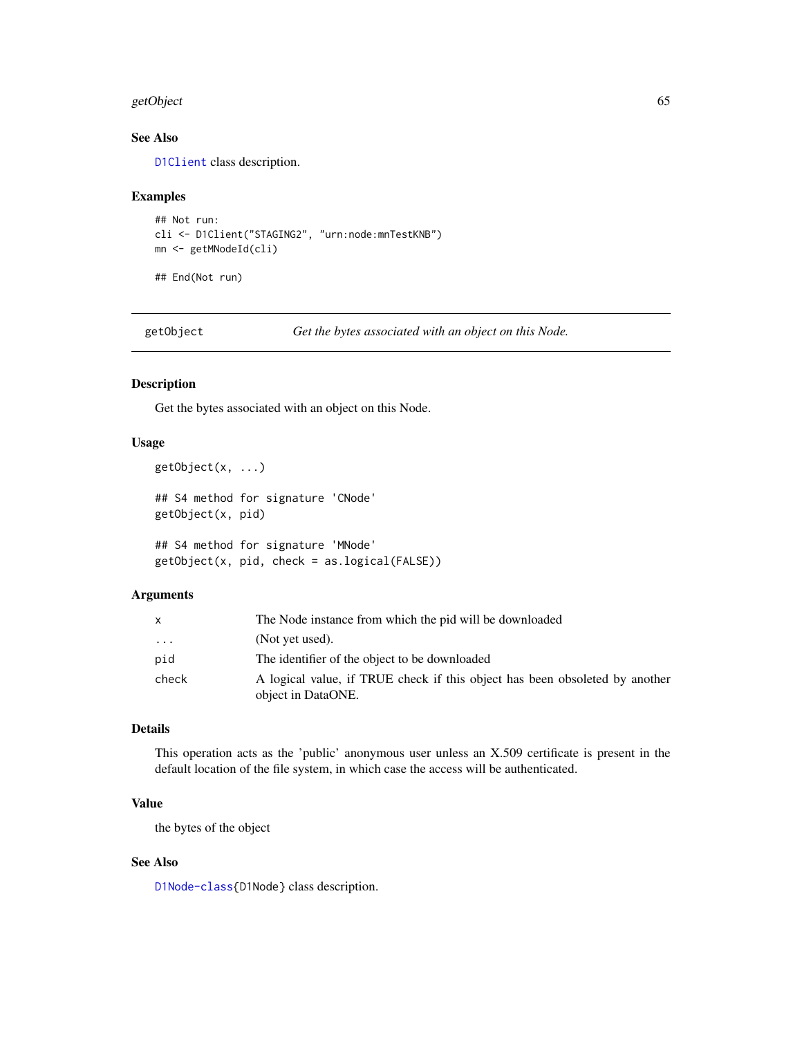### See Also

D1Client class description.

### Examples

```
## Not run:
cli <- D1Client("STAGING2", "urn:node:mnTestKNB")
mn <- getMNodeId(cli)

## End(Not run)
```

---

## getObject — *Get the bytes associated with an object on this Node.*

---

### Description

Get the bytes associated with an object on this Node.

### Usage

```
getObject(x, ...)

## S4 method for signature 'CNode'
getObject(x, pid)

## S4 method for signature 'MNode'
getObject(x, pid, check = as.logical(FALSE))
```

### Arguments

| | |
|---|---|
| x | The Node instance from which the pid will be downloaded |
| ... | (Not yet used). |
| pid | The identifier of the object to be downloaded |
| check | A logical value, if TRUE check if this object has been obsoleted by another object in DataONE. |

### Details

This operation acts as the 'public' anonymous user unless an X.509 certificate is present in the default location of the file system, in which case the access will be authenticated.

### Value

the bytes of the object

### See Also

D1Node-class{D1Node} class description.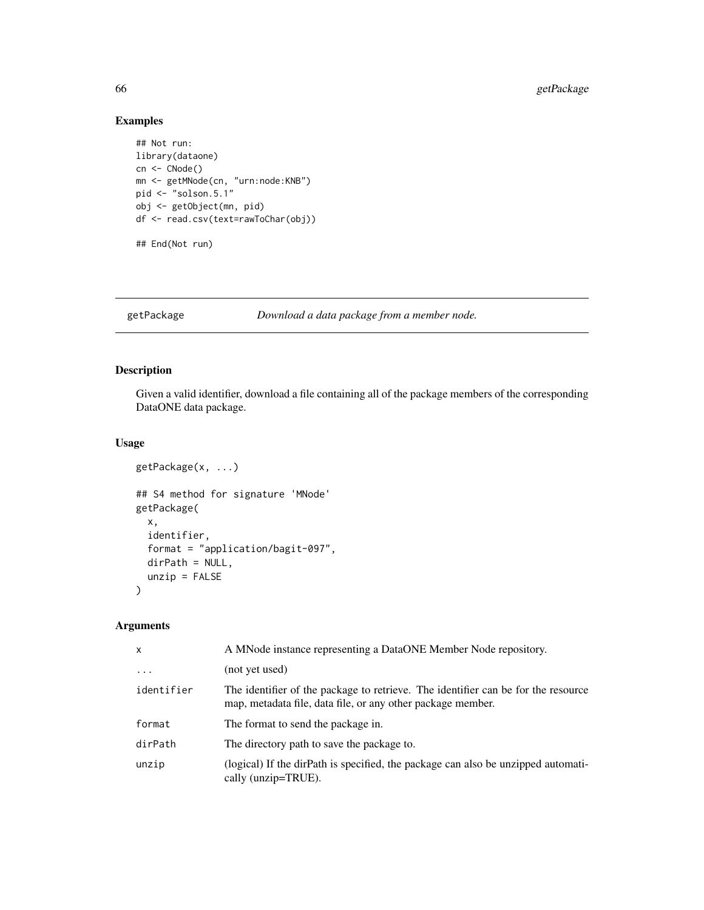## Examples

```
## Not run:
library(dataone)
cn <- CNode()
mn <- getMNode(cn, "urn:node:KNB")
pid <- "solson.5.1"
obj <- getObject(mn, pid)
df <- read.csv(text=rawToChar(obj))

## End(Not run)
```

---

# getPackage *Download a data package from a member node.*

---

## Description

Given a valid identifier, download a file containing all of the package members of the corresponding DataONE data package.

## Usage

```
getPackage(x, ...)

## S4 method for signature 'MNode'
getPackage(
  x,
  identifier,
  format = "application/bagit-097",
  dirPath = NULL,
  unzip = FALSE
)
```

## Arguments

| | |
|---|---|
| x | A MNode instance representing a DataONE Member Node repository. |
| ... | (not yet used) |
| identifier | The identifier of the package to retrieve. The identifier can be for the resource map, metadata file, data file, or any other package member. |
| format | The format to send the package in. |
| dirPath | The directory path to save the package to. |
| unzip | (logical) If the dirPath is specified, the package can also be unzipped automatically (unzip=TRUE). |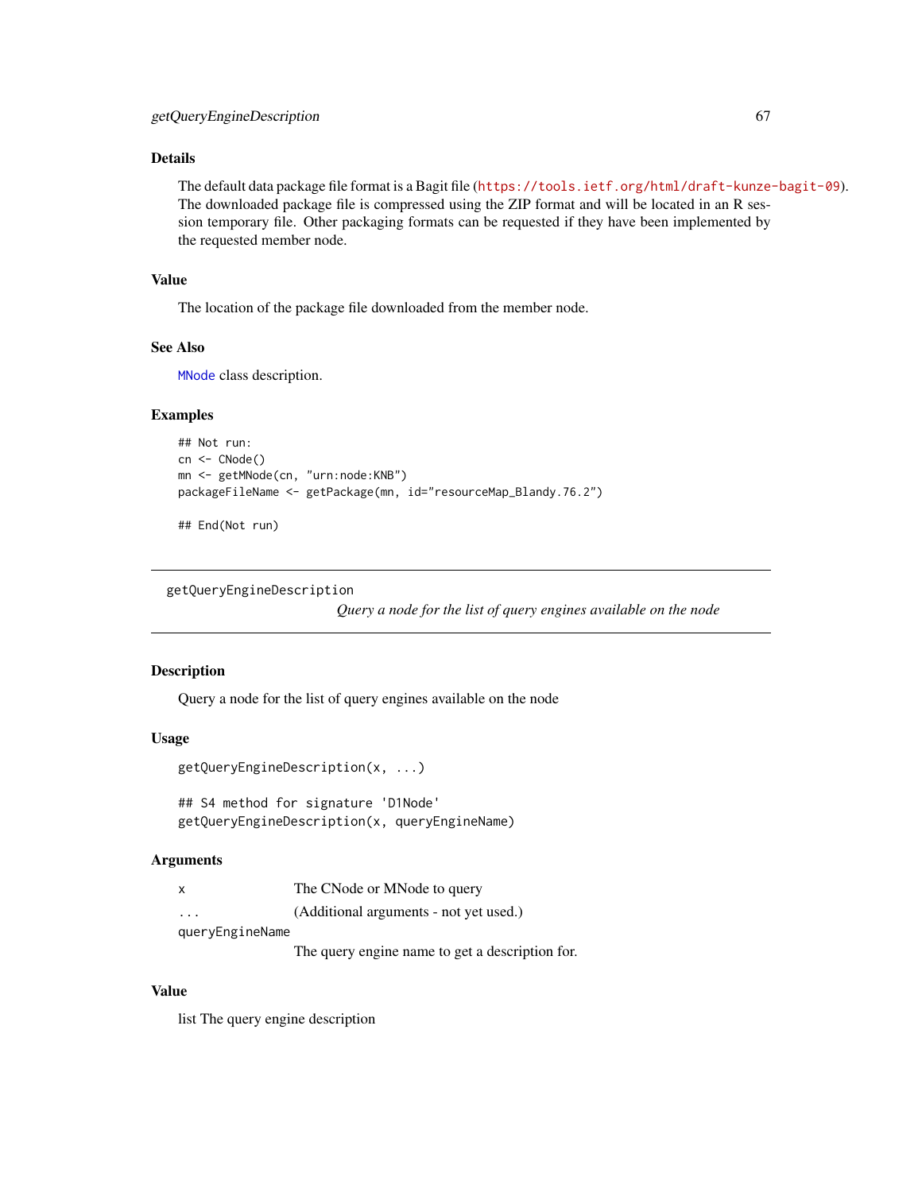### Details

The default data package file format is a Bagit file (https://tools.ietf.org/html/draft-kunze-bagit-09). The downloaded package file is compressed using the ZIP format and will be located in an R session temporary file. Other packaging formats can be requested if they have been implemented by the requested member node.

### Value

The location of the package file downloaded from the member node.

### See Also

MNode class description.

### Examples

```
## Not run:
cn <- CNode()
mn <- getMNode(cn, "urn:node:KNB")
packageFileName <- getPackage(mn, id="resourceMap_Blandy.76.2")

## End(Not run)
```

---

## getQueryEngineDescription

*Query a node for the list of query engines available on the node*

---

### Description

Query a node for the list of query engines available on the node

### Usage

```
getQueryEngineDescription(x, ...)

## S4 method for signature 'D1Node'
getQueryEngineDescription(x, queryEngineName)
```

### Arguments

| | |
|---|---|
| x | The CNode or MNode to query |
| ... | (Additional arguments - not yet used.) |
| queryEngineName | The query engine name to get a description for. |

### Value

list The query engine description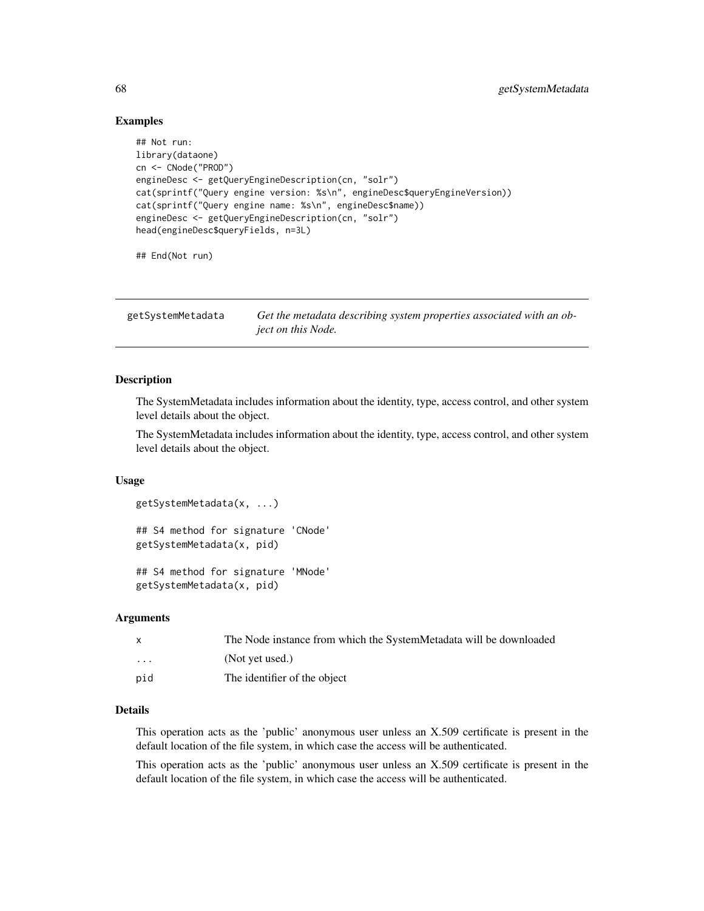## Examples

```
## Not run:
library(dataone)
cn <- CNode("PROD")
engineDesc <- getQueryEngineDescription(cn, "solr")
cat(sprintf("Query engine version: %s\n", engineDesc$queryEngineVersion))
cat(sprintf("Query engine name: %s\n", engineDesc$name))
engineDesc <- getQueryEngineDescription(cn, "solr")
head(engineDesc$queryFields, n=3L)

## End(Not run)
```

---

# getSystemMetadata — *Get the metadata describing system properties associated with an object on this Node.*

---

## Description

The SystemMetadata includes information about the identity, type, access control, and other system level details about the object.

The SystemMetadata includes information about the identity, type, access control, and other system level details about the object.

## Usage

```
getSystemMetadata(x, ...)

## S4 method for signature 'CNode'
getSystemMetadata(x, pid)

## S4 method for signature 'MNode'
getSystemMetadata(x, pid)
```

## Arguments

| | |
|---|---|
| x | The Node instance from which the SystemMetadata will be downloaded |
| ... | (Not yet used.) |
| pid | The identifier of the object |

## Details

This operation acts as the 'public' anonymous user unless an X.509 certificate is present in the default location of the file system, in which case the access will be authenticated.

This operation acts as the 'public' anonymous user unless an X.509 certificate is present in the default location of the file system, in which case the access will be authenticated.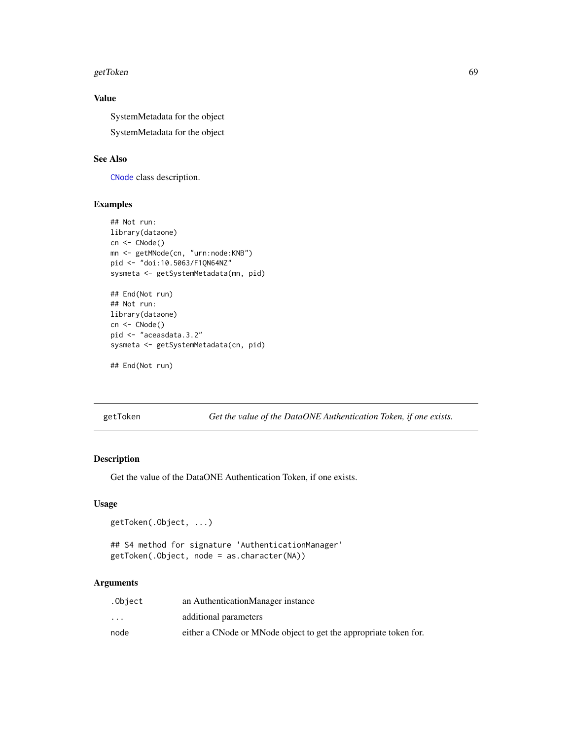### Value

SystemMetadata for the object

SystemMetadata for the object

### See Also

CNode class description.

### Examples

```
## Not run:
library(dataone)
cn <- CNode()
mn <- getMNode(cn, "urn:node:KNB")
pid <- "doi:10.5063/F1QN64NZ"
sysmeta <- getSystemMetadata(mn, pid)

## End(Not run)
## Not run:
library(dataone)
cn <- CNode()
pid <- "aceasdata.3.2"
sysmeta <- getSystemMetadata(cn, pid)

## End(Not run)
```

## getToken — *Get the value of the DataONE Authentication Token, if one exists.*

### Description

Get the value of the DataONE Authentication Token, if one exists.

### Usage

```
getToken(.Object, ...)

## S4 method for signature 'AuthenticationManager'
getToken(.Object, node = as.character(NA))
```

### Arguments

| | |
|---|---|
| .Object | an AuthenticationManager instance |
| ... | additional parameters |
| node | either a CNode or MNode object to get the appropriate token for. |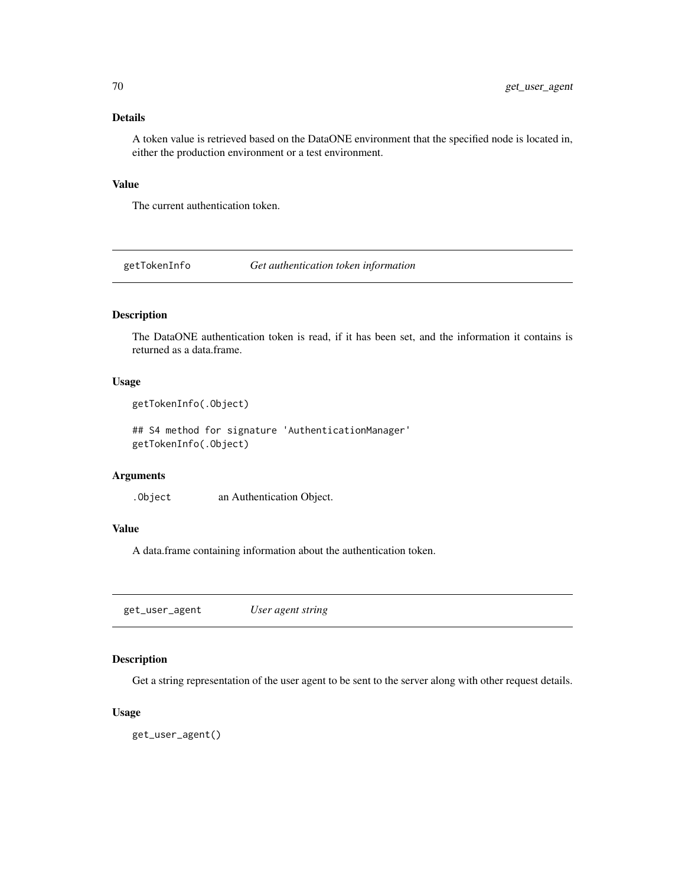### Details

A token value is retrieved based on the DataONE environment that the specified node is located in, either the production environment or a test environment.

### Value

The current authentication token.

---

## getTokenInfo — *Get authentication token information*

### Description

The DataONE authentication token is read, if it has been set, and the information it contains is returned as a data.frame.

### Usage

```
getTokenInfo(.Object)

## S4 method for signature 'AuthenticationManager'
getTokenInfo(.Object)
```

### Arguments

| | |
|---|---|
| `.Object` | an Authentication Object. |

### Value

A data.frame containing information about the authentication token.

---

## get_user_agent — *User agent string*

### Description

Get a string representation of the user agent to be sent to the server along with other request details.

### Usage

```
get_user_agent()
```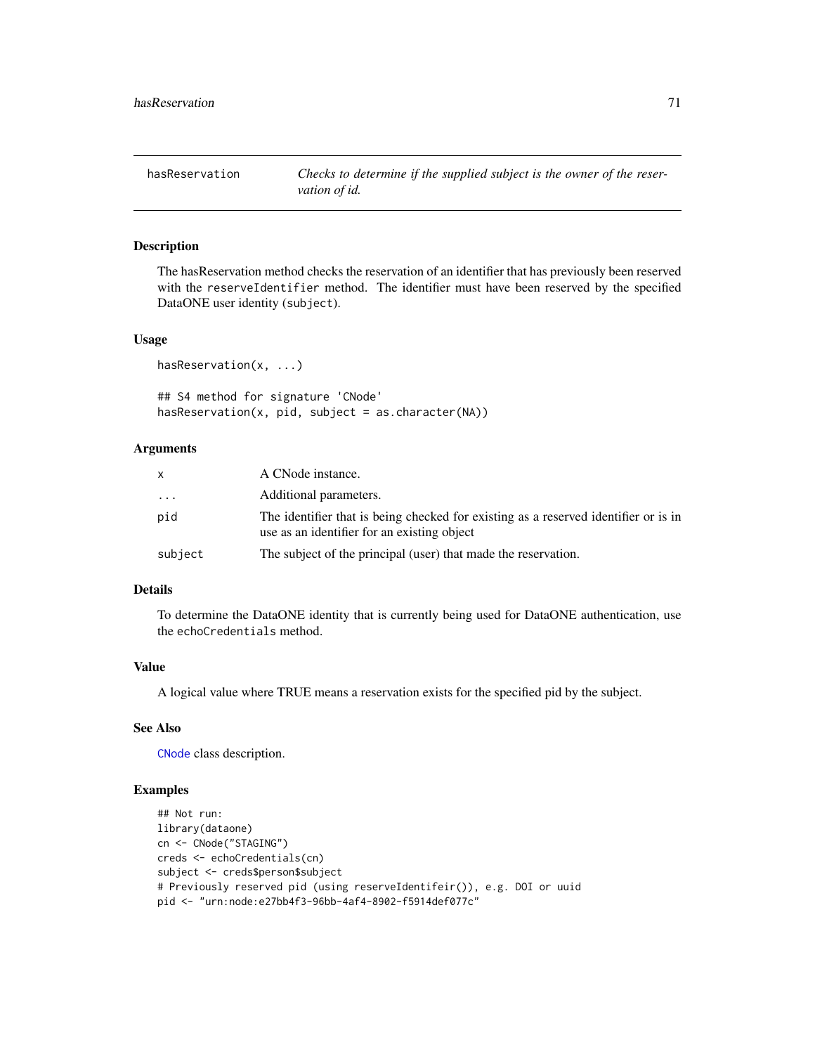hasReservation *Checks to determine if the supplied subject is the owner of the reservation of id.*

## Description

The hasReservation method checks the reservation of an identifier that has previously been reserved with the `reserveIdentifier` method. The identifier must have been reserved by the specified DataONE user identity (`subject`).

## Usage

```
hasReservation(x, ...)

## S4 method for signature 'CNode'
hasReservation(x, pid, subject = as.character(NA))
```

## Arguments

| | |
|---|---|
| x | A CNode instance. |
| ... | Additional parameters. |
| pid | The identifier that is being checked for existing as a reserved identifier or is in use as an identifier for an existing object |
| subject | The subject of the principal (user) that made the reservation. |

## Details

To determine the DataONE identity that is currently being used for DataONE authentication, use the `echoCredentials` method.

## Value

A logical value where TRUE means a reservation exists for the specified pid by the subject.

## See Also

CNode class description.

## Examples

```
## Not run:
library(dataone)
cn <- CNode("STAGING")
creds <- echoCredentials(cn)
subject <- creds$person$subject
# Previously reserved pid (using reserveIdentifeir()), e.g. DOI or uuid
pid <- "urn:node:e27bb4f3-96bb-4af4-8902-f5914def077c"
```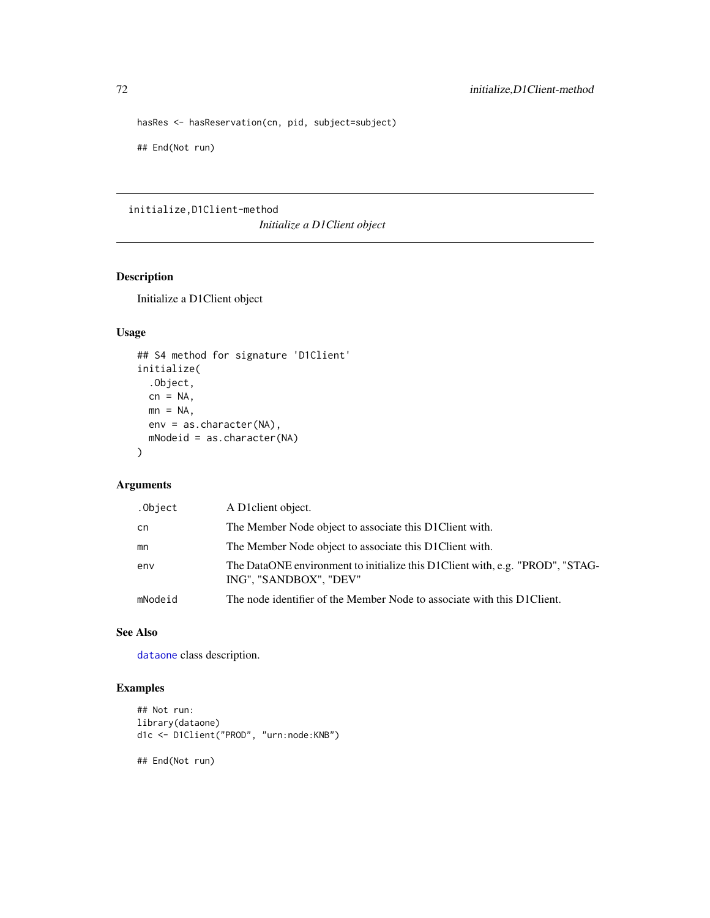```
hasRes <- hasReservation(cn, pid, subject=subject)

## End(Not run)
```

## initialize,D1Client-method

*Initialize a D1Client object*

### Description

Initialize a D1Client object

### Usage

```
## S4 method for signature 'D1Client'
initialize(
  .Object,
  cn = NA,
  mn = NA,
  env = as.character(NA),
  mNodeid = as.character(NA)
)
```

### Arguments

| | |
|---|---|
| .Object | A D1client object. |
| cn | The Member Node object to associate this D1Client with. |
| mn | The Member Node object to associate this D1Client with. |
| env | The DataONE environment to initialize this D1Client with, e.g. "PROD", "STAGING", "SANDBOX", "DEV" |
| mNodeid | The node identifier of the Member Node to associate with this D1Client. |

### See Also

dataone class description.

### Examples

```
## Not run:
library(dataone)
d1c <- D1Client("PROD", "urn:node:KNB")

## End(Not run)
```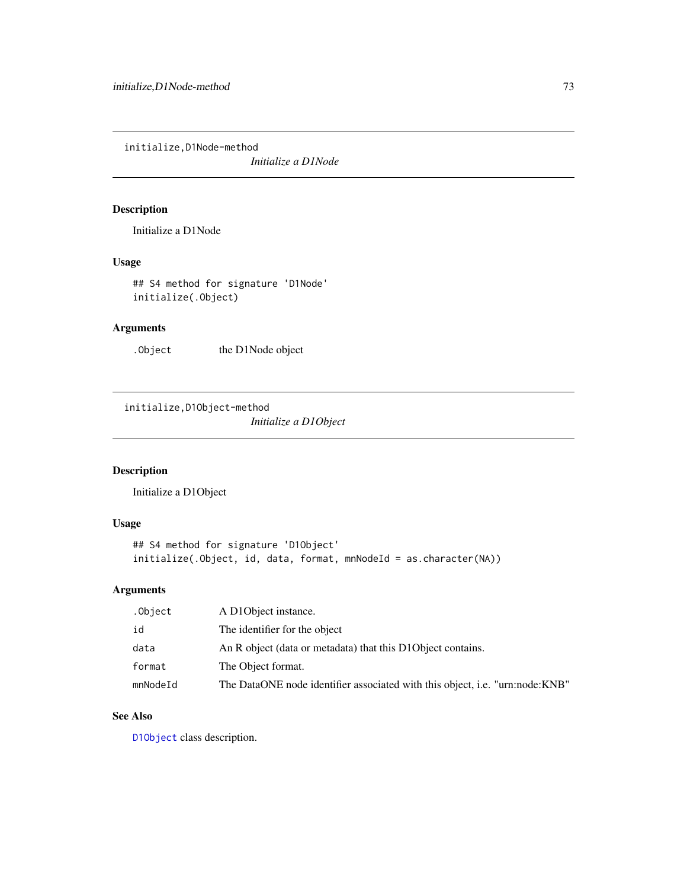## initialize,D1Node-method

*Initialize a D1Node*

### Description

Initialize a D1Node

### Usage

```
## S4 method for signature 'D1Node'
initialize(.Object)
```

### Arguments

| | |
|---|---|
| .Object | the D1Node object |

## initialize,D1Object-method

*Initialize a D1Object*

### Description

Initialize a D1Object

### Usage

```
## S4 method for signature 'D1Object'
initialize(.Object, id, data, format, mnNodeId = as.character(NA))
```

### Arguments

| | |
|---|---|
| .Object | A D1Object instance. |
| id | The identifier for the object |
| data | An R object (data or metadata) that this D1Object contains. |
| format | The Object format. |
| mnNodeId | The DataONE node identifier associated with this object, i.e. "urn:node:KNB" |

### See Also

D1Object class description.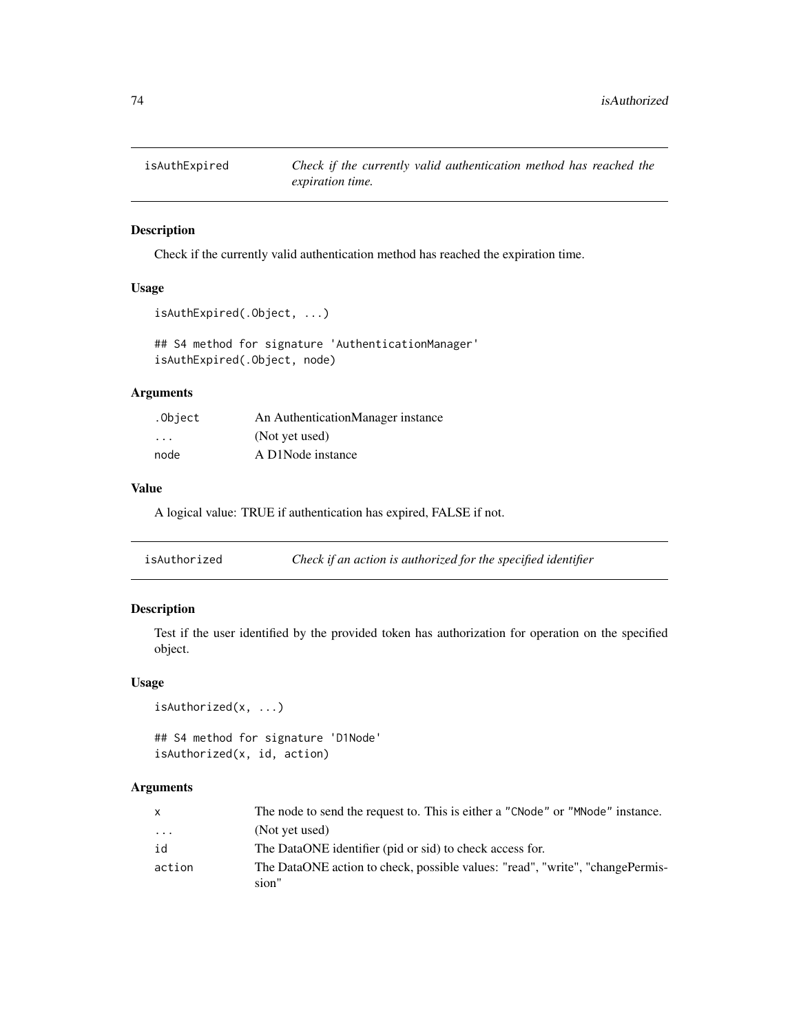## isAuthExpired — *Check if the currently valid authentication method has reached the expiration time.*

### Description

Check if the currently valid authentication method has reached the expiration time.

### Usage

```
isAuthExpired(.Object, ...)

## S4 method for signature 'AuthenticationManager'
isAuthExpired(.Object, node)
```

### Arguments

| | |
|---|---|
| .Object | An AuthenticationManager instance |
| ... | (Not yet used) |
| node | A D1Node instance |

### Value

A logical value: TRUE if authentication has expired, FALSE if not.

## isAuthorized — *Check if an action is authorized for the specified identifier*

### Description

Test if the user identified by the provided token has authorization for operation on the specified object.

### Usage

```
isAuthorized(x, ...)

## S4 method for signature 'D1Node'
isAuthorized(x, id, action)
```

### Arguments

| | |
|---|---|
| x | The node to send the request to. This is either a "CNode" or "MNode" instance. |
| ... | (Not yet used) |
| id | The DataONE identifier (pid or sid) to check access for. |
| action | The DataONE action to check, possible values: "read", "write", "changePermission" |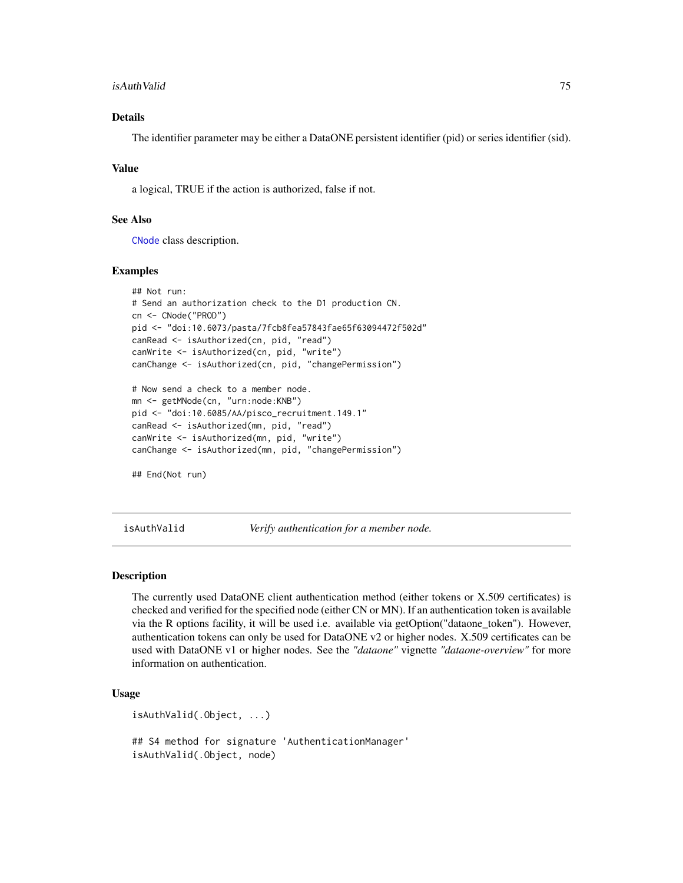### Details

The identifier parameter may be either a DataONE persistent identifier (pid) or series identifier (sid).

### Value

a logical, TRUE if the action is authorized, false if not.

### See Also

CNode class description.

### Examples

```
## Not run:
# Send an authorization check to the D1 production CN.
cn <- CNode("PROD")
pid <- "doi:10.6073/pasta/7fcb8fea57843fae65f63094472f502d"
canRead <- isAuthorized(cn, pid, "read")
canWrite <- isAuthorized(cn, pid, "write")
canChange <- isAuthorized(cn, pid, "changePermission")

# Now send a check to a member node.
mn <- getMNode(cn, "urn:node:KNB")
pid <- "doi:10.6085/AA/pisco_recruitment.149.1"
canRead <- isAuthorized(mn, pid, "read")
canWrite <- isAuthorized(mn, pid, "write")
canChange <- isAuthorized(mn, pid, "changePermission")

## End(Not run)
```

## isAuthValid — *Verify authentication for a member node.*

### Description

The currently used DataONE client authentication method (either tokens or X.509 certificates) is checked and verified for the specified node (either CN or MN). If an authentication token is available via the R options facility, it will be used i.e. available via getOption("dataone_token"). However, authentication tokens can only be used for DataONE v2 or higher nodes. X.509 certificates can be used with DataONE v1 or higher nodes. See the *"dataone"* vignette *"dataone-overview"* for more information on authentication.

### Usage

```
isAuthValid(.Object, ...)

## S4 method for signature 'AuthenticationManager'
isAuthValid(.Object, node)
```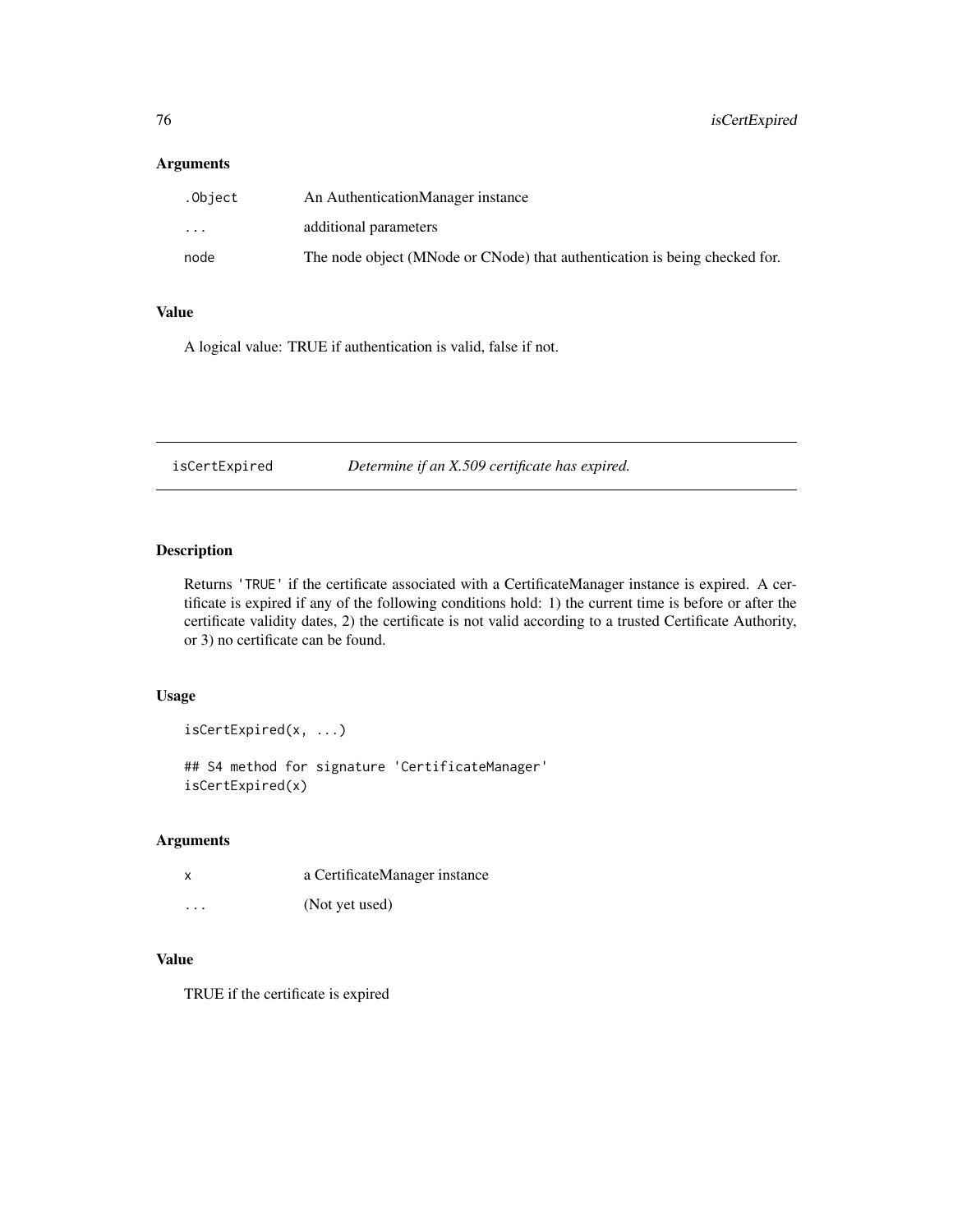### Arguments

| | |
|---|---|
| `.Object` | An AuthenticationManager instance |
| `...` | additional parameters |
| `node` | The node object (MNode or CNode) that authentication is being checked for. |

### Value

A logical value: TRUE if authentication is valid, false if not.

---

## isCertExpired — *Determine if an X.509 certificate has expired.*

---

### Description

Returns 'TRUE' if the certificate associated with a CertificateManager instance is expired. A certificate is expired if any of the following conditions hold: 1) the current time is before or after the certificate validity dates, 2) the certificate is not valid according to a trusted Certificate Authority, or 3) no certificate can be found.

### Usage

```
isCertExpired(x, ...)

## S4 method for signature 'CertificateManager'
isCertExpired(x)
```

### Arguments

| | |
|---|---|
| `x` | a CertificateManager instance |
| `...` | (Not yet used) |

### Value

TRUE if the certificate is expired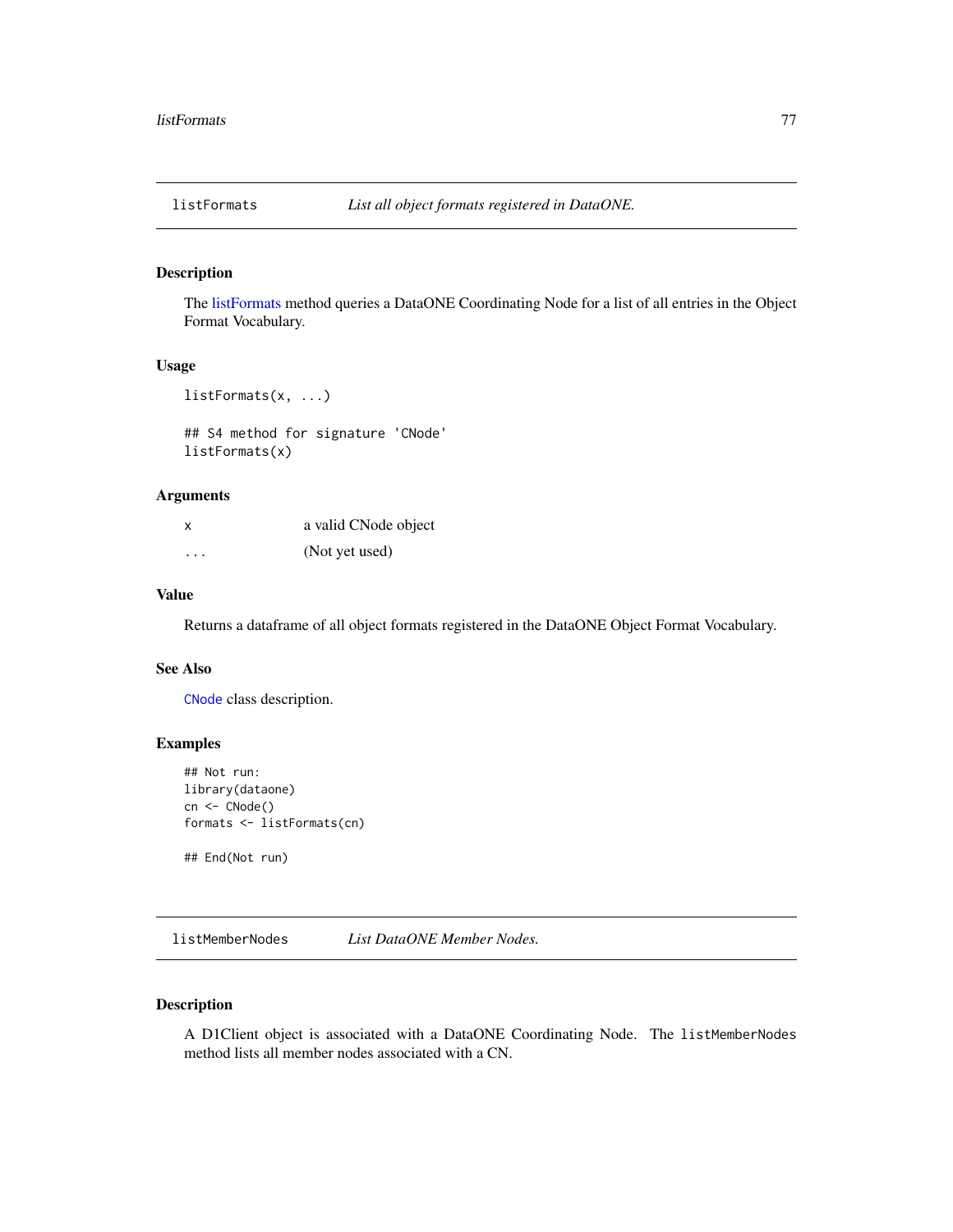## listFormats — *List all object formats registered in DataONE.*

### Description

The listFormats method queries a DataONE Coordinating Node for a list of all entries in the Object Format Vocabulary.

### Usage

```
listFormats(x, ...)

## S4 method for signature 'CNode'
listFormats(x)
```

### Arguments

| | |
|---|---|
| x | a valid CNode object |
| ... | (Not yet used) |

### Value

Returns a dataframe of all object formats registered in the DataONE Object Format Vocabulary.

### See Also

`CNode` class description.

### Examples

```
## Not run:
library(dataone)
cn <- CNode()
formats <- listFormats(cn)

## End(Not run)
```

## listMemberNodes — *List DataONE Member Nodes.*

### Description

A D1Client object is associated with a DataONE Coordinating Node. The `listMemberNodes` method lists all member nodes associated with a CN.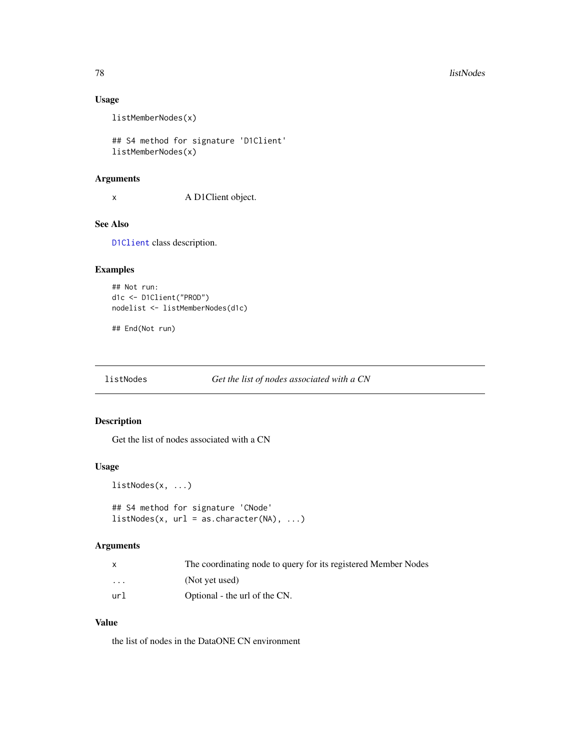### Usage

```
listMemberNodes(x)

## S4 method for signature 'D1Client'
listMemberNodes(x)
```

### Arguments

| | |
|---|---|
| `x` | A D1Client object. |

### See Also

`D1Client` class description.

### Examples

```
## Not run:
d1c <- D1Client("PROD")
nodelist <- listMemberNodes(d1c)

## End(Not run)
```

---

## listNodes — *Get the list of nodes associated with a CN*

### Description

Get the list of nodes associated with a CN

### Usage

```
listNodes(x, ...)

## S4 method for signature 'CNode'
listNodes(x, url = as.character(NA), ...)
```

### Arguments

| | |
|---|---|
| `x` | The coordinating node to query for its registered Member Nodes |
| `...` | (Not yet used) |
| `url` | Optional - the url of the CN. |

### Value

the list of nodes in the DataONE CN environment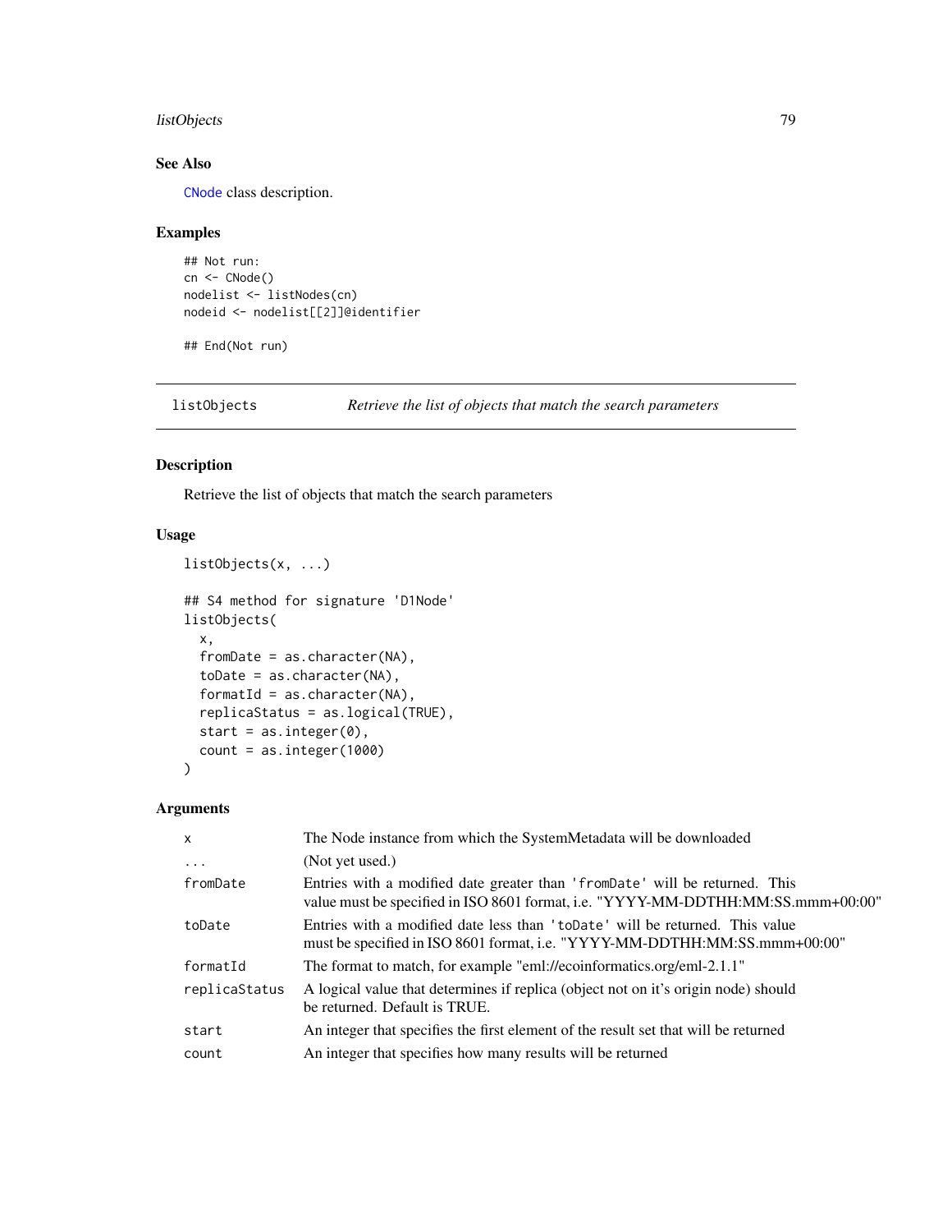## See Also

CNode class description.

## Examples

```
## Not run:
cn <- CNode()
nodelist <- listNodes(cn)
nodeid <- nodelist[[2]]@identifier

## End(Not run)
```

---

# listObjects    *Retrieve the list of objects that match the search parameters*

---

## Description

Retrieve the list of objects that match the search parameters

## Usage

```
listObjects(x, ...)

## S4 method for signature 'D1Node'
listObjects(
  x,
  fromDate = as.character(NA),
  toDate = as.character(NA),
  formatId = as.character(NA),
  replicaStatus = as.logical(TRUE),
  start = as.integer(0),
  count = as.integer(1000)
)
```

## Arguments

| | |
|---|---|
| x | The Node instance from which the SystemMetadata will be downloaded |
| ... | (Not yet used.) |
| fromDate | Entries with a modified date greater than 'fromDate' will be returned. This value must be specified in ISO 8601 format, i.e. "YYYY-MM-DDTHH:MM:SS.mmm+00:00" |
| toDate | Entries with a modified date less than 'toDate' will be returned. This value must be specified in ISO 8601 format, i.e. "YYYY-MM-DDTHH:MM:SS.mmm+00:00" |
| formatId | The format to match, for example "eml://ecoinformatics.org/eml-2.1.1" |
| replicaStatus | A logical value that determines if replica (object not on it's origin node) should be returned. Default is TRUE. |
| start | An integer that specifies the first element of the result set that will be returned |
| count | An integer that specifies how many results will be returned |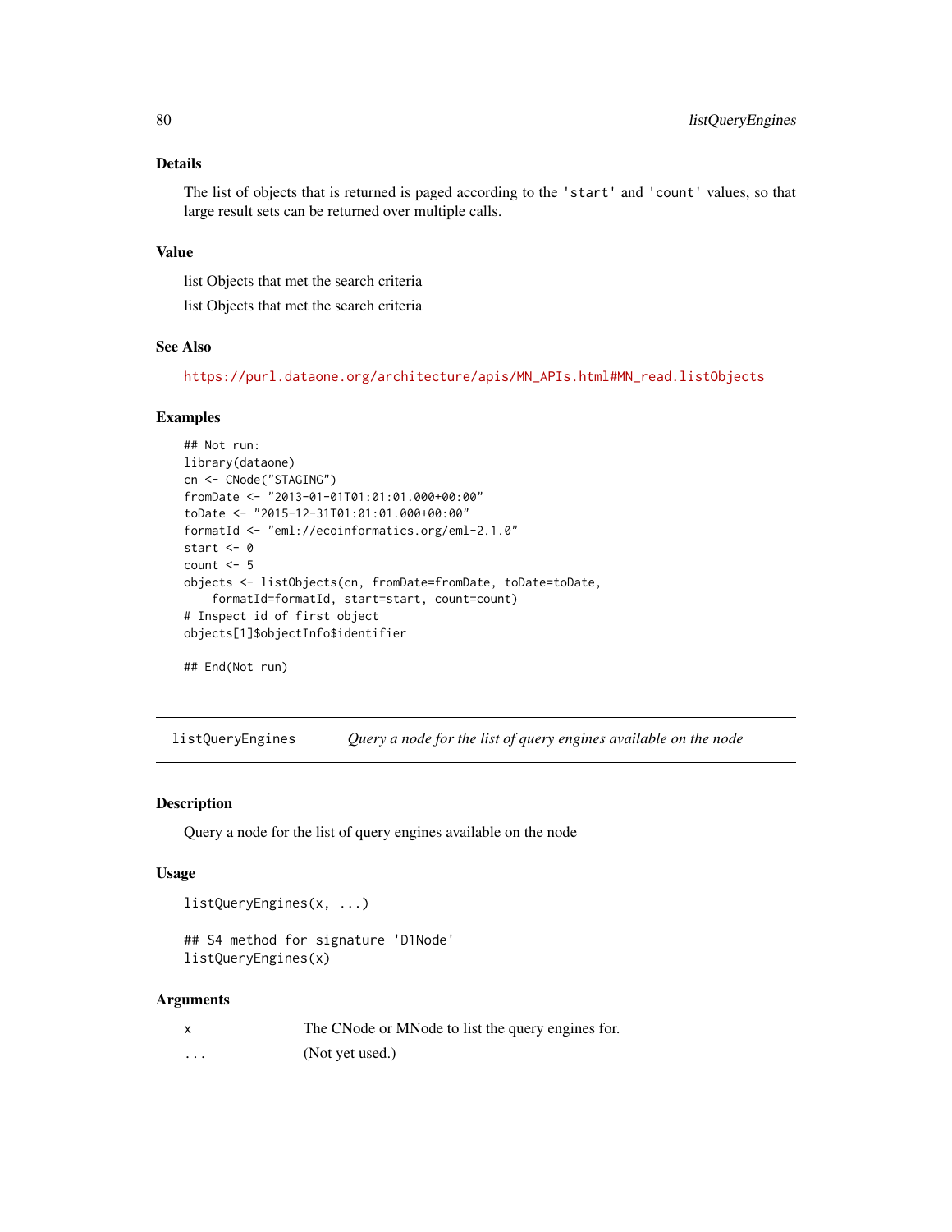### Details

The list of objects that is returned is paged according to the 'start' and 'count' values, so that large result sets can be returned over multiple calls.

### Value

list Objects that met the search criteria

list Objects that met the search criteria

### See Also

https://purl.dataone.org/architecture/apis/MN_APIs.html#MN_read.listObjects

### Examples

```
## Not run:
library(dataone)
cn <- CNode("STAGING")
fromDate <- "2013-01-01T01:01:01.000+00:00"
toDate <- "2015-12-31T01:01:01.000+00:00"
formatId <- "eml://ecoinformatics.org/eml-2.1.0"
start <- 0
count <- 5
objects <- listObjects(cn, fromDate=fromDate, toDate=toDate,
    formatId=formatId, start=start, count=count)
# Inspect id of first object
objects[1]$objectInfo$identifier

## End(Not run)
```

---

## listQueryEngines — *Query a node for the list of query engines available on the node*

### Description

Query a node for the list of query engines available on the node

### Usage

```
listQueryEngines(x, ...)

## S4 method for signature 'D1Node'
listQueryEngines(x)
```

### Arguments

| | |
|---|---|
| x | The CNode or MNode to list the query engines for. |
| ... | (Not yet used.) |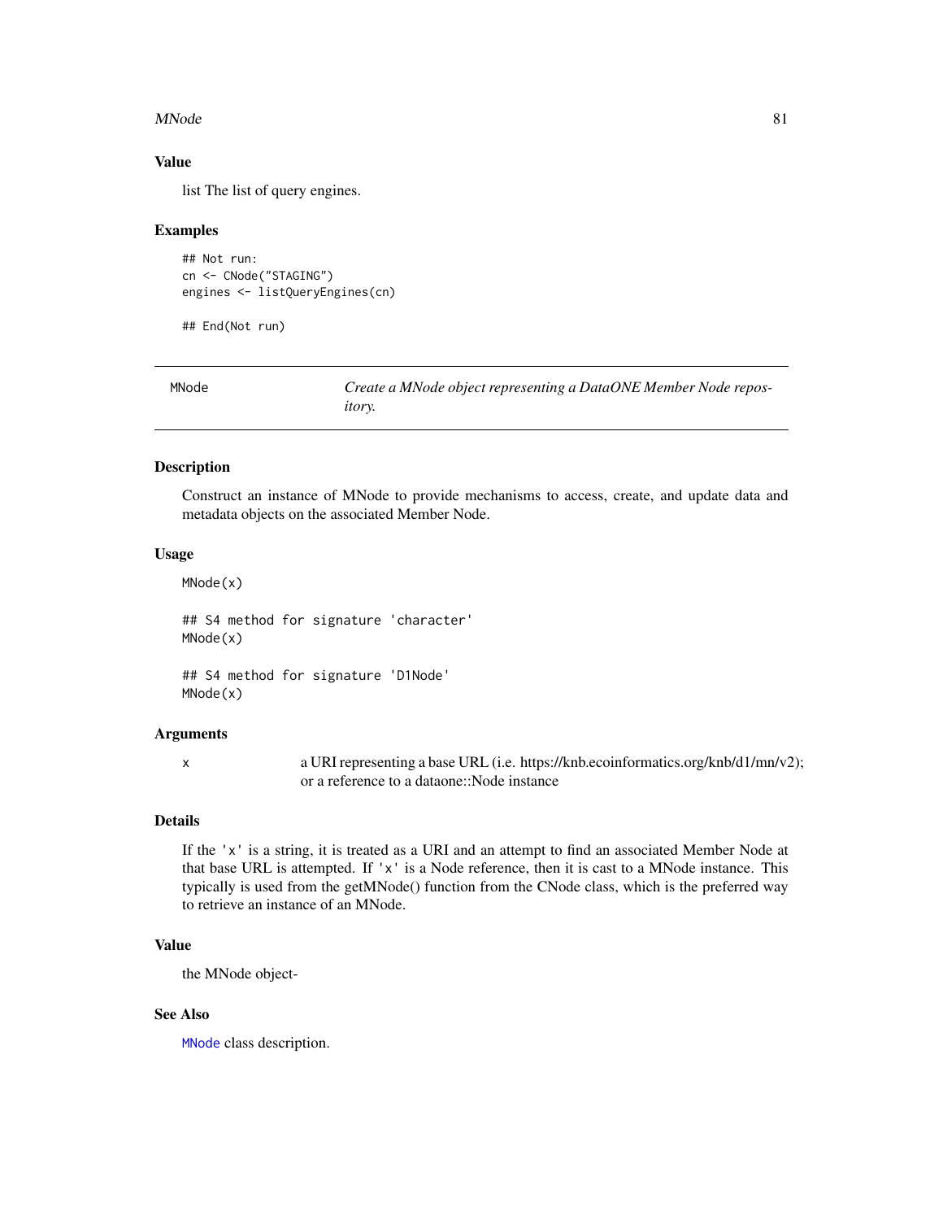## Value

list The list of query engines.

## Examples

```
## Not run:
cn <- CNode("STAGING")
engines <- listQueryEngines(cn)

## End(Not run)
```

---

# MNode — *Create a MNode object representing a DataONE Member Node repository.*

---

## Description

Construct an instance of MNode to provide mechanisms to access, create, and update data and metadata objects on the associated Member Node.

## Usage

```
MNode(x)

## S4 method for signature 'character'
MNode(x)

## S4 method for signature 'D1Node'
MNode(x)
```

## Arguments

| | |
|---|---|
| x | a URI representing a base URL (i.e. https://knb.ecoinformatics.org/knb/d1/mn/v2); or a reference to a dataone::Node instance |

## Details

If the 'x' is a string, it is treated as a URI and an attempt to find an associated Member Node at that base URL is attempted. If 'x' is a Node reference, then it is cast to a MNode instance. This typically is used from the getMNode() function from the CNode class, which is the preferred way to retrieve an instance of an MNode.

## Value

the MNode object-

## See Also

MNode class description.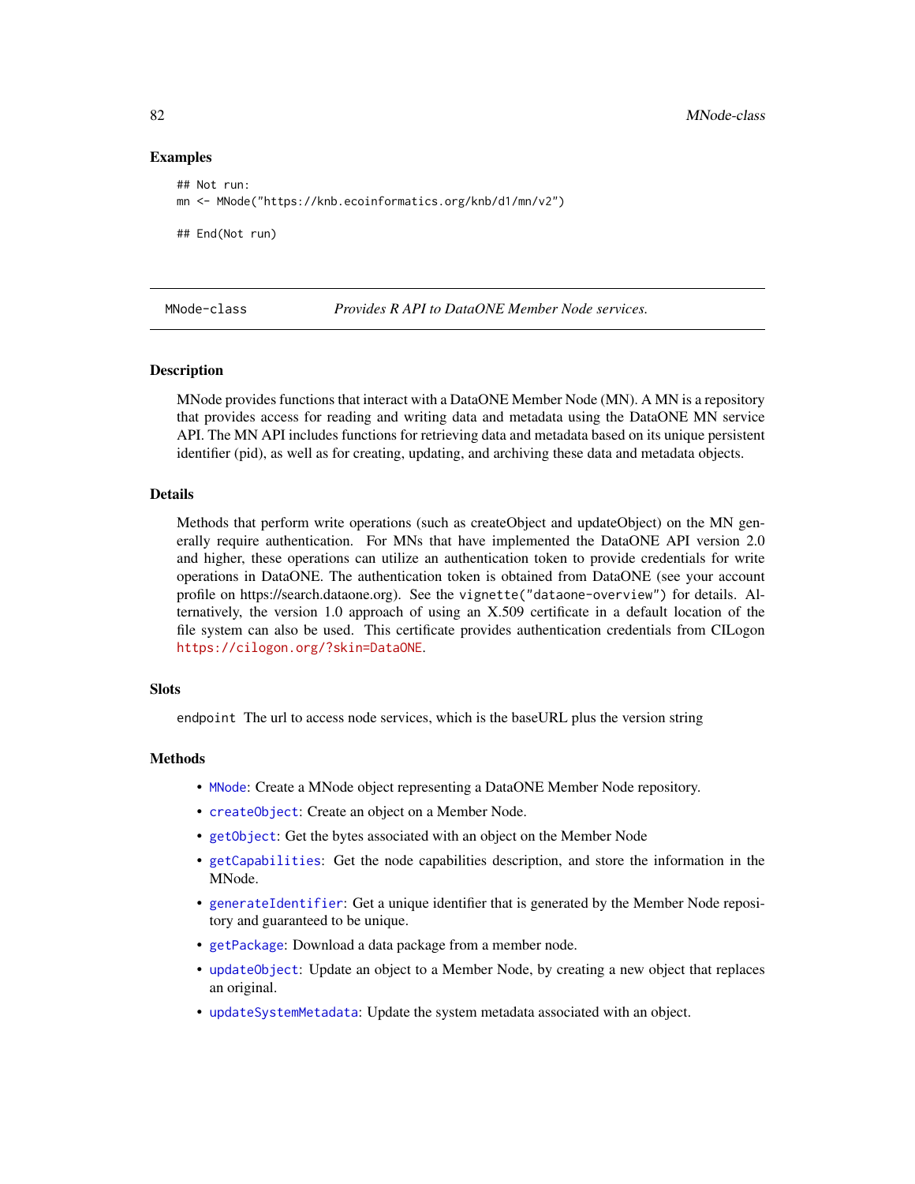## Examples

```
## Not run:
mn <- MNode("https://knb.ecoinformatics.org/knb/d1/mn/v2")

## End(Not run)
```

---

# MNode-class *Provides R API to DataONE Member Node services.*

---

## Description

MNode provides functions that interact with a DataONE Member Node (MN). A MN is a repository that provides access for reading and writing data and metadata using the DataONE MN service API. The MN API includes functions for retrieving data and metadata based on its unique persistent identifier (pid), as well as for creating, updating, and archiving these data and metadata objects.

## Details

Methods that perform write operations (such as createObject and updateObject) on the MN generally require authentication. For MNs that have implemented the DataONE API version 2.0 and higher, these operations can utilize an authentication token to provide credentials for write operations in DataONE. The authentication token is obtained from DataONE (see your account profile on https://search.dataone.org). See the `vignette("dataone-overview")` for details. Alternatively, the version 1.0 approach of using an X.509 certificate in a default location of the file system can also be used. This certificate provides authentication credentials from CILogon `https://cilogon.org/?skin=DataONE`.

## Slots

`endpoint` The url to access node services, which is the baseURL plus the version string

## Methods

- `MNode`: Create a MNode object representing a DataONE Member Node repository.
- `createObject`: Create an object on a Member Node.
- `getObject`: Get the bytes associated with an object on the Member Node
- `getCapabilities`: Get the node capabilities description, and store the information in the MNode.
- `generateIdentifier`: Get a unique identifier that is generated by the Member Node repository and guaranteed to be unique.
- `getPackage`: Download a data package from a member node.
- `updateObject`: Update an object to a Member Node, by creating a new object that replaces an original.
- `updateSystemMetadata`: Update the system metadata associated with an object.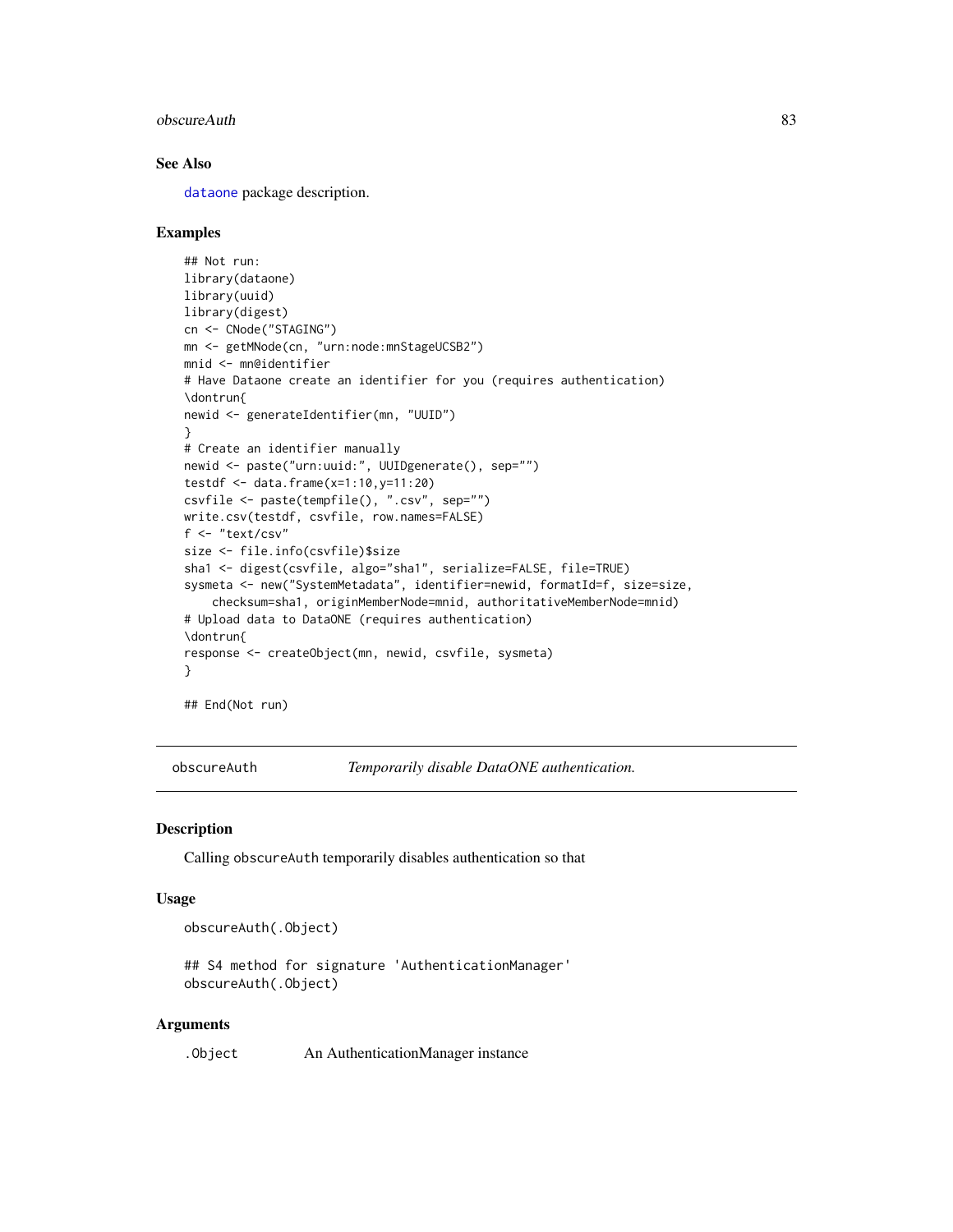### See Also

`dataone` package description.

### Examples

```
## Not run:
library(dataone)
library(uuid)
library(digest)
cn <- CNode("STAGING")
mn <- getMNode(cn, "urn:node:mnStageUCSB2")
mnid <- mn@identifier
# Have Dataone create an identifier for you (requires authentication)
\dontrun{
newid <- generateIdentifier(mn, "UUID")
}
# Create an identifier manually
newid <- paste("urn:uuid:", UUIDgenerate(), sep="")
testdf <- data.frame(x=1:10,y=11:20)
csvfile <- paste(tempfile(), ".csv", sep="")
write.csv(testdf, csvfile, row.names=FALSE)
f <- "text/csv"
size <- file.info(csvfile)$size
sha1 <- digest(csvfile, algo="sha1", serialize=FALSE, file=TRUE)
sysmeta <- new("SystemMetadata", identifier=newid, formatId=f, size=size,
    checksum=sha1, originMemberNode=mnid, authoritativeMemberNode=mnid)
# Upload data to DataONE (requires authentication)
\dontrun{
response <- createObject(mn, newid, csvfile, sysmeta)
}

## End(Not run)
```

---

## obscureAuth — *Temporarily disable DataONE authentication.*

### Description

Calling `obscureAuth` temporarily disables authentication so that

### Usage

```
obscureAuth(.Object)

## S4 method for signature 'AuthenticationManager'
obscureAuth(.Object)
```

### Arguments

| | |
|---|---|
| `.Object` | An AuthenticationManager instance |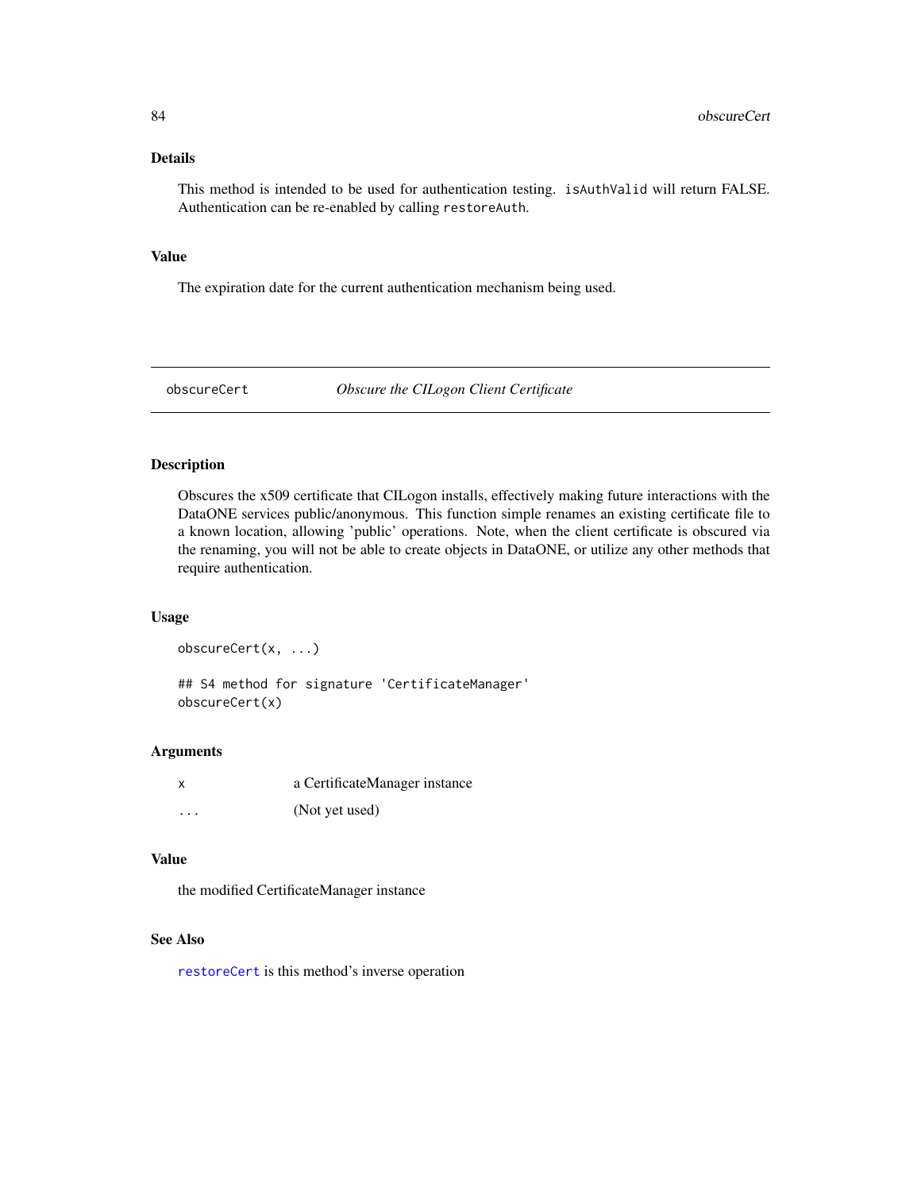## Details

This method is intended to be used for authentication testing. `isAuthValid` will return FALSE. Authentication can be re-enabled by calling `restoreAuth`.

## Value

The expiration date for the current authentication mechanism being used.

---

# obscureCert *Obscure the CILogon Client Certificate*

---

## Description

Obscures the x509 certificate that CILogon installs, effectively making future interactions with the DataONE services public/anonymous. This function simple renames an existing certificate file to a known location, allowing 'public' operations. Note, when the client certificate is obscured via the renaming, you will not be able to create objects in DataONE, or utilize any other methods that require authentication.

## Usage

```
obscureCert(x, ...)

## S4 method for signature 'CertificateManager'
obscureCert(x)
```

## Arguments

| | |
|---|---|
| x | a CertificateManager instance |
| ... | (Not yet used) |

## Value

the modified CertificateManager instance

## See Also

`restoreCert` is this method's inverse operation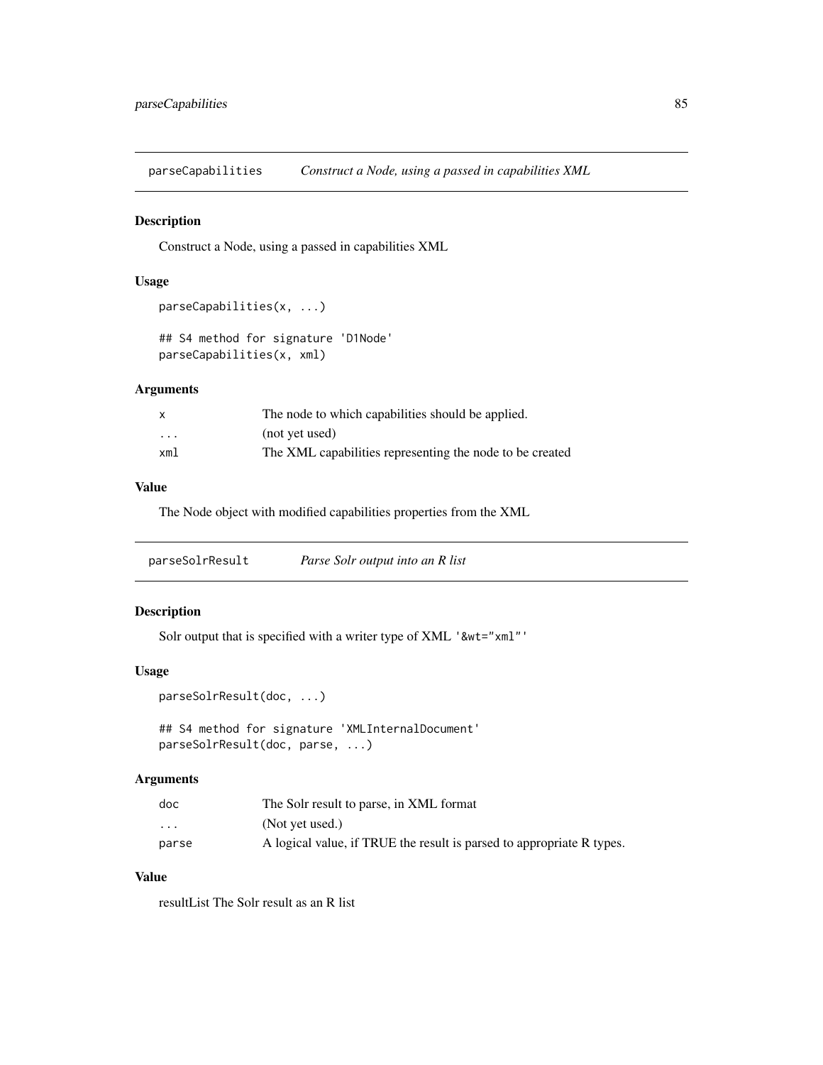## parseCapabilities *Construct a Node, using a passed in capabilities XML*

### Description

Construct a Node, using a passed in capabilities XML

### Usage

```
parseCapabilities(x, ...)

## S4 method for signature 'D1Node'
parseCapabilities(x, xml)
```

### Arguments

| | |
|---|---|
| x | The node to which capabilities should be applied. |
| ... | (not yet used) |
| xml | The XML capabilities representing the node to be created |

### Value

The Node object with modified capabilities properties from the XML

## parseSolrResult *Parse Solr output into an R list*

### Description

Solr output that is specified with a writer type of XML `'&wt="xml"'`

### Usage

```
parseSolrResult(doc, ...)

## S4 method for signature 'XMLInternalDocument'
parseSolrResult(doc, parse, ...)
```

### Arguments

| | |
|---|---|
| doc | The Solr result to parse, in XML format |
| ... | (Not yet used.) |
| parse | A logical value, if TRUE the result is parsed to appropriate R types. |

### Value

resultList The Solr result as an R list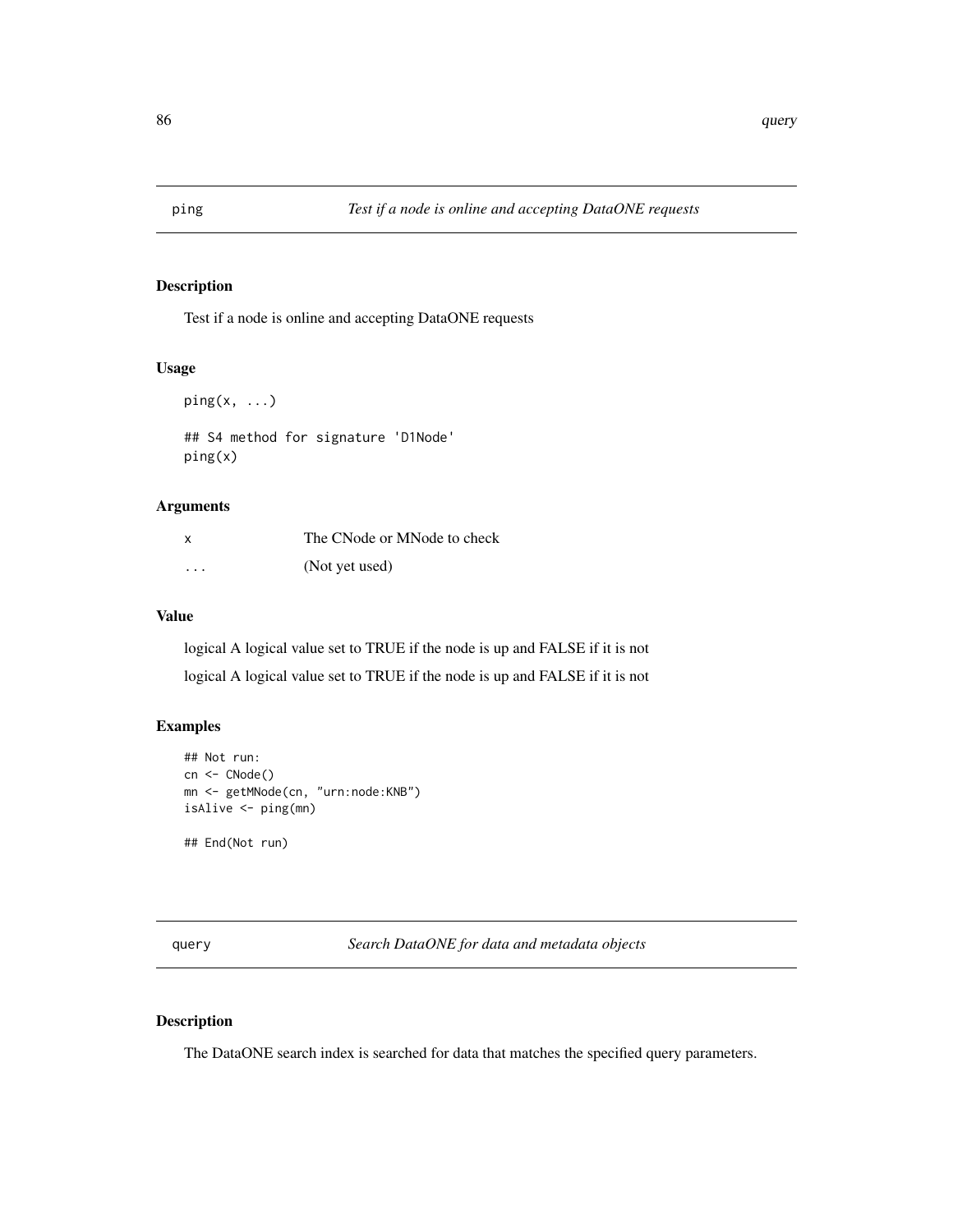## ping *Test if a node is online and accepting DataONE requests*

### Description

Test if a node is online and accepting DataONE requests

### Usage

```
ping(x, ...)

## S4 method for signature 'D1Node'
ping(x)
```

### Arguments

| | |
|---|---|
| x | The CNode or MNode to check |
| ... | (Not yet used) |

### Value

logical A logical value set to TRUE if the node is up and FALSE if it is not

logical A logical value set to TRUE if the node is up and FALSE if it is not

### Examples

```
## Not run:
cn <- CNode()
mn <- getMNode(cn, "urn:node:KNB")
isAlive <- ping(mn)

## End(Not run)
```

## query *Search DataONE for data and metadata objects*

### Description

The DataONE search index is searched for data that matches the specified query parameters.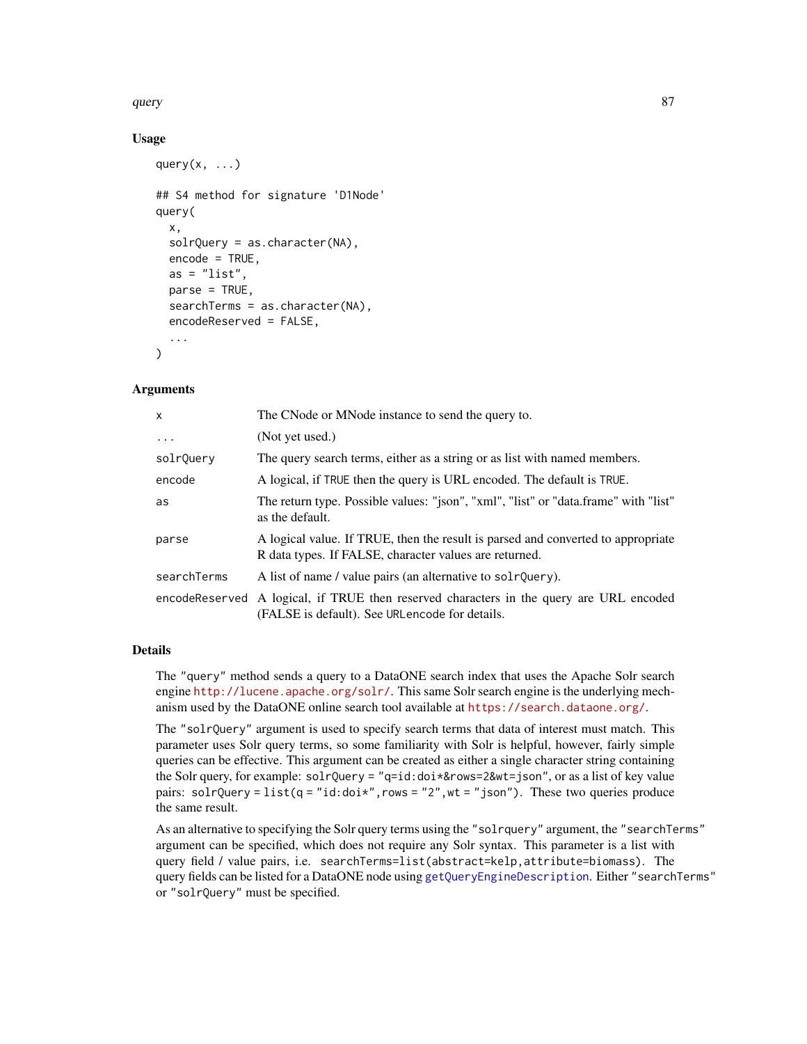## Usage

```
query(x, ...)

## S4 method for signature 'D1Node'
query(
  x,
  solrQuery = as.character(NA),
  encode = TRUE,
  as = "list",
  parse = TRUE,
  searchTerms = as.character(NA),
  encodeReserved = FALSE,
  ...
)
```

## Arguments

| | |
|---|---|
| `x` | The CNode or MNode instance to send the query to. |
| `...` | (Not yet used.) |
| `solrQuery` | The query search terms, either as a string or as list with named members. |
| `encode` | A logical, if `TRUE` then the query is URL encoded. The default is `TRUE`. |
| `as` | The return type. Possible values: "json", "xml", "list" or "data.frame" with "list" as the default. |
| `parse` | A logical value. If TRUE, then the result is parsed and converted to appropriate R data types. If FALSE, character values are returned. |
| `searchTerms` | A list of name / value pairs (an alternative to `solrQuery`). |
| `encodeReserved` | A logical, if TRUE then reserved characters in the query are URL encoded (FALSE is default). See `URLencode` for details. |

## Details

The "query" method sends a query to a DataONE search index that uses the Apache Solr search engine http://lucene.apache.org/solr/. This same Solr search engine is the underlying mechanism used by the DataONE online search tool available at https://search.dataone.org/.

The "solrQuery" argument is used to specify search terms that data of interest must match. This parameter uses Solr query terms, so some familiarity with Solr is helpful, however, fairly simple queries can be effective. This argument can be created as either a single character string containing the Solr query, for example: `solrQuery = "q=id:doi*&rows=2&wt=json"`, or as a list of key value pairs: `solrQuery = list(q = "id:doi*", rows = "2", wt = "json")`. These two queries produce the same result.

As an alternative to specifying the Solr query terms using the "solrquery" argument, the "searchTerms" argument can be specified, which does not require any Solr syntax. This parameter is a list with query field / value pairs, i.e. `searchTerms=list(abstract=kelp,attribute=biomass)`. The query fields can be listed for a DataONE node using `getQueryEngineDescription`. Either "searchTerms" or "solrQuery" must be specified.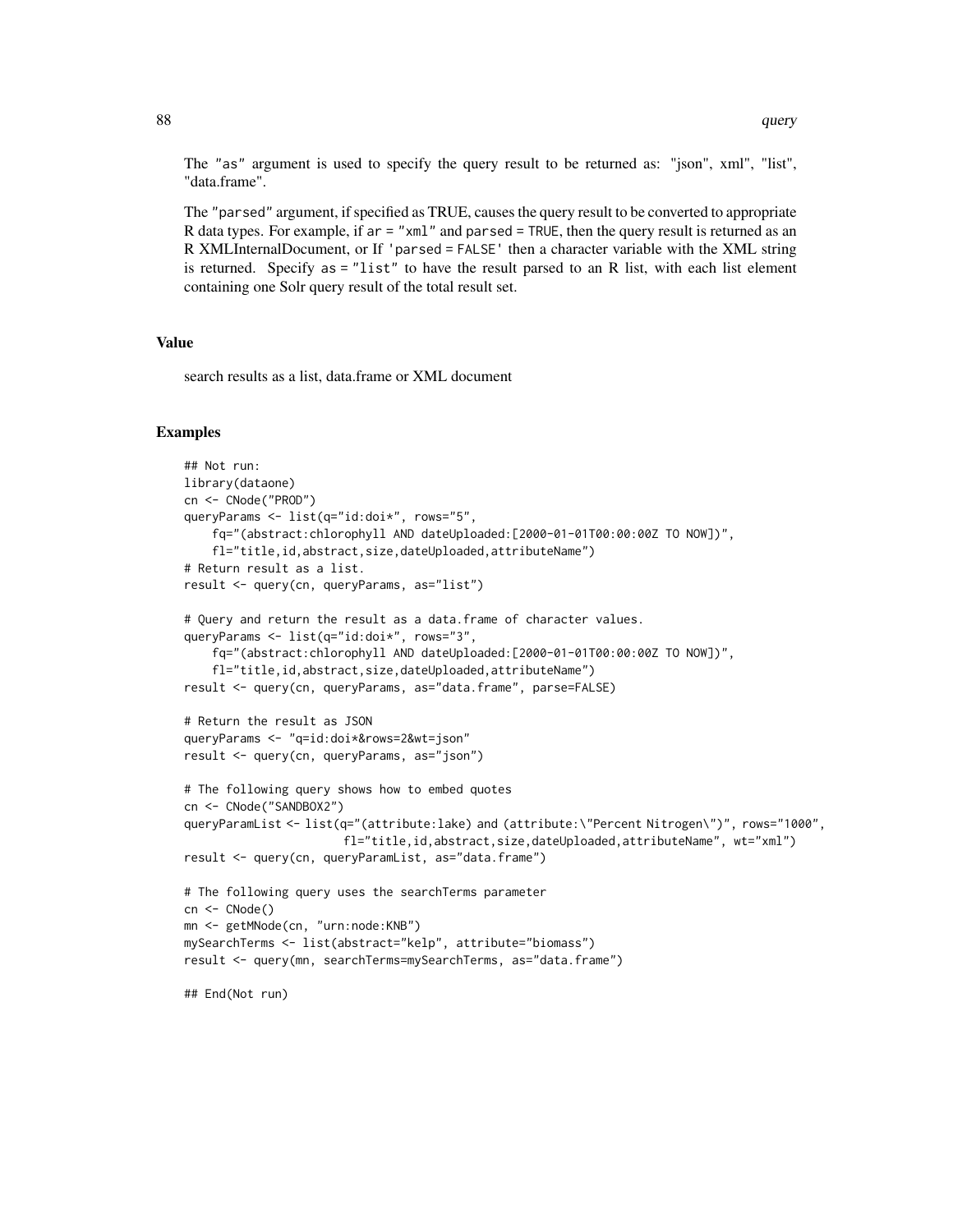The "as" argument is used to specify the query result to be returned as: "json", xml", "list", "data.frame".

The "parsed" argument, if specified as TRUE, causes the query result to be converted to appropriate R data types. For example, if ar = "xml" and parsed = TRUE, then the query result is returned as an R XMLInternalDocument, or If 'parsed = FALSE' then a character variable with the XML string is returned. Specify as = "list" to have the result parsed to an R list, with each list element containing one Solr query result of the total result set.

### Value

search results as a list, data.frame or XML document

### Examples

```
## Not run:
library(dataone)
cn <- CNode("PROD")
queryParams <- list(q="id:doi*", rows="5",
    fq="(abstract:chlorophyll AND dateUploaded:[2000-01-01T00:00:00Z TO NOW])",
    fl="title,id,abstract,size,dateUploaded,attributeName")
# Return result as a list.
result <- query(cn, queryParams, as="list")

# Query and return the result as a data.frame of character values.
queryParams <- list(q="id:doi*", rows="3",
    fq="(abstract:chlorophyll AND dateUploaded:[2000-01-01T00:00:00Z TO NOW])",
    fl="title,id,abstract,size,dateUploaded,attributeName")
result <- query(cn, queryParams, as="data.frame", parse=FALSE)

# Return the result as JSON
queryParams <- "q=id:doi*&rows=2&wt=json"
result <- query(cn, queryParams, as="json")

# The following query shows how to embed quotes
cn <- CNode("SANDBOX2")
queryParamList <- list(q="(attribute:lake) and (attribute:\"Percent Nitrogen\")", rows="1000",
                        fl="title,id,abstract,size,dateUploaded,attributeName", wt="xml")
result <- query(cn, queryParamList, as="data.frame")

# The following query uses the searchTerms parameter
cn <- CNode()
mn <- getMNode(cn, "urn:node:KNB")
mySearchTerms <- list(abstract="kelp", attribute="biomass")
result <- query(mn, searchTerms=mySearchTerms, as="data.frame")

## End(Not run)
```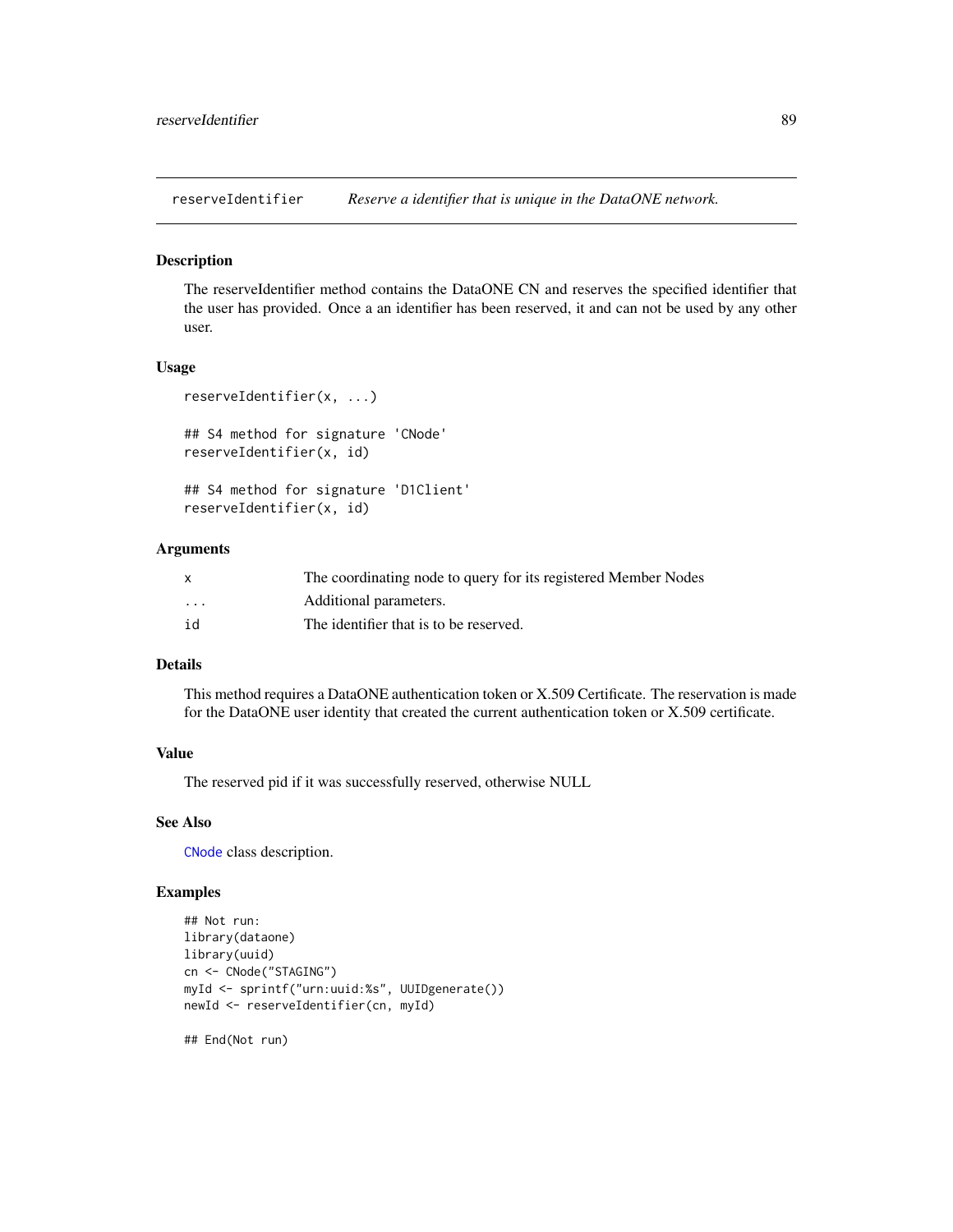reserveIdentifier    *Reserve a identifier that is unique in the DataONE network.*

## Description

The reserveIdentifier method contains the DataONE CN and reserves the specified identifier that the user has provided. Once a an identifier has been reserved, it and can not be used by any other user.

## Usage

```
reserveIdentifier(x, ...)

## S4 method for signature 'CNode'
reserveIdentifier(x, id)

## S4 method for signature 'D1Client'
reserveIdentifier(x, id)
```

## Arguments

| | |
|---|---|
| x | The coordinating node to query for its registered Member Nodes |
| ... | Additional parameters. |
| id | The identifier that is to be reserved. |

## Details

This method requires a DataONE authentication token or X.509 Certificate. The reservation is made for the DataONE user identity that created the current authentication token or X.509 certificate.

## Value

The reserved pid if it was successfully reserved, otherwise NULL

## See Also

CNode class description.

## Examples

```
## Not run:
library(dataone)
library(uuid)
cn <- CNode("STAGING")
myId <- sprintf("urn:uuid:%s", UUIDgenerate())
newId <- reserveIdentifier(cn, myId)

## End(Not run)
```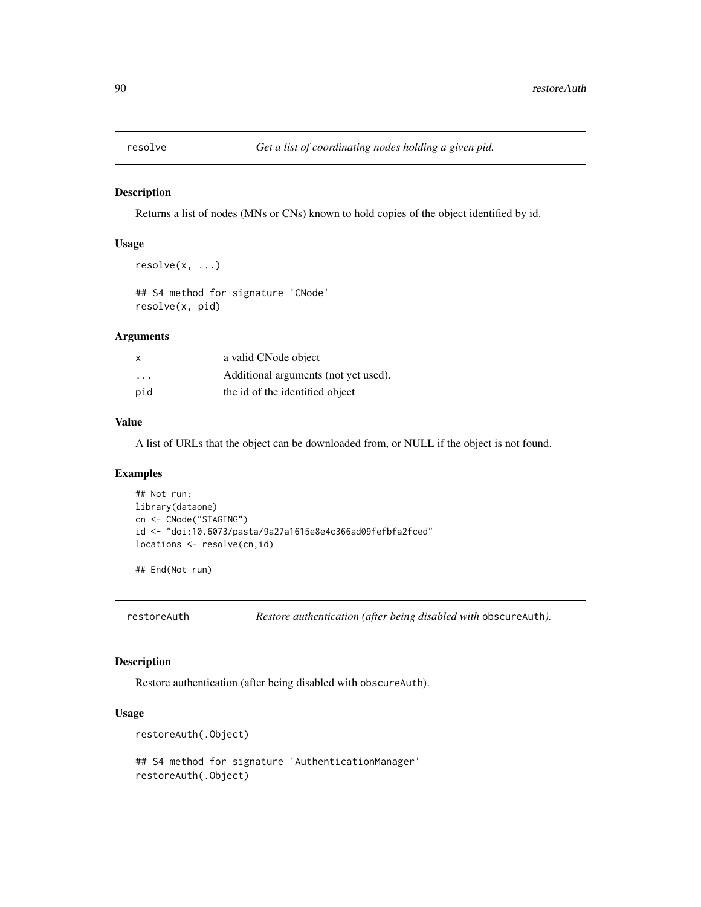## resolve *Get a list of coordinating nodes holding a given pid.*

### Description

Returns a list of nodes (MNs or CNs) known to hold copies of the object identified by id.

### Usage

```
resolve(x, ...)

## S4 method for signature 'CNode'
resolve(x, pid)
```

### Arguments

| | |
|---|---|
| x | a valid CNode object |
| ... | Additional arguments (not yet used). |
| pid | the id of the identified object |

### Value

A list of URLs that the object can be downloaded from, or NULL if the object is not found.

### Examples

```
## Not run:
library(dataone)
cn <- CNode("STAGING")
id <- "doi:10.6073/pasta/9a27a1615e8e4c366ad09fefbfa2fced"
locations <- resolve(cn,id)

## End(Not run)
```

## restoreAuth *Restore authentication (after being disabled with* `obscureAuth`*).*

### Description

Restore authentication (after being disabled with `obscureAuth`).

### Usage

```
restoreAuth(.Object)

## S4 method for signature 'AuthenticationManager'
restoreAuth(.Object)
```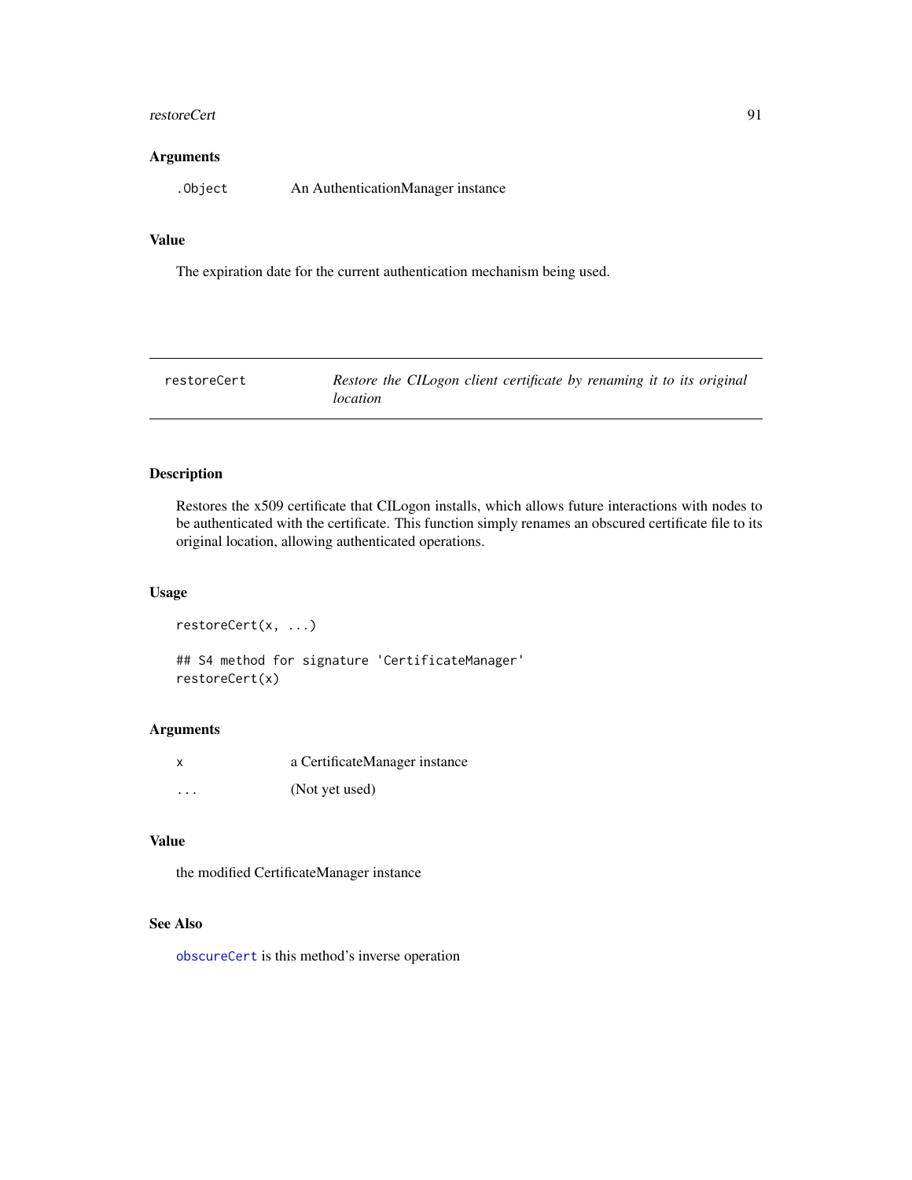### Arguments

| | |
|---|---|
| `.Object` | An AuthenticationManager instance |

### Value

The expiration date for the current authentication mechanism being used.

---

## restoreCert — *Restore the CILogon client certificate by renaming it to its original location*

---

### Description

Restores the x509 certificate that CILogon installs, which allows future interactions with nodes to be authenticated with the certificate. This function simply renames an obscured certificate file to its original location, allowing authenticated operations.

### Usage

```
restoreCert(x, ...)

## S4 method for signature 'CertificateManager'
restoreCert(x)
```

### Arguments

| | |
|---|---|
| `x` | a CertificateManager instance |
| `...` | (Not yet used) |

### Value

the modified CertificateManager instance

### See Also

`obscureCert` is this method's inverse operation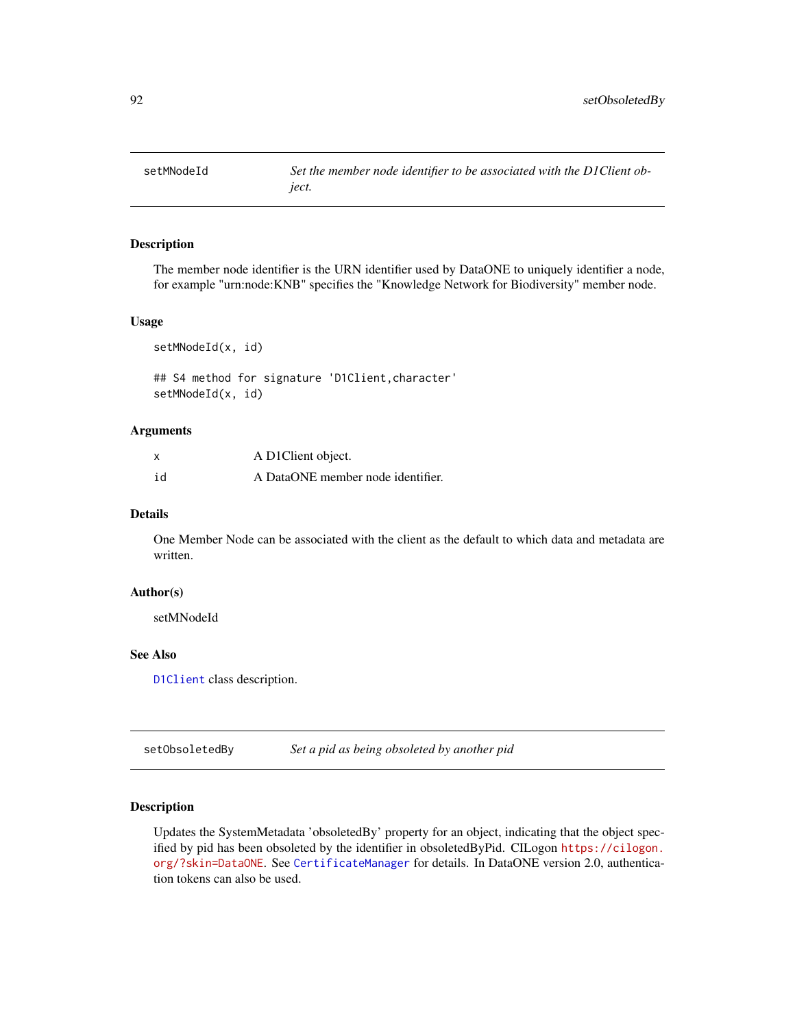## setMNodeId — *Set the member node identifier to be associated with the D1Client object.*

### Description

The member node identifier is the URN identifier used by DataONE to uniquely identifier a node, for example "urn:node:KNB" specifies the "Knowledge Network for Biodiversity" member node.

### Usage

```
setMNodeId(x, id)

## S4 method for signature 'D1Client,character'
setMNodeId(x, id)
```

### Arguments

| | |
|---|---|
| x | A D1Client object. |
| id | A DataONE member node identifier. |

### Details

One Member Node can be associated with the client as the default to which data and metadata are written.

### Author(s)

setMNodeId

### See Also

D1Client class description.

## setObsoletedBy — *Set a pid as being obsoleted by another pid*

### Description

Updates the SystemMetadata 'obsoletedBy' property for an object, indicating that the object specified by pid has been obsoleted by the identifier in obsoletedByPid. CILogon https://cilogon.org/?skin=DataONE. See CertificateManager for details. In DataONE version 2.0, authentication tokens can also be used.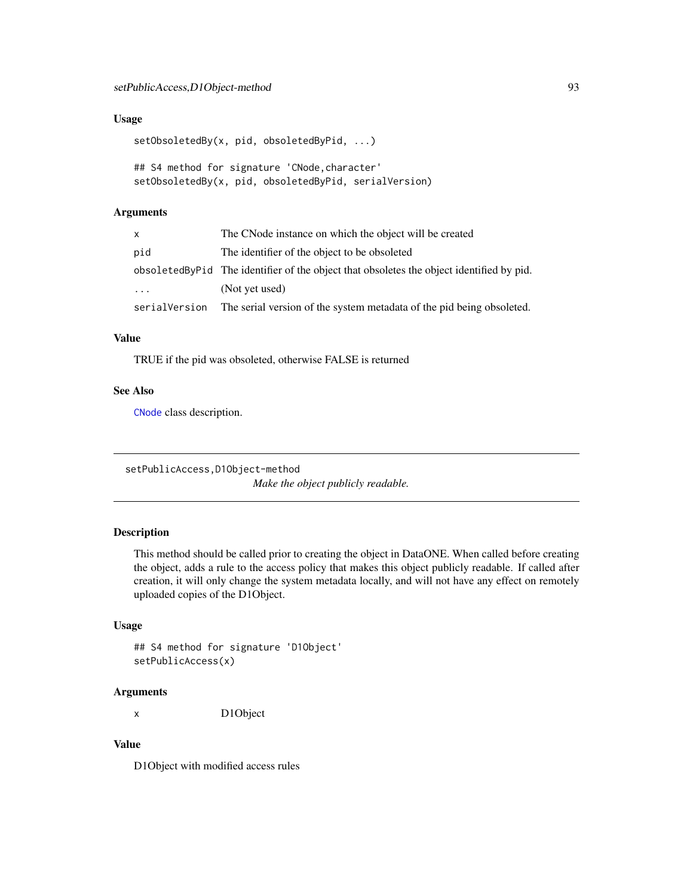### Usage

```
setObsoletedBy(x, pid, obsoletedByPid, ...)

## S4 method for signature 'CNode,character'
setObsoletedBy(x, pid, obsoletedByPid, serialVersion)
```

### Arguments

| | |
|---|---|
| x | The CNode instance on which the object will be created |
| pid | The identifier of the object to be obsoleted |
| obsoletedByPid | The identifier of the object that obsoletes the object identified by pid. |
| ... | (Not yet used) |
| serialVersion | The serial version of the system metadata of the pid being obsoleted. |

### Value

TRUE if the pid was obsoleted, otherwise FALSE is returned

### See Also

CNode class description.

---

## setPublicAccess,D1Object-method

*Make the object publicly readable.*

---

### Description

This method should be called prior to creating the object in DataONE. When called before creating the object, adds a rule to the access policy that makes this object publicly readable. If called after creation, it will only change the system metadata locally, and will not have any effect on remotely uploaded copies of the D1Object.

### Usage

```
## S4 method for signature 'D1Object'
setPublicAccess(x)
```

### Arguments

| | |
|---|---|
| x | D1Object |

### Value

D1Object with modified access rules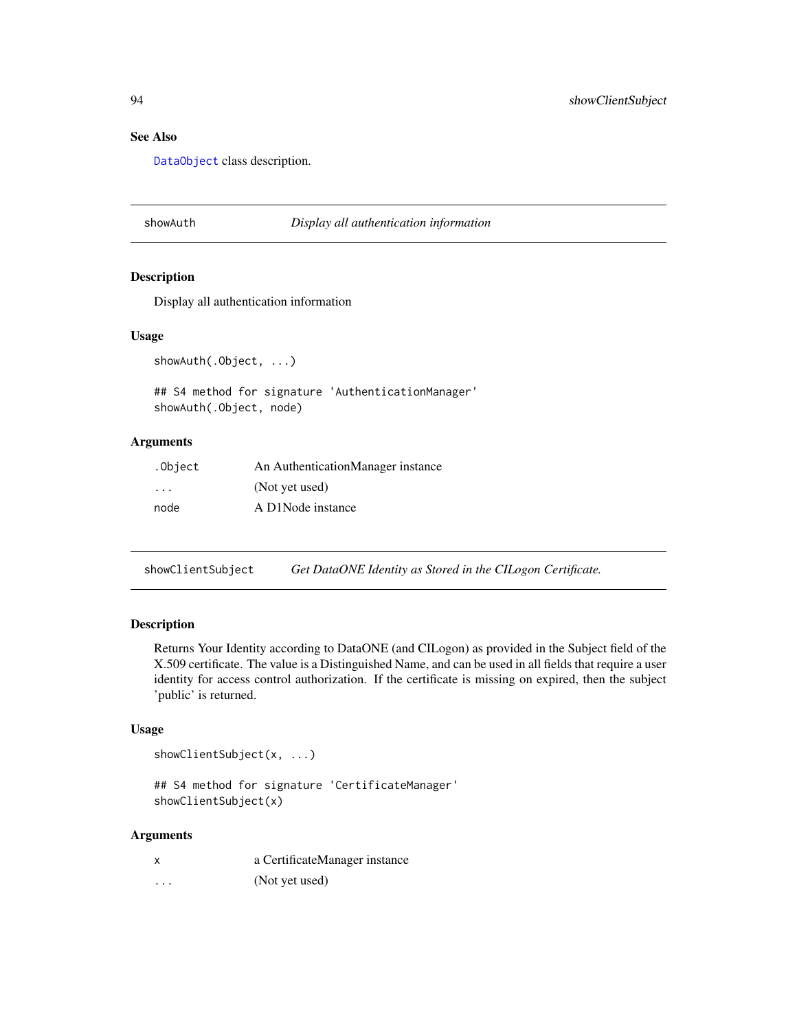## See Also

`DataObject` class description.

---

## showAuth — *Display all authentication information*

### Description

Display all authentication information

### Usage

```
showAuth(.Object, ...)

## S4 method for signature 'AuthenticationManager'
showAuth(.Object, node)
```

### Arguments

| | |
|---|---|
| `.Object` | An AuthenticationManager instance |
| `...` | (Not yet used) |
| `node` | A D1Node instance |

---

## showClientSubject — *Get DataONE Identity as Stored in the CILogon Certificate.*

### Description

Returns Your Identity according to DataONE (and CILogon) as provided in the Subject field of the X.509 certificate. The value is a Distinguished Name, and can be used in all fields that require a user identity for access control authorization. If the certificate is missing on expired, then the subject 'public' is returned.

### Usage

```
showClientSubject(x, ...)

## S4 method for signature 'CertificateManager'
showClientSubject(x)
```

### Arguments

| | |
|---|---|
| `x` | a CertificateManager instance |
| `...` | (Not yet used) |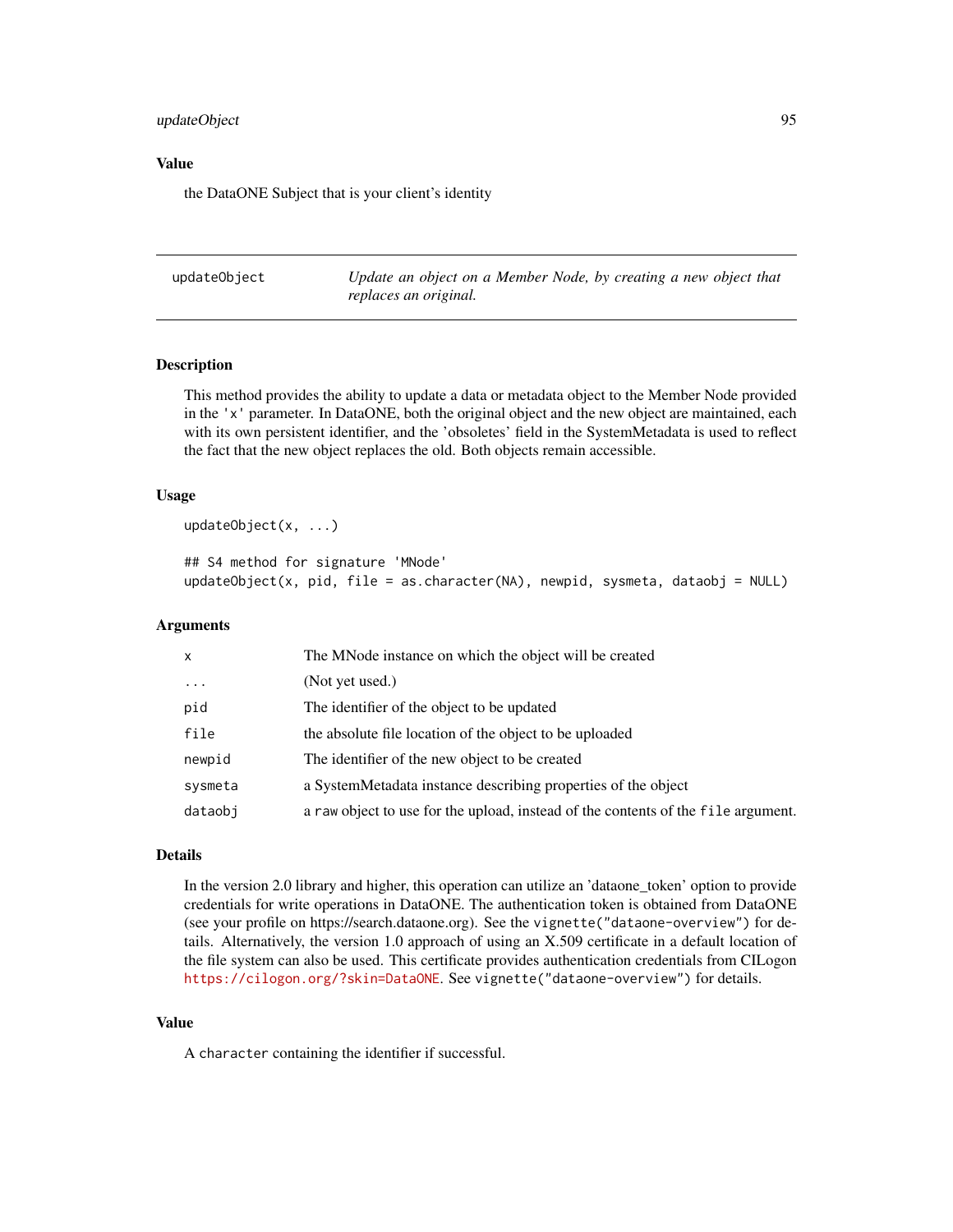### Value

the DataONE Subject that is your client's identity

---

## updateObject

*Update an object on a Member Node, by creating a new object that replaces an original.*

---

### Description

This method provides the ability to update a data or metadata object to the Member Node provided in the `'x'` parameter. In DataONE, both the original object and the new object are maintained, each with its own persistent identifier, and the 'obsoletes' field in the SystemMetadata is used to reflect the fact that the new object replaces the old. Both objects remain accessible.

### Usage

```
updateObject(x, ...)

## S4 method for signature 'MNode'
updateObject(x, pid, file = as.character(NA), newpid, sysmeta, dataobj = NULL)
```

### Arguments

| | |
|---|---|
| `x` | The MNode instance on which the object will be created |
| `...` | (Not yet used.) |
| `pid` | The identifier of the object to be updated |
| `file` | the absolute file location of the object to be uploaded |
| `newpid` | The identifier of the new object to be created |
| `sysmeta` | a SystemMetadata instance describing properties of the object |
| `dataobj` | a `raw` object to use for the upload, instead of the contents of the `file` argument. |

### Details

In the version 2.0 library and higher, this operation can utilize an 'dataone_token' option to provide credentials for write operations in DataONE. The authentication token is obtained from DataONE (see your profile on https://search.dataone.org). See the `vignette("dataone-overview")` for details. Alternatively, the version 1.0 approach of using an X.509 certificate in a default location of the file system can also be used. This certificate provides authentication credentials from CILogon `https://cilogon.org/?skin=DataONE`. See `vignette("dataone-overview")` for details.

### Value

A `character` containing the identifier if successful.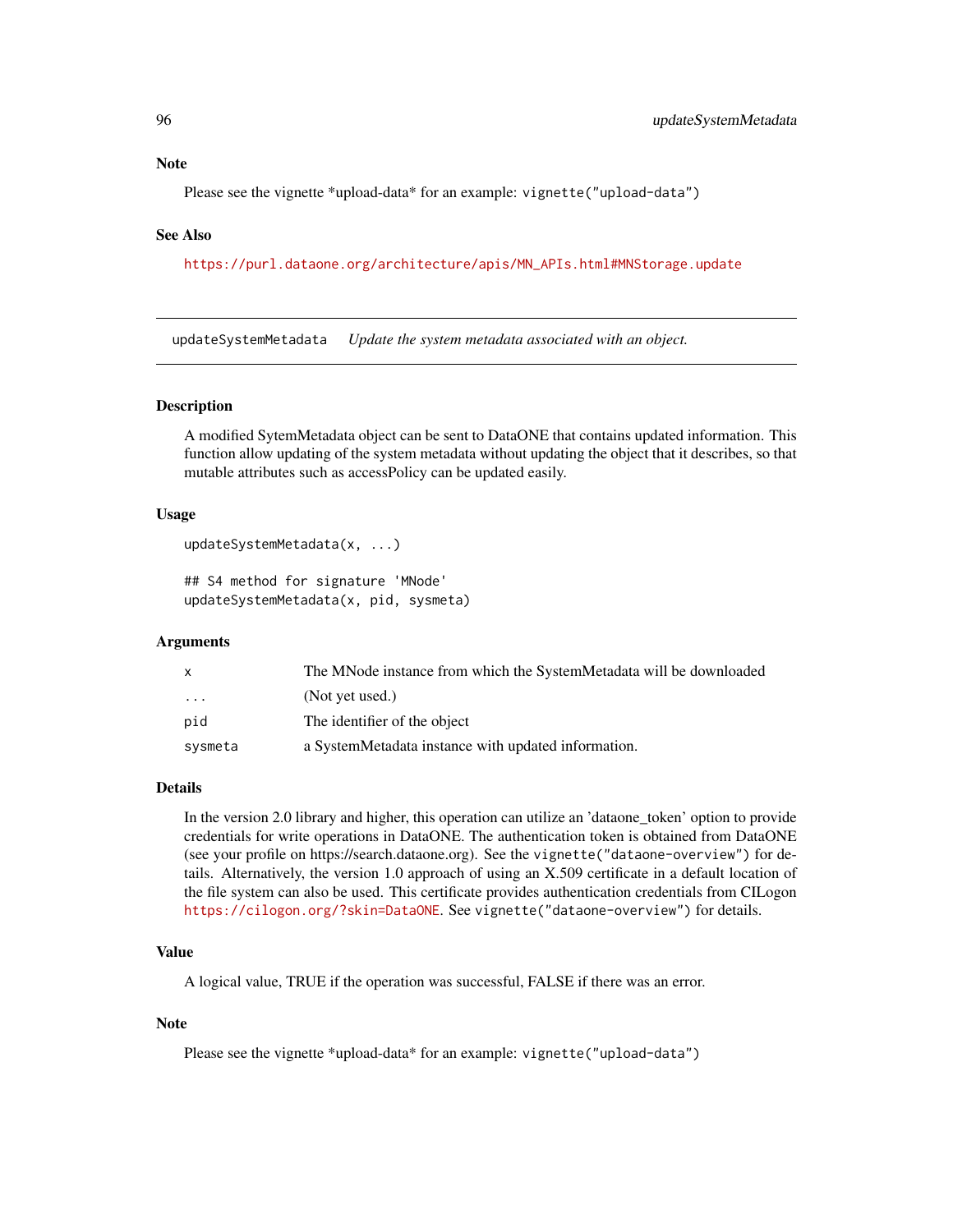## Note

Please see the vignette *upload-data* for an example: `vignette("upload-data")`

## See Also

https://purl.dataone.org/architecture/apis/MN_APIs.html#MNStorage.update

---

# updateSystemMetadata    *Update the system metadata associated with an object.*

---

## Description

A modified SytemMetadata object can be sent to DataONE that contains updated information. This function allow updating of the system metadata without updating the object that it describes, so that mutable attributes such as accessPolicy can be updated easily.

## Usage

```
updateSystemMetadata(x, ...)

## S4 method for signature 'MNode'
updateSystemMetadata(x, pid, sysmeta)
```

## Arguments

| | |
|---|---|
| x | The MNode instance from which the SystemMetadata will be downloaded |
| ... | (Not yet used.) |
| pid | The identifier of the object |
| sysmeta | a SystemMetadata instance with updated information. |

## Details

In the version 2.0 library and higher, this operation can utilize an 'dataone_token' option to provide credentials for write operations in DataONE. The authentication token is obtained from DataONE (see your profile on https://search.dataone.org). See the `vignette("dataone-overview")` for details. Alternatively, the version 1.0 approach of using an X.509 certificate in a default location of the file system can also be used. This certificate provides authentication credentials from CILogon https://cilogon.org/?skin=DataONE. See `vignette("dataone-overview")` for details.

## Value

A logical value, TRUE if the operation was successful, FALSE if there was an error.

## Note

Please see the vignette *upload-data* for an example: `vignette("upload-data")`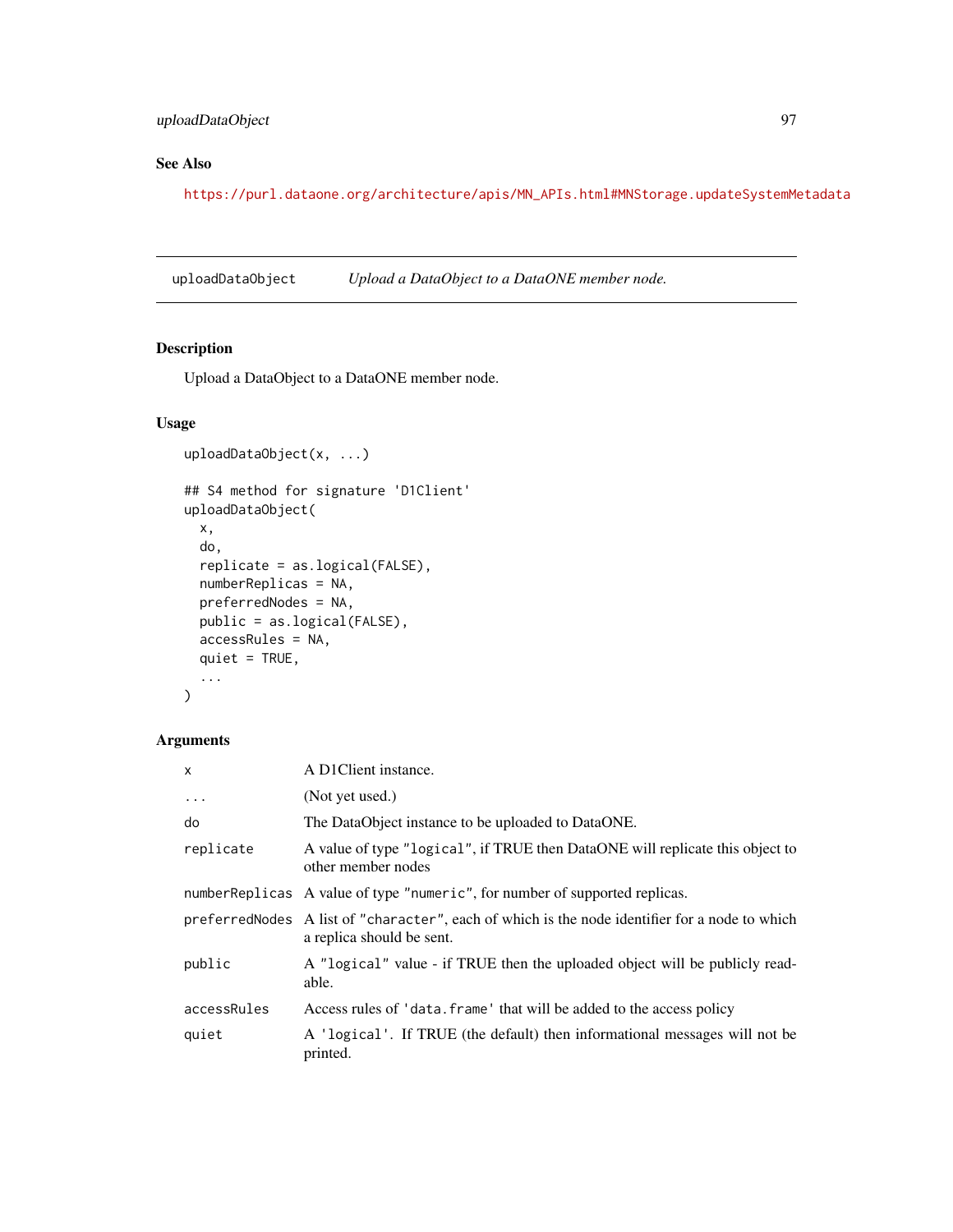## See Also

https://purl.dataone.org/architecture/apis/MN_APIs.html#MNStorage.updateSystemMetadata

---

## uploadDataObject — *Upload a DataObject to a DataONE member node.*

### Description

Upload a DataObject to a DataONE member node.

### Usage

```
uploadDataObject(x, ...)

## S4 method for signature 'D1Client'
uploadDataObject(
  x,
  do,
  replicate = as.logical(FALSE),
  numberReplicas = NA,
  preferredNodes = NA,
  public = as.logical(FALSE),
  accessRules = NA,
  quiet = TRUE,
  ...
)
```

### Arguments

| Argument | Description |
|---|---|
| `x` | A D1Client instance. |
| `...` | (Not yet used.) |
| `do` | The DataObject instance to be uploaded to DataONE. |
| `replicate` | A value of type `"logical"`, if TRUE then DataONE will replicate this object to other member nodes |
| `numberReplicas` | A value of type `"numeric"`, for number of supported replicas. |
| `preferredNodes` | A list of `"character"`, each of which is the node identifier for a node to which a replica should be sent. |
| `public` | A `"logical"` value - if TRUE then the uploaded object will be publicly readable. |
| `accessRules` | Access rules of `'data.frame'` that will be added to the access policy |
| `quiet` | A `'logical'`. If TRUE (the default) then informational messages will not be printed. |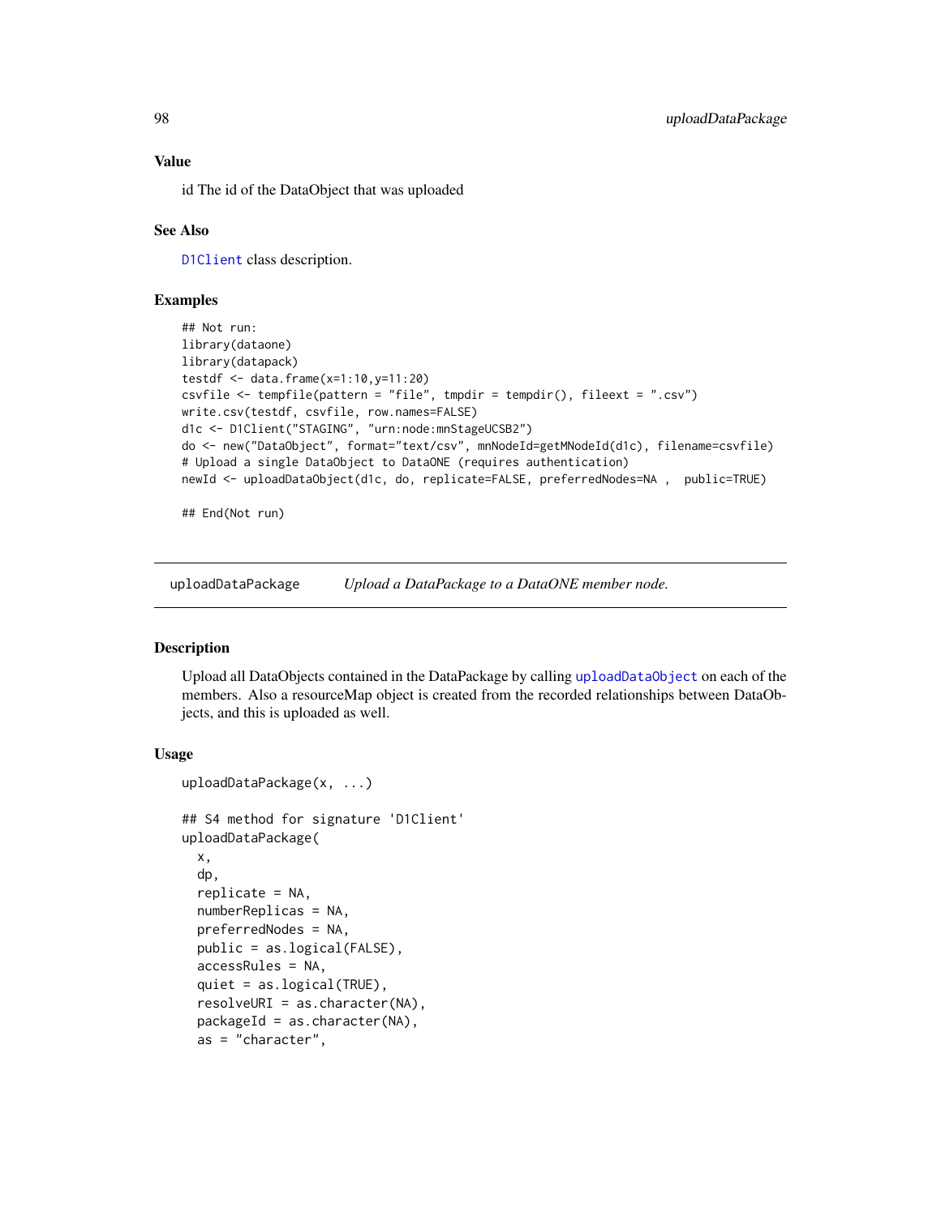### Value

id The id of the DataObject that was uploaded

### See Also

D1Client class description.

### Examples

```
## Not run:
library(dataone)
library(datapack)
testdf <- data.frame(x=1:10,y=11:20)
csvfile <- tempfile(pattern = "file", tmpdir = tempdir(), fileext = ".csv")
write.csv(testdf, csvfile, row.names=FALSE)
d1c <- D1Client("STAGING", "urn:node:mnStageUCSB2")
do <- new("DataObject", format="text/csv", mnNodeId=getMNodeId(d1c), filename=csvfile)
# Upload a single DataObject to DataONE (requires authentication)
newId <- uploadDataObject(d1c, do, replicate=FALSE, preferredNodes=NA ,  public=TRUE)

## End(Not run)
```

---

## uploadDataPackage *Upload a DataPackage to a DataONE member node.*

---

### Description

Upload all DataObjects contained in the DataPackage by calling uploadDataObject on each of the members. Also a resourceMap object is created from the recorded relationships between DataObjects, and this is uploaded as well.

### Usage

```
uploadDataPackage(x, ...)

## S4 method for signature 'D1Client'
uploadDataPackage(
  x,
  dp,
  replicate = NA,
  numberReplicas = NA,
  preferredNodes = NA,
  public = as.logical(FALSE),
  accessRules = NA,
  quiet = as.logical(TRUE),
  resolveURI = as.character(NA),
  packageId = as.character(NA),
  as = "character",
```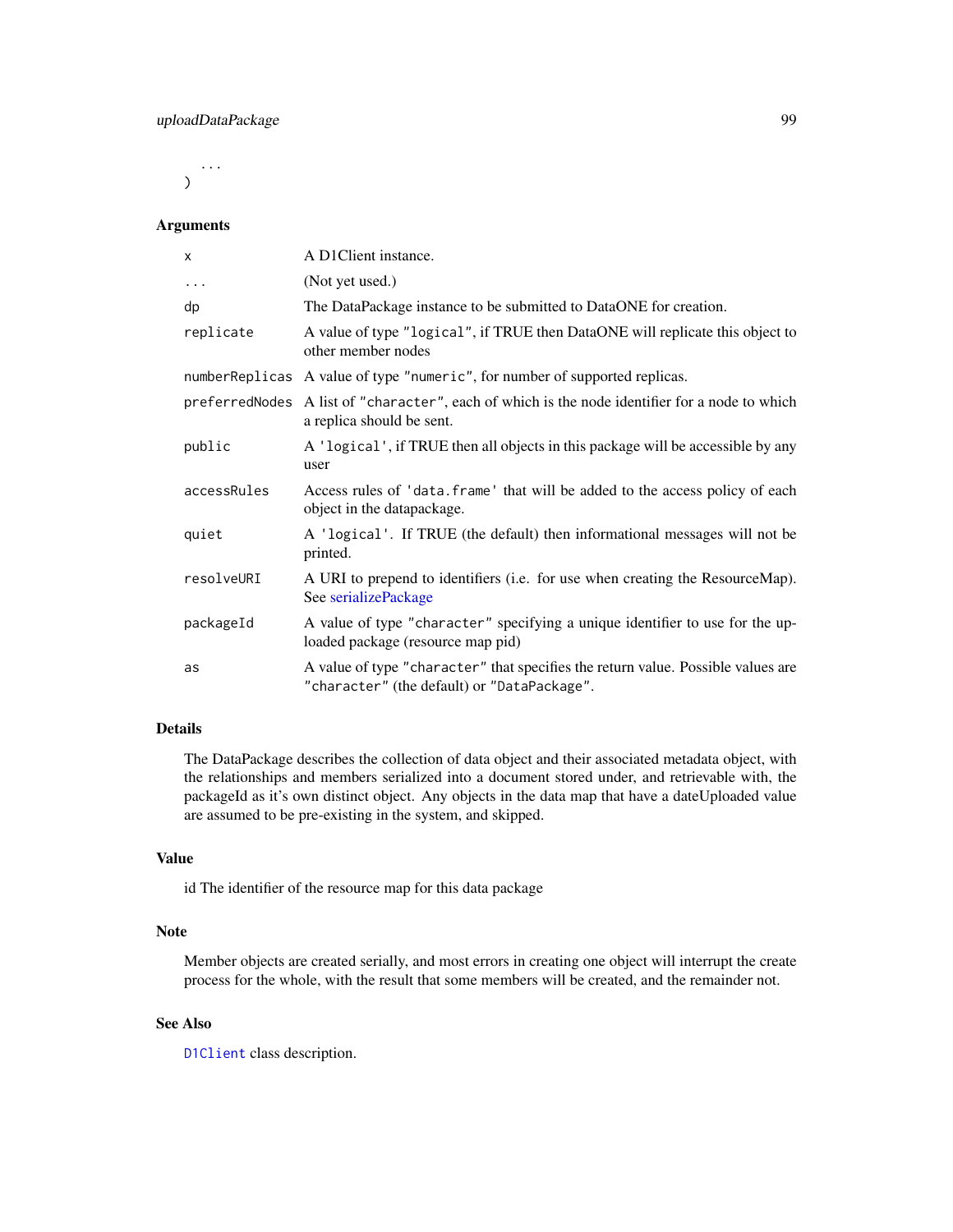```
  ...
)
```

### Arguments

| | |
|---|---|
| `x` | A D1Client instance. |
| `...` | (Not yet used.) |
| `dp` | The DataPackage instance to be submitted to DataONE for creation. |
| `replicate` | A value of type `"logical"`, if TRUE then DataONE will replicate this object to other member nodes |
| `numberReplicas` | A value of type `"numeric"`, for number of supported replicas. |
| `preferredNodes` | A list of `"character"`, each of which is the node identifier for a node to which a replica should be sent. |
| `public` | A `'logical'`, if TRUE then all objects in this package will be accessible by any user |
| `accessRules` | Access rules of `'data.frame'` that will be added to the access policy of each object in the datapackage. |
| `quiet` | A `'logical'`. If TRUE (the default) then informational messages will not be printed. |
| `resolveURI` | A URI to prepend to identifiers (i.e. for use when creating the ResourceMap). See serializePackage |
| `packageId` | A value of type `"character"` specifying a unique identifier to use for the uploaded package (resource map pid) |
| `as` | A value of type `"character"` that specifies the return value. Possible values are `"character"` (the default) or `"DataPackage"`. |

### Details

The DataPackage describes the collection of data object and their associated metadata object, with the relationships and members serialized into a document stored under, and retrievable with, the packageId as it's own distinct object. Any objects in the data map that have a dateUploaded value are assumed to be pre-existing in the system, and skipped.

### Value

id The identifier of the resource map for this data package

### Note

Member objects are created serially, and most errors in creating one object will interrupt the create process for the whole, with the result that some members will be created, and the remainder not.

### See Also

`D1Client` class description.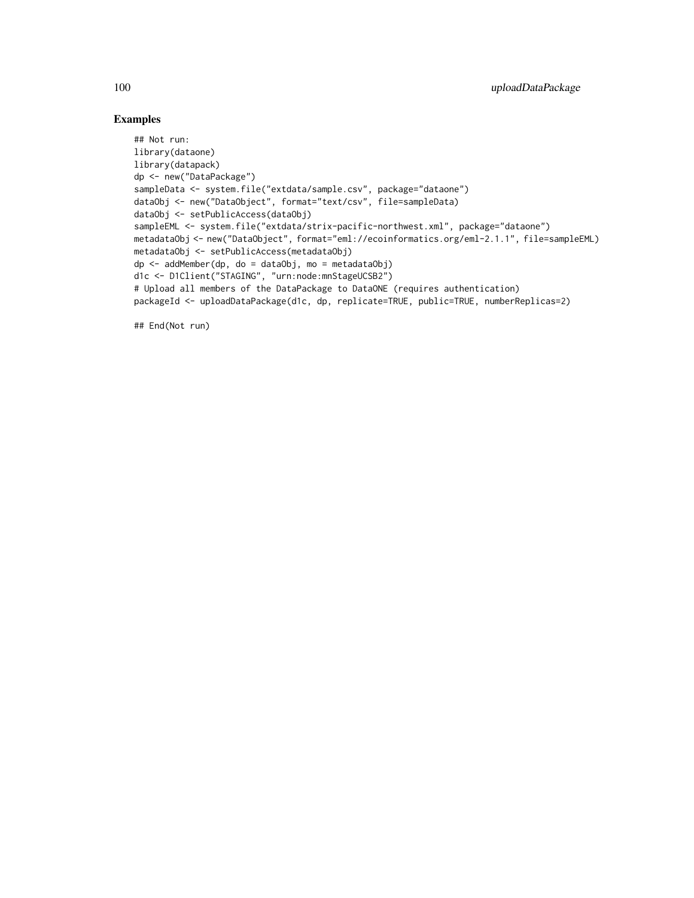### Examples

```
## Not run:
library(dataone)
library(datapack)
dp <- new("DataPackage")
sampleData <- system.file("extdata/sample.csv", package="dataone")
dataObj <- new("DataObject", format="text/csv", file=sampleData)
dataObj <- setPublicAccess(dataObj)
sampleEML <- system.file("extdata/strix-pacific-northwest.xml", package="dataone")
metadataObj <- new("DataObject", format="eml://ecoinformatics.org/eml-2.1.1", file=sampleEML)
metadataObj <- setPublicAccess(metadataObj)
dp <- addMember(dp, do = dataObj, mo = metadataObj)
d1c <- D1Client("STAGING", "urn:node:mnStageUCSB2")
# Upload all members of the DataPackage to DataONE (requires authentication)
packageId <- uploadDataPackage(d1c, dp, replicate=TRUE, public=TRUE, numberReplicas=2)

## End(Not run)
```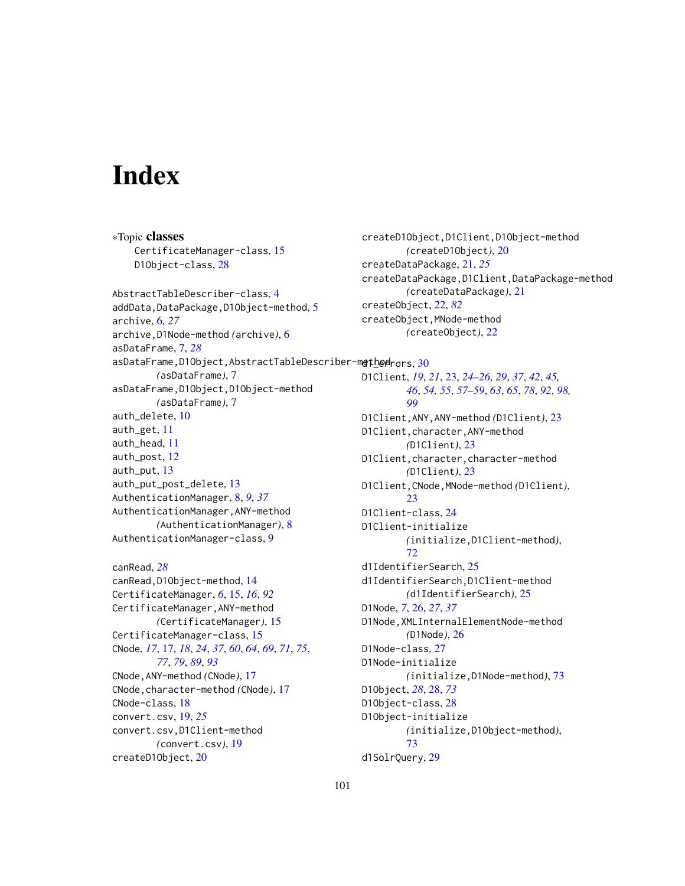# Index

∗Topic **classes**
CertificateManager-class, 15
D1Object-class, 28

AbstractTableDescriber-class, 4
addData,DataPackage,D1Object-method, 5
archive, 6, *27*
archive,D1Node-method *(*archive*)*, 6
asDataFrame, 7, *28*
asDataFrame,D1Object,AbstractTableDescriber-method
*(*asDataFrame*)*, 7
asDataFrame,D1Object,D1Object-method
*(*asDataFrame*)*, 7
auth_delete, 10
auth_get, 11
auth_head, 11
auth_post, 12
auth_put, 13
auth_put_post_delete, 13
AuthenticationManager, 8, *9*, *37*
AuthenticationManager,ANY-method
*(*AuthenticationManager*)*, 8
AuthenticationManager-class, 9

canRead, *28*
canRead,D1Object-method, 14
CertificateManager, *6*, 15, *16*, *92*
CertificateManager,ANY-method
*(*CertificateManager*)*, 15
CertificateManager-class, 15
CNode, *17*, 17, *18*, *24*, *37*, *60*, *64*, *69*, *71*, *75*, *77*, *79*, *89*, *93*
CNode,ANY-method *(*CNode*)*, 17
CNode,character-method *(*CNode*)*, 17
CNode-class, 18
convert.csv, 19, *25*
convert.csv,D1Client-method
*(*convert.csv*)*, 19
createD1Object, 20
createD1Object,D1Client,D1Object-method
*(*createD1Object*)*, 20
createDataPackage, 21, *25*
createDataPackage,D1Client,DataPackage-method
*(*createDataPackage*)*, 21
createObject, 22, *82*
createObject,MNode-method
*(*createObject*)*, 22

d1_errors, 30
D1Client, *19*, *21*, 23, *24–26*, *29*, *37*, *42*, *45*, *46*, *54*, *55*, *57–59*, *63*, *65*, *78*, *92*, *98*, *99*
D1Client,ANY,ANY-method *(*D1Client*)*, 23
D1Client,character,ANY-method
*(*D1Client*)*, 23
D1Client,character,character-method
*(*D1Client*)*, 23
D1Client,CNode,MNode-method *(*D1Client*)*, 23
D1Client-class, 24
D1Client-initialize
*(*initialize,D1Client-method*)*, 72
d1IdentifierSearch, 25
d1IdentifierSearch,D1Client-method
*(*d1IdentifierSearch*)*, 25
D1Node, *7*, 26, *27*, *37*
D1Node,XMLInternalElementNode-method
*(*D1Node*)*, 26
D1Node-class, 27
D1Node-initialize
*(*initialize,D1Node-method*)*, 73
D1Object, *28*, 28, *73*
D1Object-class, 28
D1Object-initialize
*(*initialize,D1Object-method*)*, 73
d1SolrQuery, 29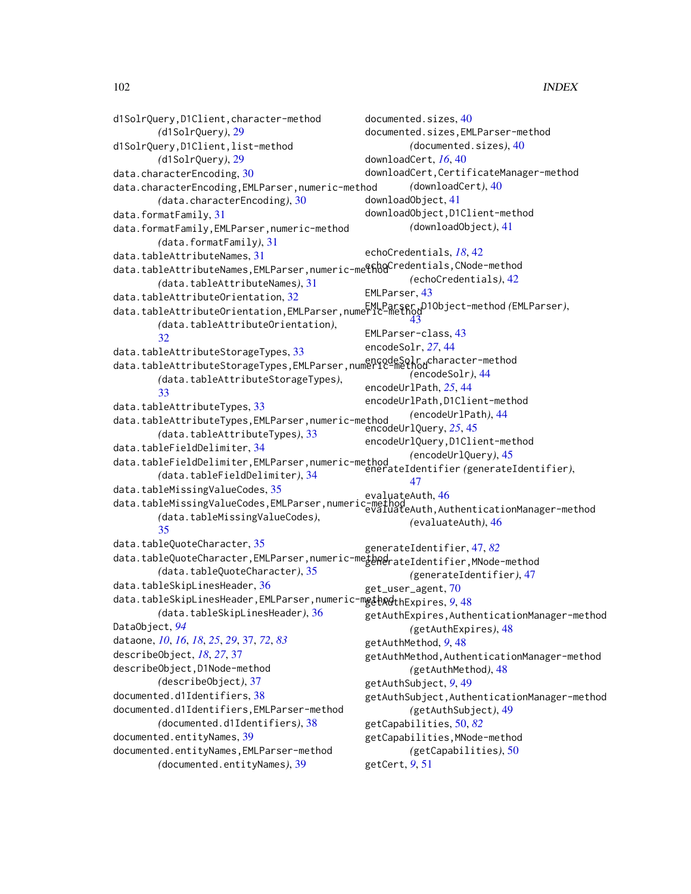d1SolrQuery,D1Client,character-method
(d1SolrQuery), 29
d1SolrQuery,D1Client,list-method
(d1SolrQuery), 29
data.characterEncoding, 30
data.characterEncoding,EMLParser,numeric-method
(data.characterEncoding), 30
data.formatFamily, 31
data.formatFamily,EMLParser,numeric-method
(data.formatFamily), 31
data.tableAttributeNames, 31
data.tableAttributeNames,EMLParser,numeric-method
(data.tableAttributeNames), 31
data.tableAttributeOrientation, 32
data.tableAttributeOrientation,EMLParser,numeric-method
(data.tableAttributeOrientation),
32
data.tableAttributeStorageTypes, 33
data.tableAttributeStorageTypes,EMLParser,numeric-method
(data.tableAttributeStorageTypes),
33
data.tableAttributeTypes, 33
data.tableAttributeTypes,EMLParser,numeric-method
(data.tableAttributeTypes), 33
data.tableFieldDelimiter, 34
data.tableFieldDelimiter,EMLParser,numeric-method
(data.tableFieldDelimiter), 34
data.tableMissingValueCodes, 35
data.tableMissingValueCodes,EMLParser,numeric-method
(data.tableMissingValueCodes),
35
data.tableQuoteCharacter, 35
data.tableQuoteCharacter,EMLParser,numeric-method
(data.tableQuoteCharacter), 35
data.tableSkipLinesHeader, 36
data.tableSkipLinesHeader,EMLParser,numeric-method
(data.tableSkipLinesHeader), 36
DataObject, *94*
dataone, *10*, *16*, *18*, *25*, *29*, 37, *72*, *83*
describeObject, *18*, *27*, 37
describeObject,D1Node-method
(describeObject), 37
documented.d1Identifiers, 38
documented.d1Identifiers,EMLParser-method
(documented.d1Identifiers), 38
documented.entityNames, 39
documented.entityNames,EMLParser-method
(documented.entityNames), 39
documented.sizes, 40
documented.sizes,EMLParser-method
(documented.sizes), 40
downloadCert, *16*, 40
downloadCert,CertificateManager-method
(downloadCert), 40
downloadObject, 41
downloadObject,D1Client-method
(downloadObject), 41

echoCredentials, *18*, 42
echoCredentials,CNode-method
(echoCredentials), 42
EMLParser, 43
EMLParser,D1Object-method (EMLParser),
43
EMLParser-class, 43
encodeSolr, *27*, 44
encodeSolr,character-method
(encodeSolr), 44
encodeUrlPath, *25*, 44
encodeUrlPath,D1Client-method
(encodeUrlPath), 44
encodeUrlQuery, *25*, 45
encodeUrlQuery,D1Client-method
(encodeUrlQuery), 45
enerateIdentifier (generateIdentifier),
47
evaluateAuth, 46
evaluateAuth,AuthenticationManager-method
(evaluateAuth), 46

generateIdentifier, 47, *82*
generateIdentifier,MNode-method
(generateIdentifier), 47
get_user_agent, 70
getAuthExpires, *9*, 48
getAuthExpires,AuthenticationManager-method
(getAuthExpires), 48
getAuthMethod, *9*, 48
getAuthMethod,AuthenticationManager-method
(getAuthMethod), 48
getAuthSubject, *9*, 49
getAuthSubject,AuthenticationManager-method
(getAuthSubject), 49
getCapabilities, 50, *82*
getCapabilities,MNode-method
(getCapabilities), 50
getCert, *9*, 51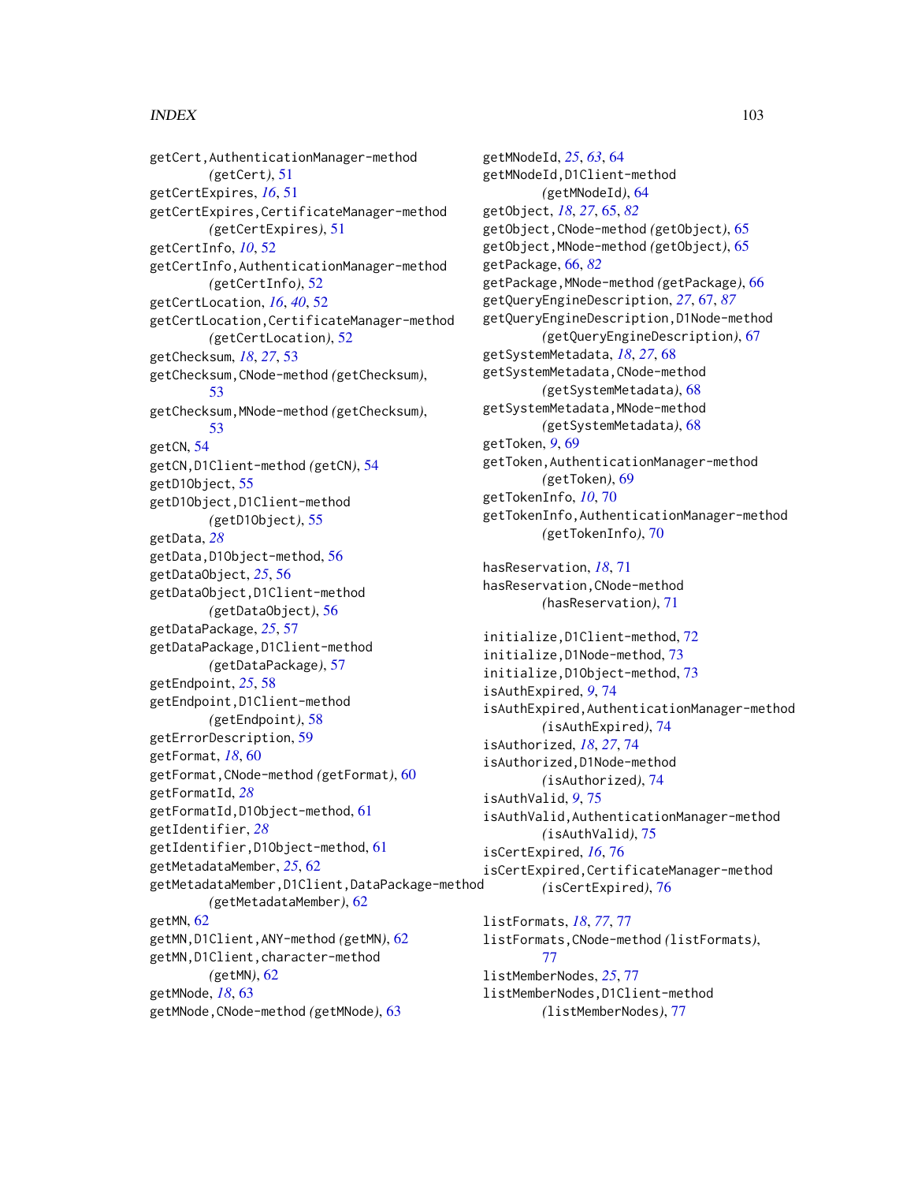getCert,AuthenticationManager-method (getCert), 51
getCertExpires, *16*, 51
getCertExpires,CertificateManager-method (getCertExpires), 51
getCertInfo, *10*, 52
getCertInfo,AuthenticationManager-method (getCertInfo), 52
getCertLocation, *16*, *40*, 52
getCertLocation,CertificateManager-method (getCertLocation), 52
getChecksum, *18*, *27*, 53
getChecksum,CNode-method (getChecksum), 53
getChecksum,MNode-method (getChecksum), 53
getCN, 54
getCN,D1Client-method (getCN), 54
getD1Object, 55
getD1Object,D1Client-method (getD1Object), 55
getData, *28*
getData,D1Object-method, 56
getDataObject, *25*, 56
getDataObject,D1Client-method (getDataObject), 56
getDataPackage, *25*, 57
getDataPackage,D1Client-method (getDataPackage), 57
getEndpoint, *25*, 58
getEndpoint,D1Client-method (getEndpoint), 58
getErrorDescription, 59
getFormat, *18*, 60
getFormat,CNode-method (getFormat), 60
getFormatId, *28*
getFormatId,D1Object-method, 61
getIdentifier, *28*
getIdentifier,D1Object-method, 61
getMetadataMember, *25*, 62
getMetadataMember,D1Client,DataPackage-method (getMetadataMember), 62
getMN, 62
getMN,D1Client,ANY-method (getMN), 62
getMN,D1Client,character-method (getMN), 62
getMNode, *18*, 63
getMNode,CNode-method (getMNode), 63
getMNodeId, *25*, *63*, 64
getMNodeId,D1Client-method (getMNodeId), 64
getObject, *18*, *27*, 65, *82*
getObject,CNode-method (getObject), 65
getObject,MNode-method (getObject), 65
getPackage, 66, *82*
getPackage,MNode-method (getPackage), 66
getQueryEngineDescription, *27*, 67, *87*
getQueryEngineDescription,D1Node-method (getQueryEngineDescription), 67
getSystemMetadata, *18*, *27*, 68
getSystemMetadata,CNode-method (getSystemMetadata), 68
getSystemMetadata,MNode-method (getSystemMetadata), 68
getToken, *9*, 69
getToken,AuthenticationManager-method (getToken), 69
getTokenInfo, *10*, 70
getTokenInfo,AuthenticationManager-method (getTokenInfo), 70

hasReservation, *18*, 71
hasReservation,CNode-method (hasReservation), 71

initialize,D1Client-method, 72
initialize,D1Node-method, 73
initialize,D1Object-method, 73
isAuthExpired, *9*, 74
isAuthExpired,AuthenticationManager-method (isAuthExpired), 74
isAuthorized, *18*, *27*, 74
isAuthorized,D1Node-method (isAuthorized), 74
isAuthValid, *9*, 75
isAuthValid,AuthenticationManager-method (isAuthValid), 75
isCertExpired, *16*, 76
isCertExpired,CertificateManager-method (isCertExpired), 76

listFormats, *18*, *77*, 77
listFormats,CNode-method (listFormats), 77
listMemberNodes, *25*, 77
listMemberNodes,D1Client-method (listMemberNodes), 77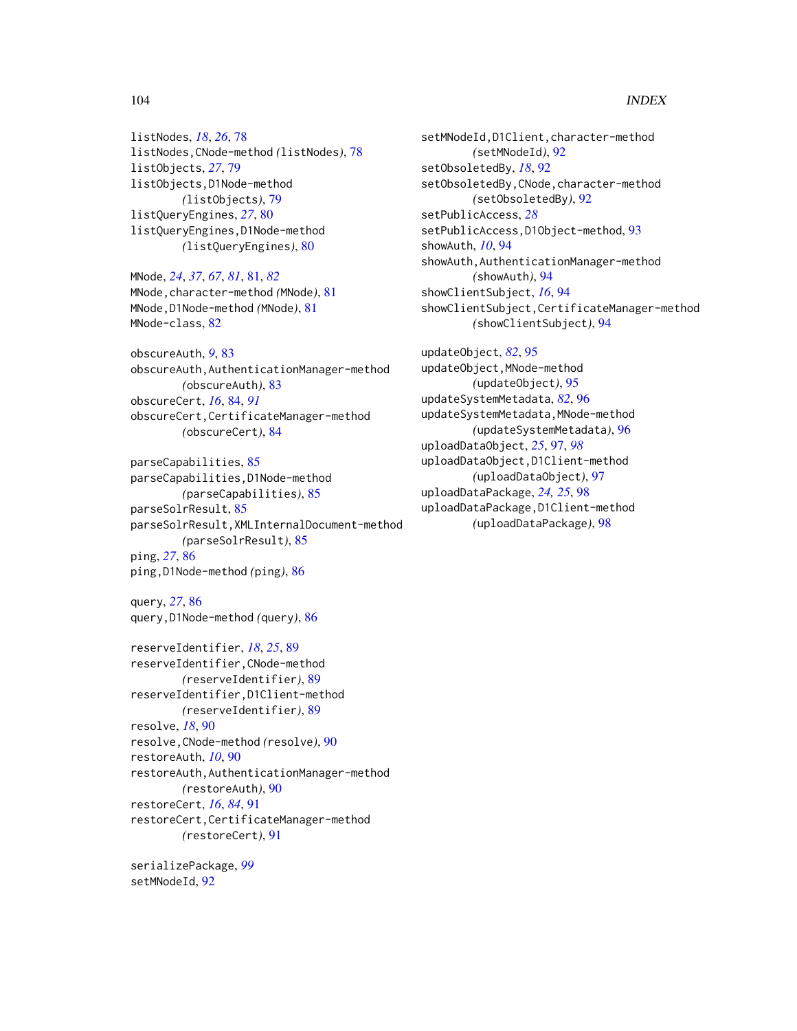listNodes, *18*, *26*, 78
listNodes,CNode-method *(*listNodes*)*, 78
listObjects, *27*, 79
listObjects,D1Node-method *(*listObjects*)*, 79
listQueryEngines, *27*, 80
listQueryEngines,D1Node-method *(*listQueryEngines*)*, 80

MNode, *24*, *37*, *67*, *81*, 81, *82*
MNode,character-method *(*MNode*)*, 81
MNode,D1Node-method *(*MNode*)*, 81
MNode-class, 82

obscureAuth, *9*, 83
obscureAuth,AuthenticationManager-method *(*obscureAuth*)*, 83
obscureCert, *16*, 84, *91*
obscureCert,CertificateManager-method *(*obscureCert*)*, 84

parseCapabilities, 85
parseCapabilities,D1Node-method *(*parseCapabilities*)*, 85
parseSolrResult, 85
parseSolrResult,XMLInternalDocument-method *(*parseSolrResult*)*, 85
ping, *27*, 86
ping,D1Node-method *(*ping*)*, 86

query, *27*, 86
query,D1Node-method *(*query*)*, 86

reserveIdentifier, *18*, *25*, 89
reserveIdentifier,CNode-method *(*reserveIdentifier*)*, 89
reserveIdentifier,D1Client-method *(*reserveIdentifier*)*, 89
resolve, *18*, 90
resolve,CNode-method *(*resolve*)*, 90
restoreAuth, *10*, 90
restoreAuth,AuthenticationManager-method *(*restoreAuth*)*, 90
restoreCert, *16*, *84*, 91
restoreCert,CertificateManager-method *(*restoreCert*)*, 91

serializePackage, *99*
setMNodeId, 92
setMNodeId,D1Client,character-method *(*setMNodeId*)*, 92
setObsoletedBy, *18*, 92
setObsoletedBy,CNode,character-method *(*setObsoletedBy*)*, 92
setPublicAccess, *28*
setPublicAccess,D1Object-method, 93
showAuth, *10*, 94
showAuth,AuthenticationManager-method *(*showAuth*)*, 94
showClientSubject, *16*, 94
showClientSubject,CertificateManager-method *(*showClientSubject*)*, 94

updateObject, *82*, 95
updateObject,MNode-method *(*updateObject*)*, 95
updateSystemMetadata, *82*, 96
updateSystemMetadata,MNode-method *(*updateSystemMetadata*)*, 96
uploadDataObject, *25*, 97, *98*
uploadDataObject,D1Client-method *(*uploadDataObject*)*, 97
uploadDataPackage, *24, 25*, 98
uploadDataPackage,D1Client-method *(*uploadDataPackage*)*, 98